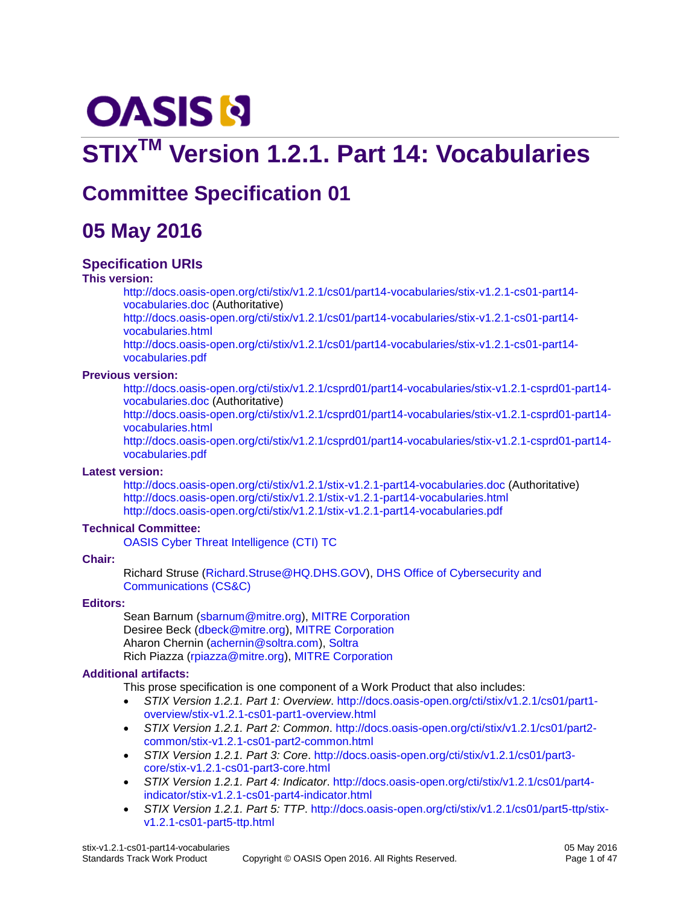OASIS

# STIX[TM] Version 1.2.1. Part 14: Vocabularies

## Committee Specification 01

## 05 May 2016

### Specification URIs

**This version:**

http://docs.oasis-open.org/cti/stix/v1.2.1/cs01/part14-vocabularies/stix-v1.2.1-cs01-part14-vocabularies.doc (Authoritative)
http://docs.oasis-open.org/cti/stix/v1.2.1/cs01/part14-vocabularies/stix-v1.2.1-cs01-part14-vocabularies.html
http://docs.oasis-open.org/cti/stix/v1.2.1/cs01/part14-vocabularies/stix-v1.2.1-cs01-part14-vocabularies.pdf

**Previous version:**

http://docs.oasis-open.org/cti/stix/v1.2.1/csprd01/part14-vocabularies/stix-v1.2.1-csprd01-part14-vocabularies.doc (Authoritative)
http://docs.oasis-open.org/cti/stix/v1.2.1/csprd01/part14-vocabularies/stix-v1.2.1-csprd01-part14-vocabularies.html
http://docs.oasis-open.org/cti/stix/v1.2.1/csprd01/part14-vocabularies/stix-v1.2.1-csprd01-part14-vocabularies.pdf

**Latest version:**

http://docs.oasis-open.org/cti/stix/v1.2.1/stix-v1.2.1-part14-vocabularies.doc (Authoritative)
http://docs.oasis-open.org/cti/stix/v1.2.1/stix-v1.2.1-part14-vocabularies.html
http://docs.oasis-open.org/cti/stix/v1.2.1/stix-v1.2.1-part14-vocabularies.pdf

**Technical Committee:**

OASIS Cyber Threat Intelligence (CTI) TC

**Chair:**

Richard Struse (Richard.Struse@HQ.DHS.GOV), DHS Office of Cybersecurity and Communications (CS&C)

**Editors:**

Sean Barnum (sbarnum@mitre.org), MITRE Corporation
Desiree Beck (dbeck@mitre.org), MITRE Corporation
Aharon Chernin (achernin@soltra.com), Soltra
Rich Piazza (rpiazza@mitre.org), MITRE Corporation

**Additional artifacts:**

This prose specification is one component of a Work Product that also includes:

- *STIX Version 1.2.1. Part 1: Overview*. http://docs.oasis-open.org/cti/stix/v1.2.1/cs01/part1-overview/stix-v1.2.1-cs01-part1-overview.html
- *STIX Version 1.2.1. Part 2: Common*. http://docs.oasis-open.org/cti/stix/v1.2.1/cs01/part2-common/stix-v1.2.1-cs01-part2-common.html
- *STIX Version 1.2.1. Part 3: Core*. http://docs.oasis-open.org/cti/stix/v1.2.1/cs01/part3-core/stix-v1.2.1-cs01-part3-core.html
- *STIX Version 1.2.1. Part 4: Indicator*. http://docs.oasis-open.org/cti/stix/v1.2.1/cs01/part4-indicator/stix-v1.2.1-cs01-part4-indicator.html
- *STIX Version 1.2.1. Part 5: TTP*. http://docs.oasis-open.org/cti/stix/v1.2.1/cs01/part5-ttp/stix-v1.2.1-cs01-part5-ttp.html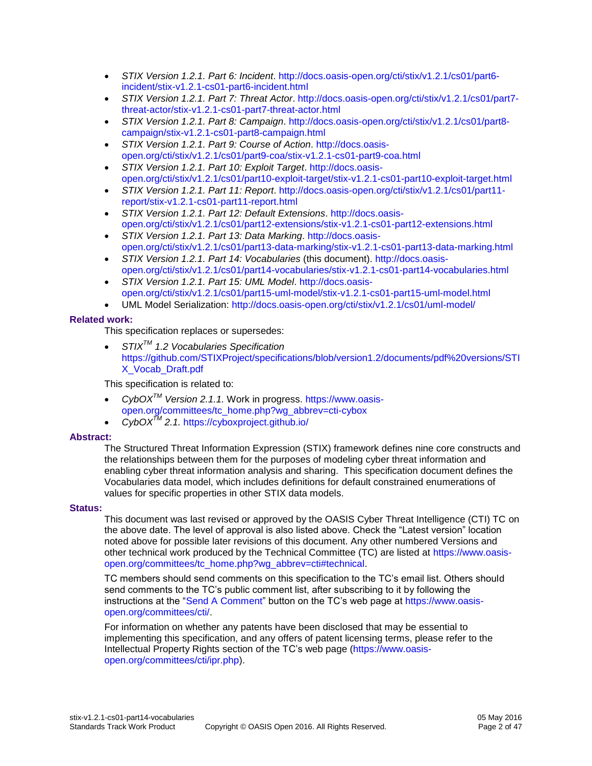- *STIX Version 1.2.1. Part 6: Incident*. http://docs.oasis-open.org/cti/stix/v1.2.1/cs01/part6-incident/stix-v1.2.1-cs01-part6-incident.html
- *STIX Version 1.2.1. Part 7: Threat Actor*. http://docs.oasis-open.org/cti/stix/v1.2.1/cs01/part7-threat-actor/stix-v1.2.1-cs01-part7-threat-actor.html
- *STIX Version 1.2.1. Part 8: Campaign*. http://docs.oasis-open.org/cti/stix/v1.2.1/cs01/part8-campaign/stix-v1.2.1-cs01-part8-campaign.html
- *STIX Version 1.2.1. Part 9: Course of Action*. http://docs.oasis-open.org/cti/stix/v1.2.1/cs01/part9-coa/stix-v1.2.1-cs01-part9-coa.html
- *STIX Version 1.2.1. Part 10: Exploit Target*. http://docs.oasis-open.org/cti/stix/v1.2.1/cs01/part10-exploit-target/stix-v1.2.1-cs01-part10-exploit-target.html
- *STIX Version 1.2.1. Part 11: Report*. http://docs.oasis-open.org/cti/stix/v1.2.1/cs01/part11-report/stix-v1.2.1-cs01-part11-report.html
- *STIX Version 1.2.1. Part 12: Default Extensions*. http://docs.oasis-open.org/cti/stix/v1.2.1/cs01/part12-extensions/stix-v1.2.1-cs01-part12-extensions.html
- *STIX Version 1.2.1. Part 13: Data Marking*. http://docs.oasis-open.org/cti/stix/v1.2.1/cs01/part13-data-marking/stix-v1.2.1-cs01-part13-data-marking.html
- *STIX Version 1.2.1. Part 14: Vocabularies* (this document). http://docs.oasis-open.org/cti/stix/v1.2.1/cs01/part14-vocabularies/stix-v1.2.1-cs01-part14-vocabularies.html
- *STIX Version 1.2.1. Part 15: UML Model*. http://docs.oasis-open.org/cti/stix/v1.2.1/cs01/part15-uml-model/stix-v1.2.1-cs01-part15-uml-model.html
- UML Model Serialization: http://docs.oasis-open.org/cti/stix/v1.2.1/cs01/uml-model/

**Related work:**

This specification replaces or supersedes:

- *STIX™ 1.2 Vocabularies Specification* https://github.com/STIXProject/specifications/blob/version1.2/documents/pdf%20versions/STIX_Vocab_Draft.pdf

This specification is related to:

- *CybOX™ Version 2.1.1.* Work in progress. https://www.oasis-open.org/committees/tc_home.php?wg_abbrev=cti-cybox
- *CybOX™ 2.1.* https://cyboxproject.github.io/

**Abstract:**

The Structured Threat Information Expression (STIX) framework defines nine core constructs and the relationships between them for the purposes of modeling cyber threat information and enabling cyber threat information analysis and sharing. This specification document defines the Vocabularies data model, which includes definitions for default constrained enumerations of values for specific properties in other STIX data models.

**Status:**

This document was last revised or approved by the OASIS Cyber Threat Intelligence (CTI) TC on the above date. The level of approval is also listed above. Check the “Latest version” location noted above for possible later revisions of this document. Any other numbered Versions and other technical work produced by the Technical Committee (TC) are listed at https://www.oasis-open.org/committees/tc_home.php?wg_abbrev=cti#technical.

TC members should send comments on this specification to the TC’s email list. Others should send comments to the TC’s public comment list, after subscribing to it by following the instructions at the “Send A Comment” button on the TC’s web page at https://www.oasis-open.org/committees/cti/.

For information on whether any patents have been disclosed that may be essential to implementing this specification, and any offers of patent licensing terms, please refer to the Intellectual Property Rights section of the TC’s web page (https://www.oasis-open.org/committees/cti/ipr.php).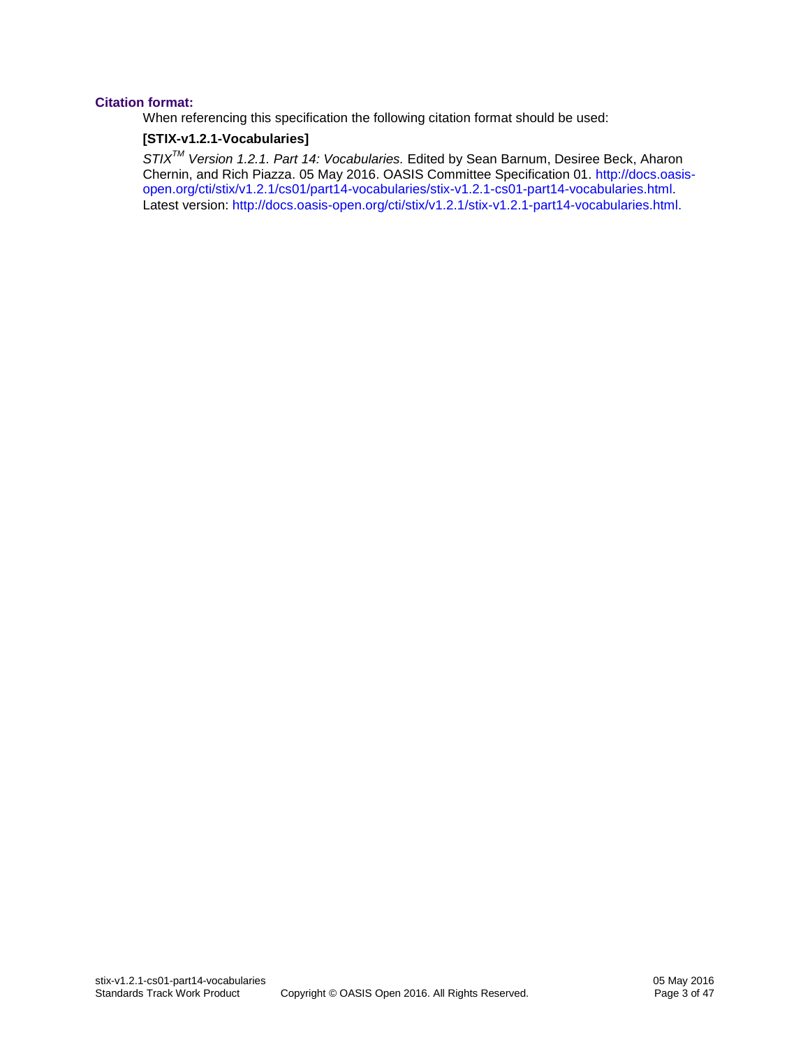**Citation format:**

When referencing this specification the following citation format should be used:

**[STIX-v1.2.1-Vocabularies]**

*STIX™ Version 1.2.1. Part 14: Vocabularies.* Edited by Sean Barnum, Desiree Beck, Aharon Chernin, and Rich Piazza. 05 May 2016. OASIS Committee Specification 01. http://docs.oasis-open.org/cti/stix/v1.2.1/cs01/part14-vocabularies/stix-v1.2.1-cs01-part14-vocabularies.html. Latest version: http://docs.oasis-open.org/cti/stix/v1.2.1/stix-v1.2.1-part14-vocabularies.html.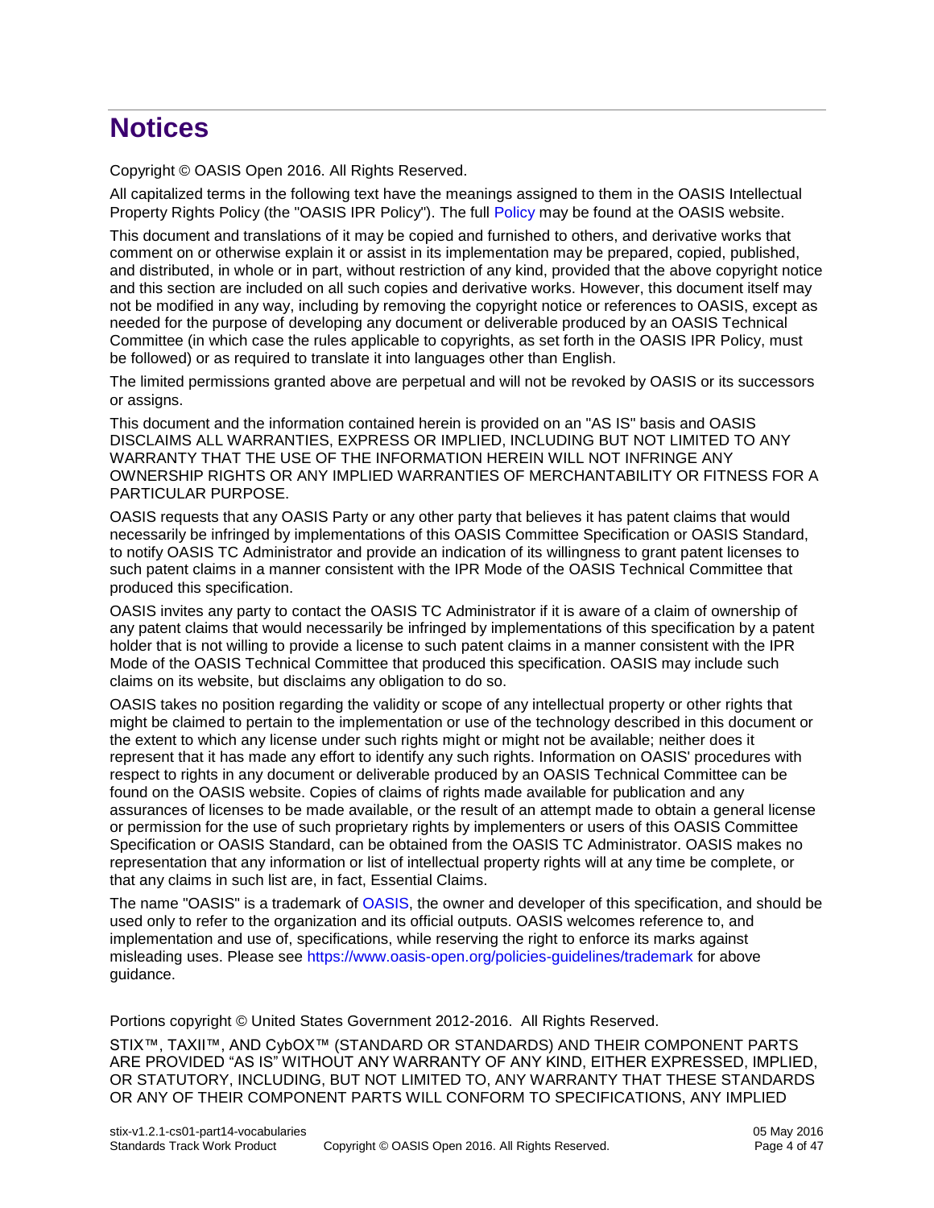# Notices

Copyright © OASIS Open 2016. All Rights Reserved.

All capitalized terms in the following text have the meanings assigned to them in the OASIS Intellectual Property Rights Policy (the "OASIS IPR Policy"). The full Policy may be found at the OASIS website.

This document and translations of it may be copied and furnished to others, and derivative works that comment on or otherwise explain it or assist in its implementation may be prepared, copied, published, and distributed, in whole or in part, without restriction of any kind, provided that the above copyright notice and this section are included on all such copies and derivative works. However, this document itself may not be modified in any way, including by removing the copyright notice or references to OASIS, except as needed for the purpose of developing any document or deliverable produced by an OASIS Technical Committee (in which case the rules applicable to copyrights, as set forth in the OASIS IPR Policy, must be followed) or as required to translate it into languages other than English.

The limited permissions granted above are perpetual and will not be revoked by OASIS or its successors or assigns.

This document and the information contained herein is provided on an "AS IS" basis and OASIS DISCLAIMS ALL WARRANTIES, EXPRESS OR IMPLIED, INCLUDING BUT NOT LIMITED TO ANY WARRANTY THAT THE USE OF THE INFORMATION HEREIN WILL NOT INFRINGE ANY OWNERSHIP RIGHTS OR ANY IMPLIED WARRANTIES OF MERCHANTABILITY OR FITNESS FOR A PARTICULAR PURPOSE.

OASIS requests that any OASIS Party or any other party that believes it has patent claims that would necessarily be infringed by implementations of this OASIS Committee Specification or OASIS Standard, to notify OASIS TC Administrator and provide an indication of its willingness to grant patent licenses to such patent claims in a manner consistent with the IPR Mode of the OASIS Technical Committee that produced this specification.

OASIS invites any party to contact the OASIS TC Administrator if it is aware of a claim of ownership of any patent claims that would necessarily be infringed by implementations of this specification by a patent holder that is not willing to provide a license to such patent claims in a manner consistent with the IPR Mode of the OASIS Technical Committee that produced this specification. OASIS may include such claims on its website, but disclaims any obligation to do so.

OASIS takes no position regarding the validity or scope of any intellectual property or other rights that might be claimed to pertain to the implementation or use of the technology described in this document or the extent to which any license under such rights might or might not be available; neither does it represent that it has made any effort to identify any such rights. Information on OASIS' procedures with respect to rights in any document or deliverable produced by an OASIS Technical Committee can be found on the OASIS website. Copies of claims of rights made available for publication and any assurances of licenses to be made available, or the result of an attempt made to obtain a general license or permission for the use of such proprietary rights by implementers or users of this OASIS Committee Specification or OASIS Standard, can be obtained from the OASIS TC Administrator. OASIS makes no representation that any information or list of intellectual property rights will at any time be complete, or that any claims in such list are, in fact, Essential Claims.

The name "OASIS" is a trademark of OASIS, the owner and developer of this specification, and should be used only to refer to the organization and its official outputs. OASIS welcomes reference to, and implementation and use of, specifications, while reserving the right to enforce its marks against misleading uses. Please see https://www.oasis-open.org/policies-guidelines/trademark for above guidance.

Portions copyright © United States Government 2012-2016. All Rights Reserved.

STIX™, TAXII™, AND CybOX™ (STANDARD OR STANDARDS) AND THEIR COMPONENT PARTS ARE PROVIDED "AS IS" WITHOUT ANY WARRANTY OF ANY KIND, EITHER EXPRESSED, IMPLIED, OR STATUTORY, INCLUDING, BUT NOT LIMITED TO, ANY WARRANTY THAT THESE STANDARDS OR ANY OF THEIR COMPONENT PARTS WILL CONFORM TO SPECIFICATIONS, ANY IMPLIED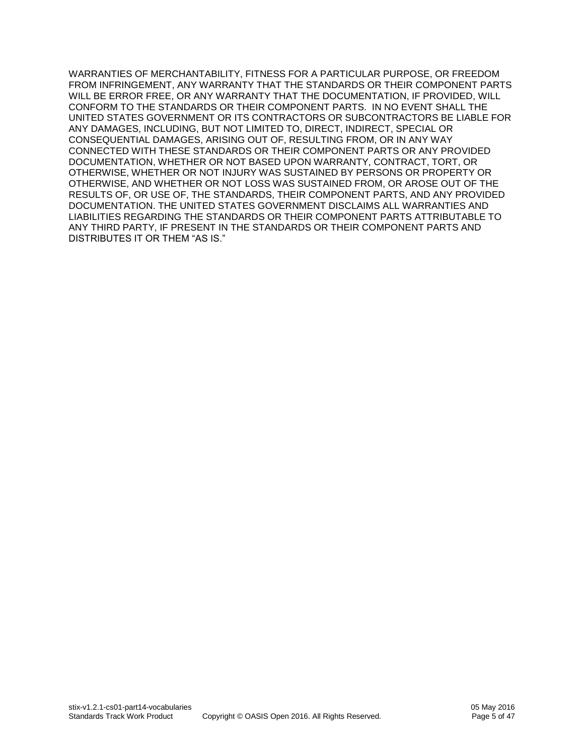WARRANTIES OF MERCHANTABILITY, FITNESS FOR A PARTICULAR PURPOSE, OR FREEDOM FROM INFRINGEMENT, ANY WARRANTY THAT THE STANDARDS OR THEIR COMPONENT PARTS WILL BE ERROR FREE, OR ANY WARRANTY THAT THE DOCUMENTATION, IF PROVIDED, WILL CONFORM TO THE STANDARDS OR THEIR COMPONENT PARTS. IN NO EVENT SHALL THE UNITED STATES GOVERNMENT OR ITS CONTRACTORS OR SUBCONTRACTORS BE LIABLE FOR ANY DAMAGES, INCLUDING, BUT NOT LIMITED TO, DIRECT, INDIRECT, SPECIAL OR CONSEQUENTIAL DAMAGES, ARISING OUT OF, RESULTING FROM, OR IN ANY WAY CONNECTED WITH THESE STANDARDS OR THEIR COMPONENT PARTS OR ANY PROVIDED DOCUMENTATION, WHETHER OR NOT BASED UPON WARRANTY, CONTRACT, TORT, OR OTHERWISE, WHETHER OR NOT INJURY WAS SUSTAINED BY PERSONS OR PROPERTY OR OTHERWISE, AND WHETHER OR NOT LOSS WAS SUSTAINED FROM, OR AROSE OUT OF THE RESULTS OF, OR USE OF, THE STANDARDS, THEIR COMPONENT PARTS, AND ANY PROVIDED DOCUMENTATION. THE UNITED STATES GOVERNMENT DISCLAIMS ALL WARRANTIES AND LIABILITIES REGARDING THE STANDARDS OR THEIR COMPONENT PARTS ATTRIBUTABLE TO ANY THIRD PARTY, IF PRESENT IN THE STANDARDS OR THEIR COMPONENT PARTS AND DISTRIBUTES IT OR THEM “AS IS.”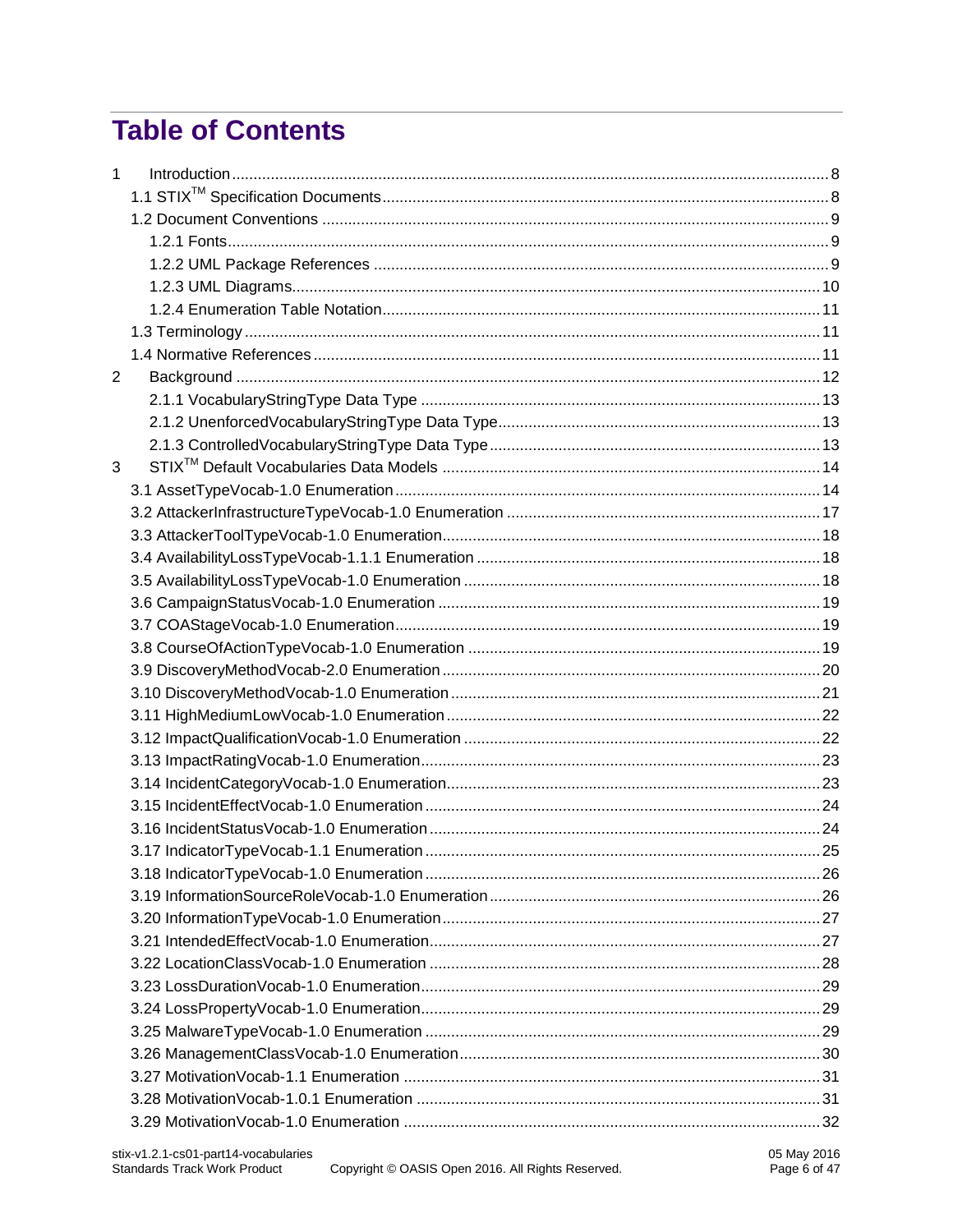# Table of Contents

1 Introduction ........ 8

1.1 STIX™ Specification Documents ........ 8

1.2 Document Conventions ........ 9

1.2.1 Fonts ........ 9

1.2.2 UML Package References ........ 9

1.2.3 UML Diagrams ........ 10

1.2.4 Enumeration Table Notation ........ 11

1.3 Terminology ........ 11

1.4 Normative References ........ 11

2 Background ........ 12

2.1.1 VocabularyStringType Data Type ........ 13

2.1.2 UnenforcedVocabularyStringType Data Type ........ 13

2.1.3 ControlledVocabularyStringType Data Type ........ 13

3 STIX™ Default Vocabularies Data Models ........ 14

3.1 AssetTypeVocab-1.0 Enumeration ........ 14

3.2 AttackerInfrastructureTypeVocab-1.0 Enumeration ........ 17

3.3 AttackerToolTypeVocab-1.0 Enumeration ........ 18

3.4 AvailabilityLossTypeVocab-1.1.1 Enumeration ........ 18

3.5 AvailabilityLossTypeVocab-1.0 Enumeration ........ 18

3.6 CampaignStatusVocab-1.0 Enumeration ........ 19

3.7 COAStageVocab-1.0 Enumeration ........ 19

3.8 CourseOfActionTypeVocab-1.0 Enumeration ........ 19

3.9 DiscoveryMethodVocab-2.0 Enumeration ........ 20

3.10 DiscoveryMethodVocab-1.0 Enumeration ........ 21

3.11 HighMediumLowVocab-1.0 Enumeration ........ 22

3.12 ImpactQualificationVocab-1.0 Enumeration ........ 22

3.13 ImpactRatingVocab-1.0 Enumeration ........ 23

3.14 IncidentCategoryVocab-1.0 Enumeration ........ 23

3.15 IncidentEffectVocab-1.0 Enumeration ........ 24

3.16 IncidentStatusVocab-1.0 Enumeration ........ 24

3.17 IndicatorTypeVocab-1.1 Enumeration ........ 25

3.18 IndicatorTypeVocab-1.0 Enumeration ........ 26

3.19 InformationSourceRoleVocab-1.0 Enumeration ........ 26

3.20 InformationTypeVocab-1.0 Enumeration ........ 27

3.21 IntendedEffectVocab-1.0 Enumeration ........ 27

3.22 LocationClassVocab-1.0 Enumeration ........ 28

3.23 LossDurationVocab-1.0 Enumeration ........ 29

3.24 LossPropertyVocab-1.0 Enumeration ........ 29

3.25 MalwareTypeVocab-1.0 Enumeration ........ 29

3.26 ManagementClassVocab-1.0 Enumeration ........ 30

3.27 MotivationVocab-1.1 Enumeration ........ 31

3.28 MotivationVocab-1.0.1 Enumeration ........ 31

3.29 MotivationVocab-1.0 Enumeration ........ 32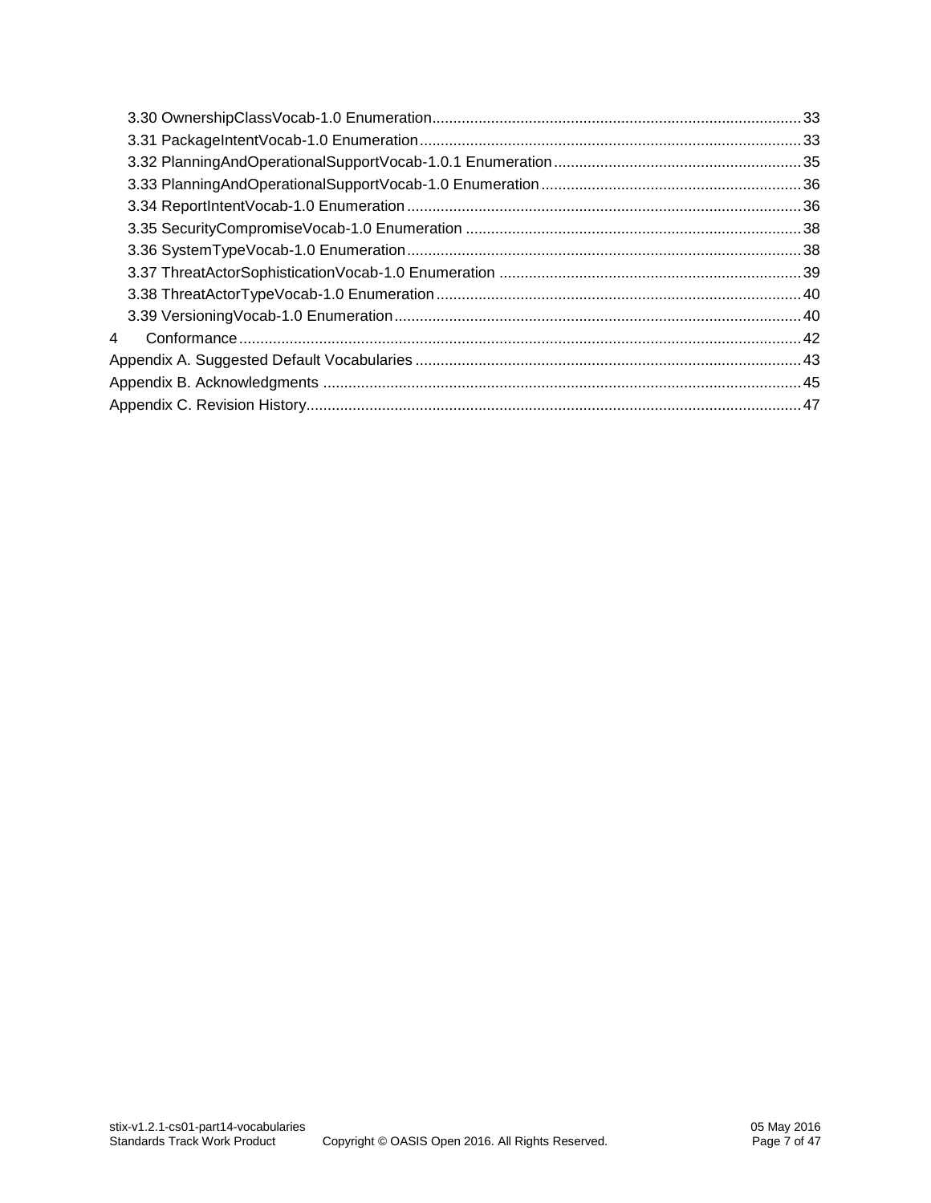3.30 OwnershipClassVocab-1.0 Enumeration ........ 33
3.31 PackageIntentVocab-1.0 Enumeration ........ 33
3.32 PlanningAndOperationalSupportVocab-1.0.1 Enumeration ........ 35
3.33 PlanningAndOperationalSupportVocab-1.0 Enumeration ........ 36
3.34 ReportIntentVocab-1.0 Enumeration ........ 36
3.35 SecurityCompromiseVocab-1.0 Enumeration ........ 38
3.36 SystemTypeVocab-1.0 Enumeration ........ 38
3.37 ThreatActorSophisticationVocab-1.0 Enumeration ........ 39
3.38 ThreatActorTypeVocab-1.0 Enumeration ........ 40
3.39 VersioningVocab-1.0 Enumeration ........ 40

4 Conformance ........ 42

Appendix A. Suggested Default Vocabularies ........ 43

Appendix B. Acknowledgments ........ 45

Appendix C. Revision History ........ 47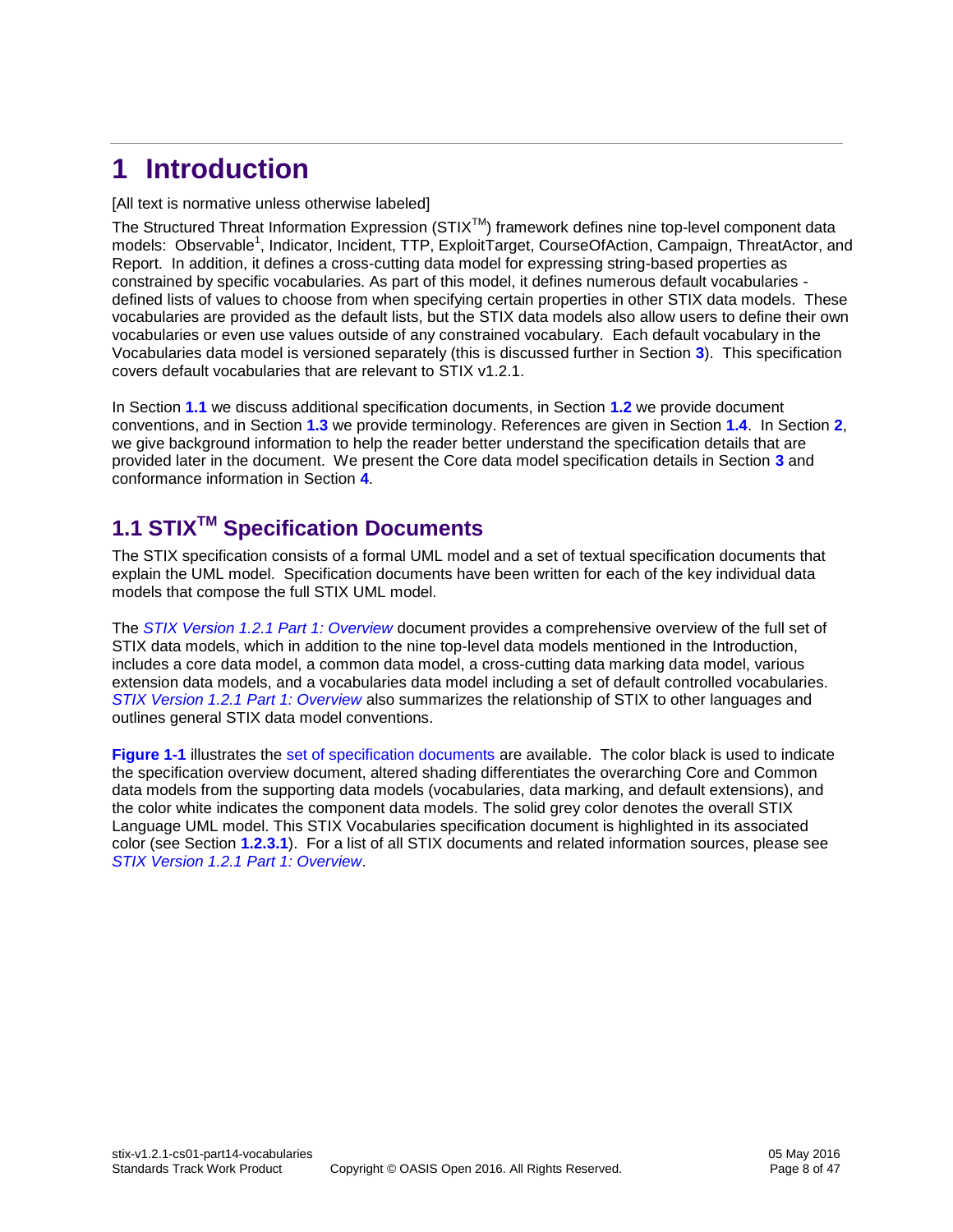# 1 Introduction

[All text is normative unless otherwise labeled]

The Structured Threat Information Expression (STIX™) framework defines nine top-level component data models: Observable[1], Indicator, Incident, TTP, ExploitTarget, CourseOfAction, Campaign, ThreatActor, and Report. In addition, it defines a cross-cutting data model for expressing string-based properties as constrained by specific vocabularies. As part of this model, it defines numerous default vocabularies - defined lists of values to choose from when specifying certain properties in other STIX data models. These vocabularies are provided as the default lists, but the STIX data models also allow users to define their own vocabularies or even use values outside of any constrained vocabulary. Each default vocabulary in the Vocabularies data model is versioned separately (this is discussed further in Section **3**). This specification covers default vocabularies that are relevant to STIX v1.2.1.

In Section **1.1** we discuss additional specification documents, in Section **1.2** we provide document conventions, and in Section **1.3** we provide terminology. References are given in Section **1.4**. In Section **2**, we give background information to help the reader better understand the specification details that are provided later in the document. We present the Core data model specification details in Section **3** and conformance information in Section **4**.

## 1.1 STIX™ Specification Documents

The STIX specification consists of a formal UML model and a set of textual specification documents that explain the UML model. Specification documents have been written for each of the key individual data models that compose the full STIX UML model.

The *STIX Version 1.2.1 Part 1: Overview* document provides a comprehensive overview of the full set of STIX data models, which in addition to the nine top-level data models mentioned in the Introduction, includes a core data model, a common data model, a cross-cutting data marking data model, various extension data models, and a vocabularies data model including a set of default controlled vocabularies. *STIX Version 1.2.1 Part 1: Overview* also summarizes the relationship of STIX to other languages and outlines general STIX data model conventions.

**Figure 1-1** illustrates the set of specification documents are available. The color black is used to indicate the specification overview document, altered shading differentiates the overarching Core and Common data models from the supporting data models (vocabularies, data marking, and default extensions), and the color white indicates the component data models. The solid grey color denotes the overall STIX Language UML model. This STIX Vocabularies specification document is highlighted in its associated color (see Section **1.2.3.1**). For a list of all STIX documents and related information sources, please see *STIX Version 1.2.1 Part 1: Overview*.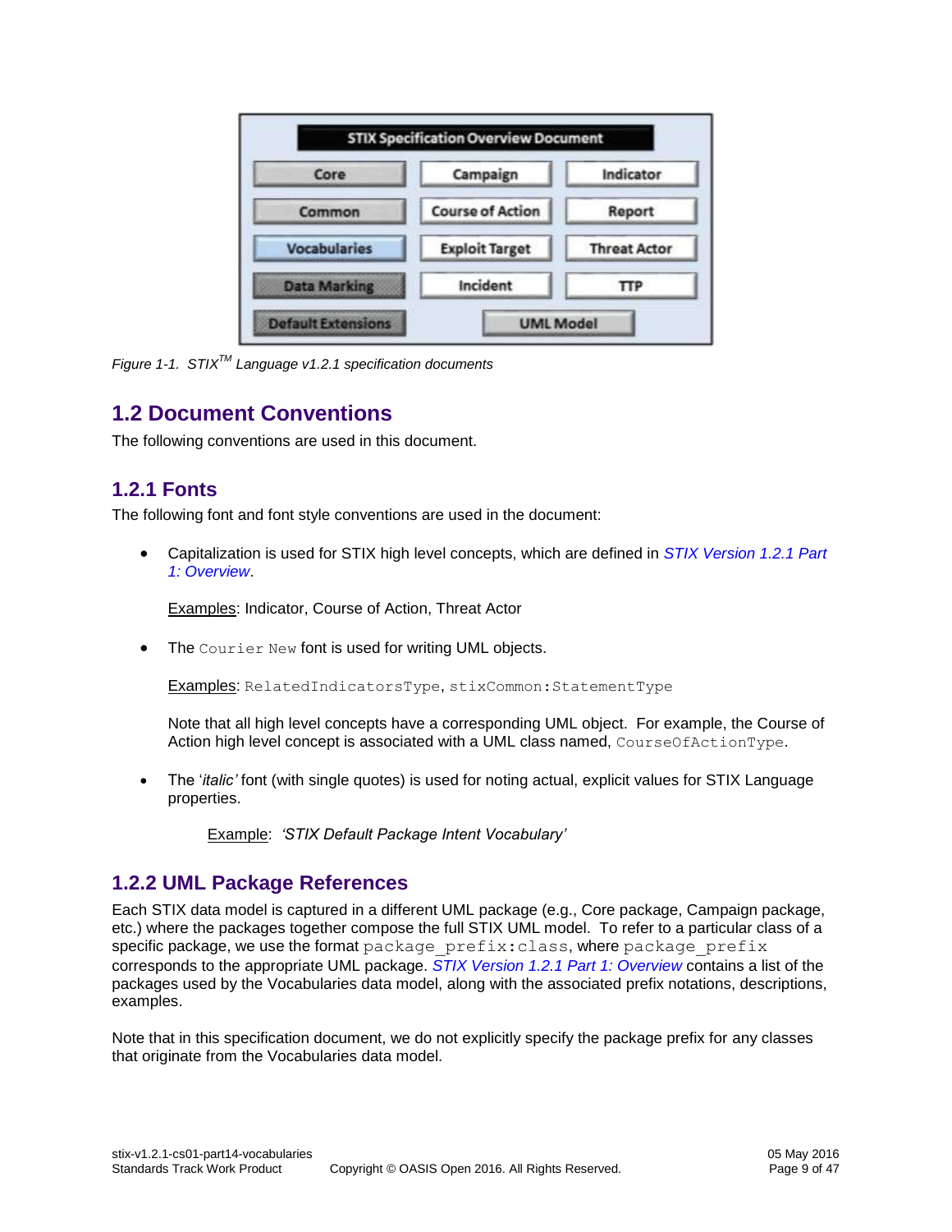STIX Specification Overview Document

Core

Campaign

Indicator

Common

Course of Action

Report

Vocabularies

Exploit Target

Threat Actor

Data Marking

Incident

TTP

Default Extensions

UML Model

*Figure 1-1. STIX[TM] Language v1.2.1 specification documents*

## 1.2 Document Conventions

The following conventions are used in this document.

### 1.2.1 Fonts

The following font and font style conventions are used in the document:

- Capitalization is used for STIX high level concepts, which are defined in *STIX Version 1.2.1 Part 1: Overview*.

  Examples: Indicator, Course of Action, Threat Actor

- The `Courier New` font is used for writing UML objects.

  Examples: `RelatedIndicatorsType`, `stixCommon:StatementType`

  Note that all high level concepts have a corresponding UML object. For example, the Course of Action high level concept is associated with a UML class named, `CourseOfActionType`.

- The '*italic*' font (with single quotes) is used for noting actual, explicit values for STIX Language properties.

  Example: '*STIX Default Package Intent Vocabulary*'

### 1.2.2 UML Package References

Each STIX data model is captured in a different UML package (e.g., Core package, Campaign package, etc.) where the packages together compose the full STIX UML model. To refer to a particular class of a specific package, we use the format `package_prefix:class`, where `package_prefix` corresponds to the appropriate UML package. *STIX Version 1.2.1 Part 1: Overview* contains a list of the packages used by the Vocabularies data model, along with the associated prefix notations, descriptions, examples.

Note that in this specification document, we do not explicitly specify the package prefix for any classes that originate from the Vocabularies data model.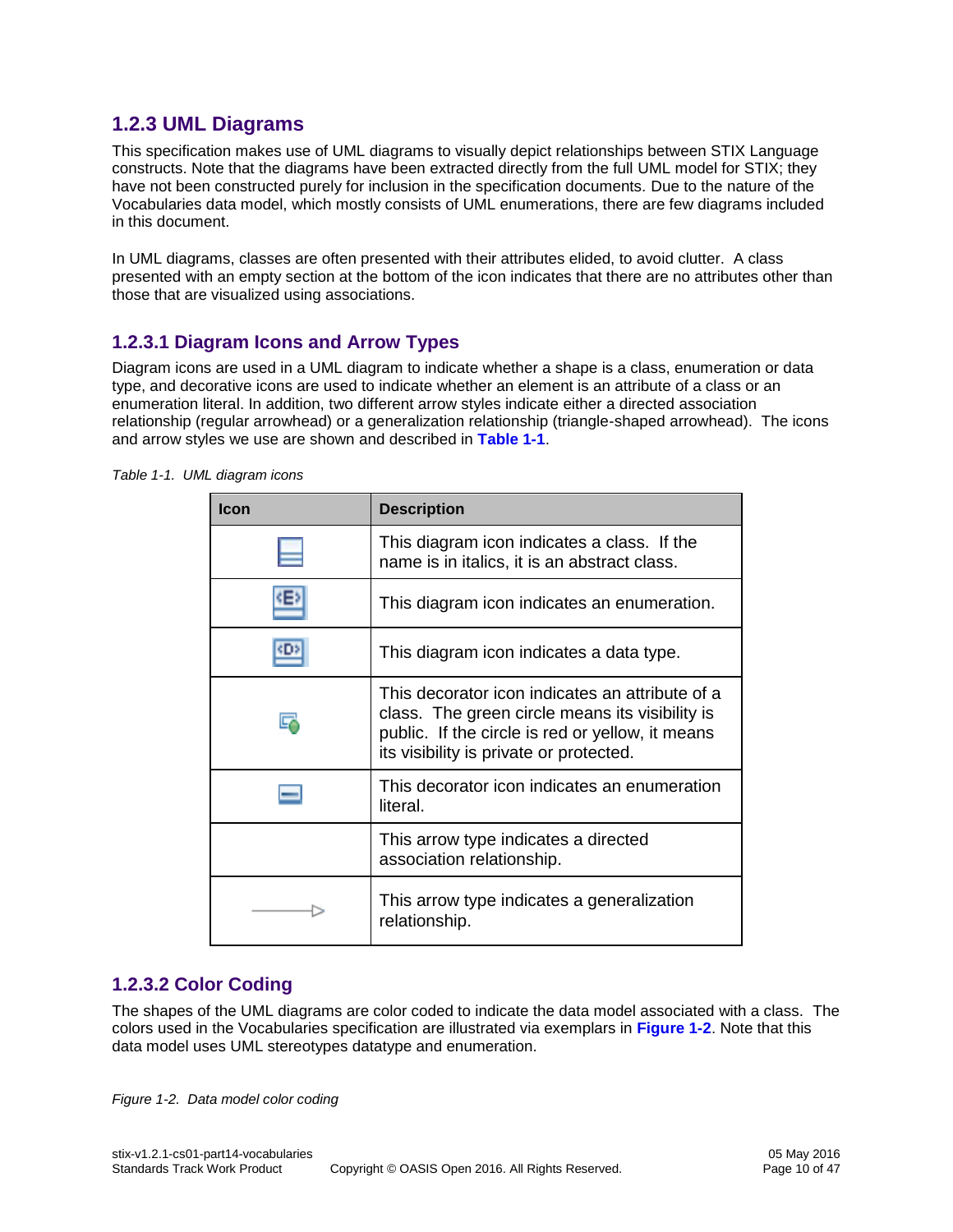### 1.2.3 UML Diagrams

This specification makes use of UML diagrams to visually depict relationships between STIX Language constructs. Note that the diagrams have been extracted directly from the full UML model for STIX; they have not been constructed purely for inclusion in the specification documents. Due to the nature of the Vocabularies data model, which mostly consists of UML enumerations, there are few diagrams included in this document.

In UML diagrams, classes are often presented with their attributes elided, to avoid clutter. A class presented with an empty section at the bottom of the icon indicates that there are no attributes other than those that are visualized using associations.

#### 1.2.3.1 Diagram Icons and Arrow Types

Diagram icons are used in a UML diagram to indicate whether a shape is a class, enumeration or data type, and decorative icons are used to indicate whether an element is an attribute of a class or an enumeration literal. In addition, two different arrow styles indicate either a directed association relationship (regular arrowhead) or a generalization relationship (triangle-shaped arrowhead). The icons and arrow styles we use are shown and described in **Table 1-1**.

*Table 1-1. UML diagram icons*

| Icon | Description |
| --- | --- |
| | This diagram icon indicates a class. If the name is in italics, it is an abstract class. |
| | This diagram icon indicates an enumeration. |
| | This diagram icon indicates a data type. |
| | This decorator icon indicates an attribute of a class. The green circle means its visibility is public. If the circle is red or yellow, it means its visibility is private or protected. |
| | This decorator icon indicates an enumeration literal. |
| | This arrow type indicates a directed association relationship. |
| | This arrow type indicates a generalization relationship. |

#### 1.2.3.2 Color Coding

The shapes of the UML diagrams are color coded to indicate the data model associated with a class. The colors used in the Vocabularies specification are illustrated via exemplars in **Figure 1-2**. Note that this data model uses UML stereotypes datatype and enumeration.

*Figure 1-2. Data model color coding*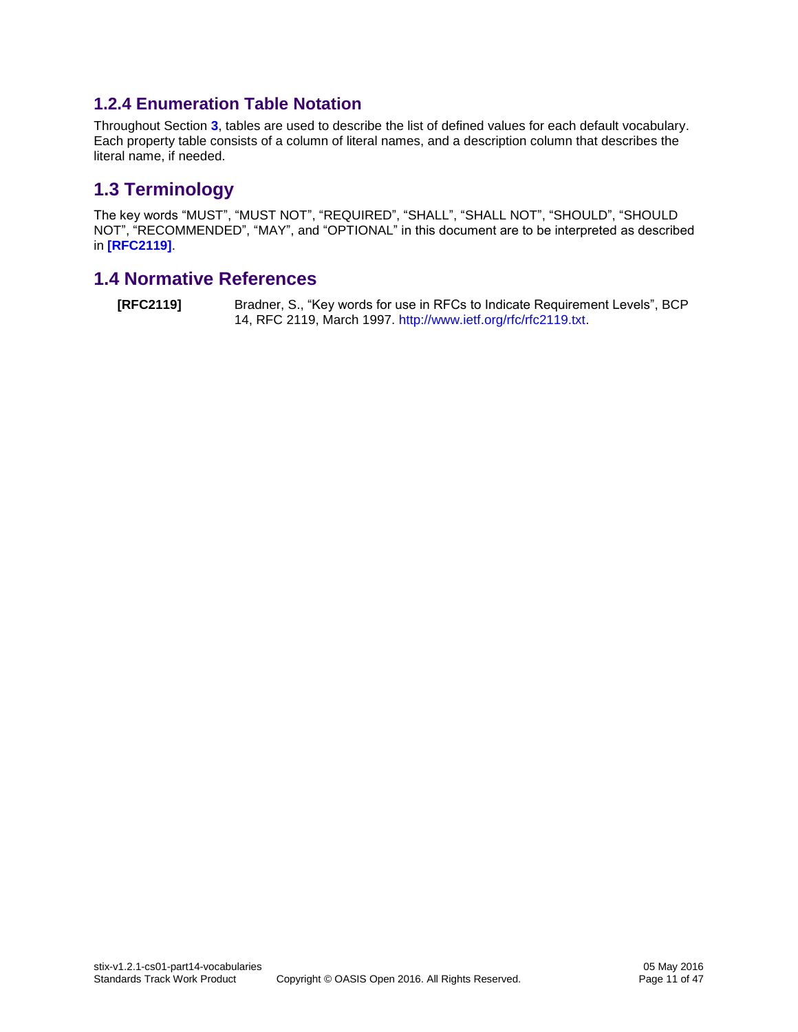### 1.2.4 Enumeration Table Notation

Throughout Section **3**, tables are used to describe the list of defined values for each default vocabulary. Each property table consists of a column of literal names, and a description column that describes the literal name, if needed.

## 1.3 Terminology

The key words “MUST”, “MUST NOT”, “REQUIRED”, “SHALL”, “SHALL NOT”, “SHOULD”, “SHOULD NOT”, “RECOMMENDED”, “MAY”, and “OPTIONAL” in this document are to be interpreted as described in **[RFC2119]**.

## 1.4 Normative References

**[RFC2119]** Bradner, S., “Key words for use in RFCs to Indicate Requirement Levels”, BCP 14, RFC 2119, March 1997. http://www.ietf.org/rfc/rfc2119.txt.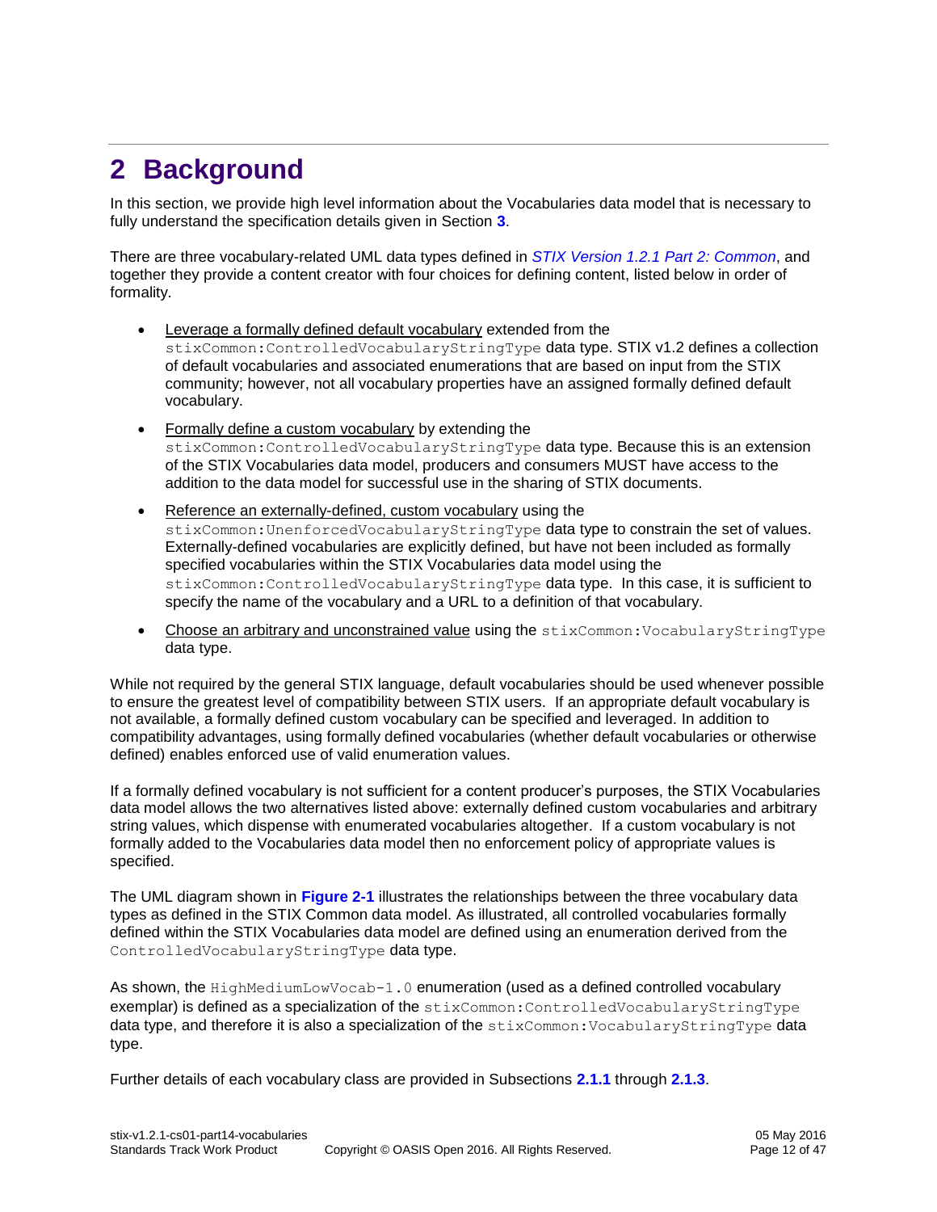# 2 Background

In this section, we provide high level information about the Vocabularies data model that is necessary to fully understand the specification details given in Section **3**.

There are three vocabulary-related UML data types defined in *STIX Version 1.2.1 Part 2: Common*, and together they provide a content creator with four choices for defining content, listed below in order of formality.

- Leverage a formally defined default vocabulary extended from the `stixCommon:ControlledVocabularyStringType` data type. STIX v1.2 defines a collection of default vocabularies and associated enumerations that are based on input from the STIX community; however, not all vocabulary properties have an assigned formally defined default vocabulary.
- Formally define a custom vocabulary by extending the `stixCommon:ControlledVocabularyStringType` data type. Because this is an extension of the STIX Vocabularies data model, producers and consumers MUST have access to the addition to the data model for successful use in the sharing of STIX documents.
- Reference an externally-defined, custom vocabulary using the `stixCommon:UnenforcedVocabularyStringType` data type to constrain the set of values. Externally-defined vocabularies are explicitly defined, but have not been included as formally specified vocabularies within the STIX Vocabularies data model using the `stixCommon:ControlledVocabularyStringType` data type. In this case, it is sufficient to specify the name of the vocabulary and a URL to a definition of that vocabulary.
- Choose an arbitrary and unconstrained value using the `stixCommon:VocabularyStringType` data type.

While not required by the general STIX language, default vocabularies should be used whenever possible to ensure the greatest level of compatibility between STIX users. If an appropriate default vocabulary is not available, a formally defined custom vocabulary can be specified and leveraged. In addition to compatibility advantages, using formally defined vocabularies (whether default vocabularies or otherwise defined) enables enforced use of valid enumeration values.

If a formally defined vocabulary is not sufficient for a content producer's purposes, the STIX Vocabularies data model allows the two alternatives listed above: externally defined custom vocabularies and arbitrary string values, which dispense with enumerated vocabularies altogether. If a custom vocabulary is not formally added to the Vocabularies data model then no enforcement policy of appropriate values is specified.

The UML diagram shown in **Figure 2-1** illustrates the relationships between the three vocabulary data types as defined in the STIX Common data model. As illustrated, all controlled vocabularies formally defined within the STIX Vocabularies data model are defined using an enumeration derived from the `ControlledVocabularyStringType` data type.

As shown, the `HighMediumLowVocab-1.0` enumeration (used as a defined controlled vocabulary exemplar) is defined as a specialization of the `stixCommon:ControlledVocabularyStringType` data type, and therefore it is also a specialization of the `stixCommon:VocabularyStringType` data type.

Further details of each vocabulary class are provided in Subsections **2.1.1** through **2.1.3**.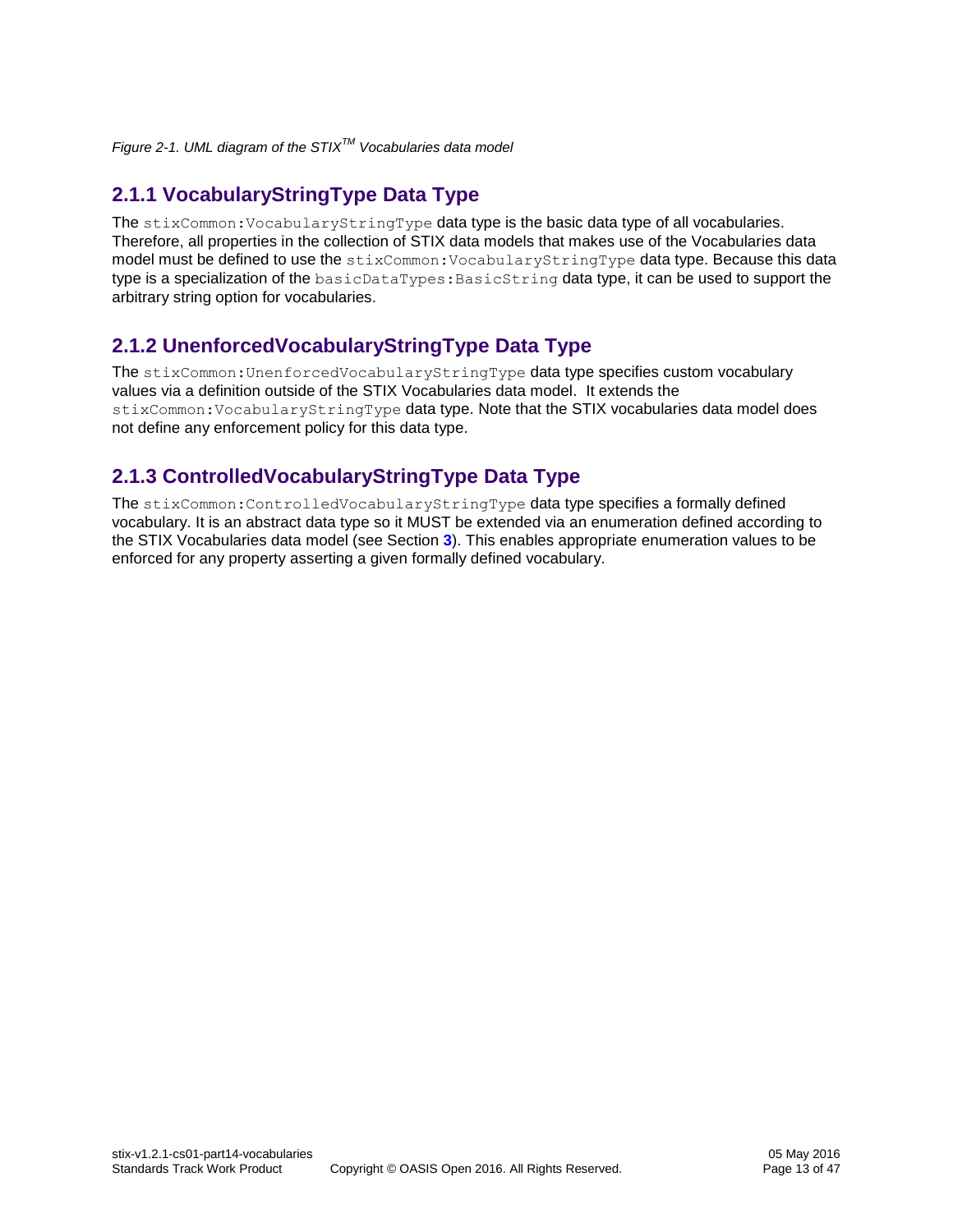*Figure 2-1. UML diagram of the STIX[TM] Vocabularies data model*

### 2.1.1 VocabularyStringType Data Type

The `stixCommon:VocabularyStringType` data type is the basic data type of all vocabularies. Therefore, all properties in the collection of STIX data models that makes use of the Vocabularies data model must be defined to use the `stixCommon:VocabularyStringType` data type. Because this data type is a specialization of the `basicDataTypes:BasicString` data type, it can be used to support the arbitrary string option for vocabularies.

### 2.1.2 UnenforcedVocabularyStringType Data Type

The `stixCommon:UnenforcedVocabularyStringType` data type specifies custom vocabulary values via a definition outside of the STIX Vocabularies data model. It extends the `stixCommon:VocabularyStringType` data type. Note that the STIX vocabularies data model does not define any enforcement policy for this data type.

### 2.1.3 ControlledVocabularyStringType Data Type

The `stixCommon:ControlledVocabularyStringType` data type specifies a formally defined vocabulary. It is an abstract data type so it MUST be extended via an enumeration defined according to the STIX Vocabularies data model (see Section **3**). This enables appropriate enumeration values to be enforced for any property asserting a given formally defined vocabulary.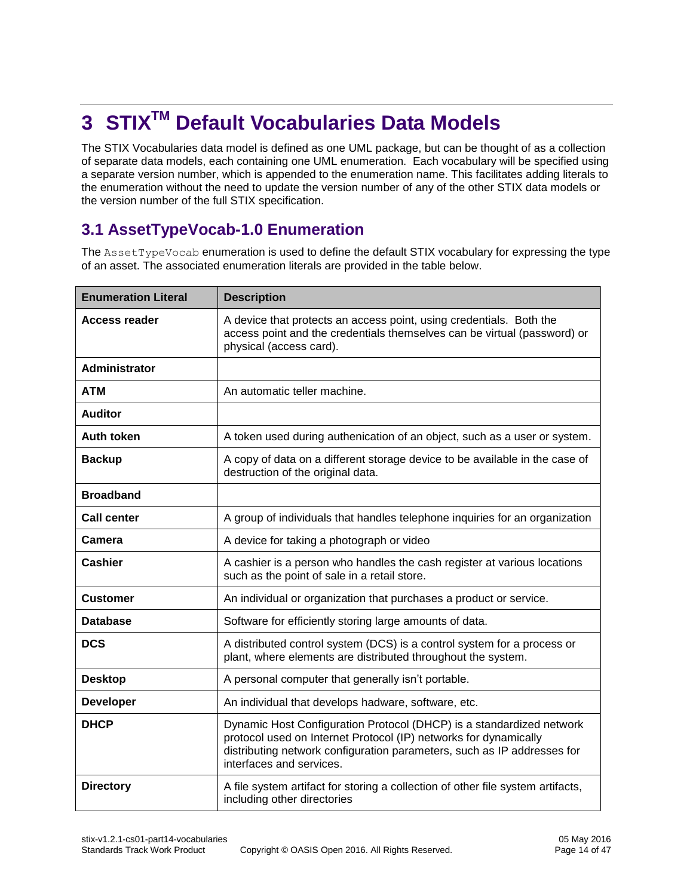# 3 STIX™ Default Vocabularies Data Models

The STIX Vocabularies data model is defined as one UML package, but can be thought of as a collection of separate data models, each containing one UML enumeration. Each vocabulary will be specified using a separate version number, which is appended to the enumeration name. This facilitates adding literals to the enumeration without the need to update the version number of any of the other STIX data models or the version number of the full STIX specification.

## 3.1 AssetTypeVocab-1.0 Enumeration

The `AssetTypeVocab` enumeration is used to define the default STIX vocabulary for expressing the type of an asset. The associated enumeration literals are provided in the table below.

| Enumeration Literal | Description |
|---|---|
| **Access reader** | A device that protects an access point, using credentials. Both the access point and the credentials themselves can be virtual (password) or physical (access card). |
| **Administrator** | |
| **ATM** | An automatic teller machine. |
| **Auditor** | |
| **Auth token** | A token used during authenication of an object, such as a user or system. |
| **Backup** | A copy of data on a different storage device to be available in the case of destruction of the original data. |
| **Broadband** | |
| **Call center** | A group of individuals that handles telephone inquiries for an organization |
| **Camera** | A device for taking a photograph or video |
| **Cashier** | A cashier is a person who handles the cash register at various locations such as the point of sale in a retail store. |
| **Customer** | An individual or organization that purchases a product or service. |
| **Database** | Software for efficiently storing large amounts of data. |
| **DCS** | A distributed control system (DCS) is a control system for a process or plant, where elements are distributed throughout the system. |
| **Desktop** | A personal computer that generally isn't portable. |
| **Developer** | An individual that develops hadware, software, etc. |
| **DHCP** | Dynamic Host Configuration Protocol (DHCP) is a standardized network protocol used on Internet Protocol (IP) networks for dynamically distributing network configuration parameters, such as IP addresses for interfaces and services. |
| **Directory** | A file system artifact for storing a collection of other file system artifacts, including other directories |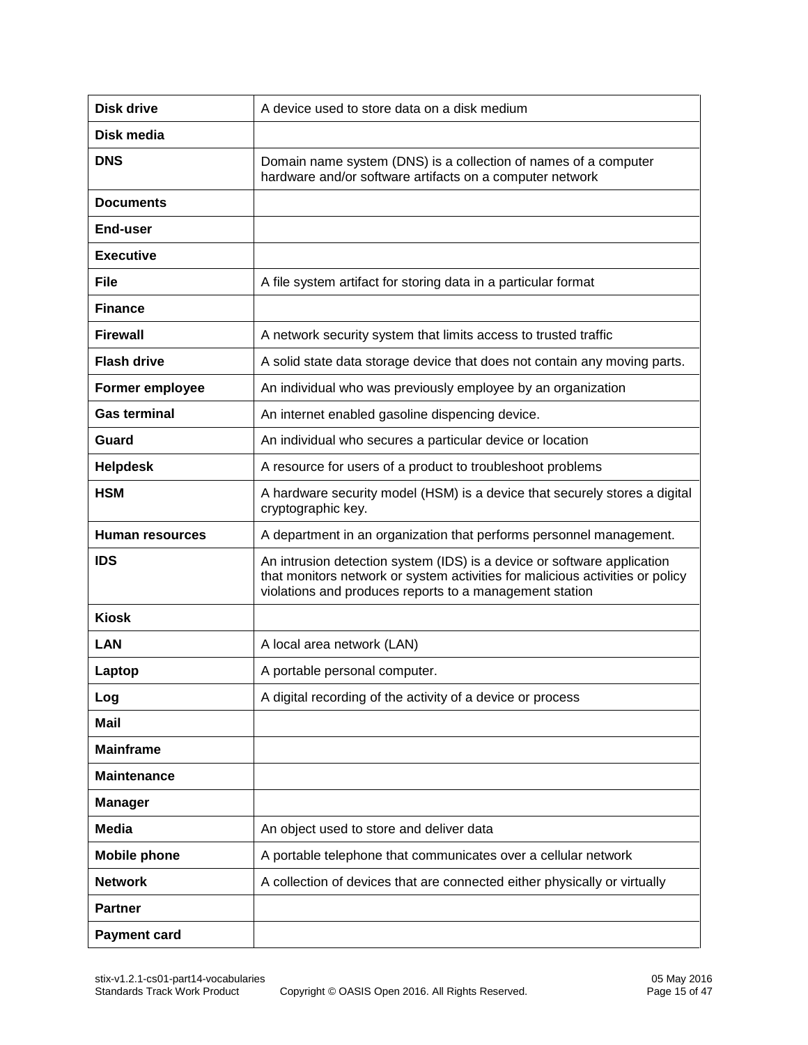| | |
|---|---|
| **Disk drive** | A device used to store data on a disk medium |
| **Disk media** | |
| **DNS** | Domain name system (DNS) is a collection of names of a computer hardware and/or software artifacts on a computer network |
| **Documents** | |
| **End-user** | |
| **Executive** | |
| **File** | A file system artifact for storing data in a particular format |
| **Finance** | |
| **Firewall** | A network security system that limits access to trusted traffic |
| **Flash drive** | A solid state data storage device that does not contain any moving parts. |
| **Former employee** | An individual who was previously employee by an organization |
| **Gas terminal** | An internet enabled gasoline dispencing device. |
| **Guard** | An individual who secures a particular device or location |
| **Helpdesk** | A resource for users of a product to troubleshoot problems |
| **HSM** | A hardware security model (HSM) is a device that securely stores a digital cryptographic key. |
| **Human resources** | A department in an organization that performs personnel management. |
| **IDS** | An intrusion detection system (IDS) is a device or software application that monitors network or system activities for malicious activities or policy violations and produces reports to a management station |
| **Kiosk** | |
| **LAN** | A local area network (LAN) |
| **Laptop** | A portable personal computer. |
| **Log** | A digital recording of the activity of a device or process |
| **Mail** | |
| **Mainframe** | |
| **Maintenance** | |
| **Manager** | |
| **Media** | An object used to store and deliver data |
| **Mobile phone** | A portable telephone that communicates over a cellular network |
| **Network** | A collection of devices that are connected either physically or virtually |
| **Partner** | |
| **Payment card** | |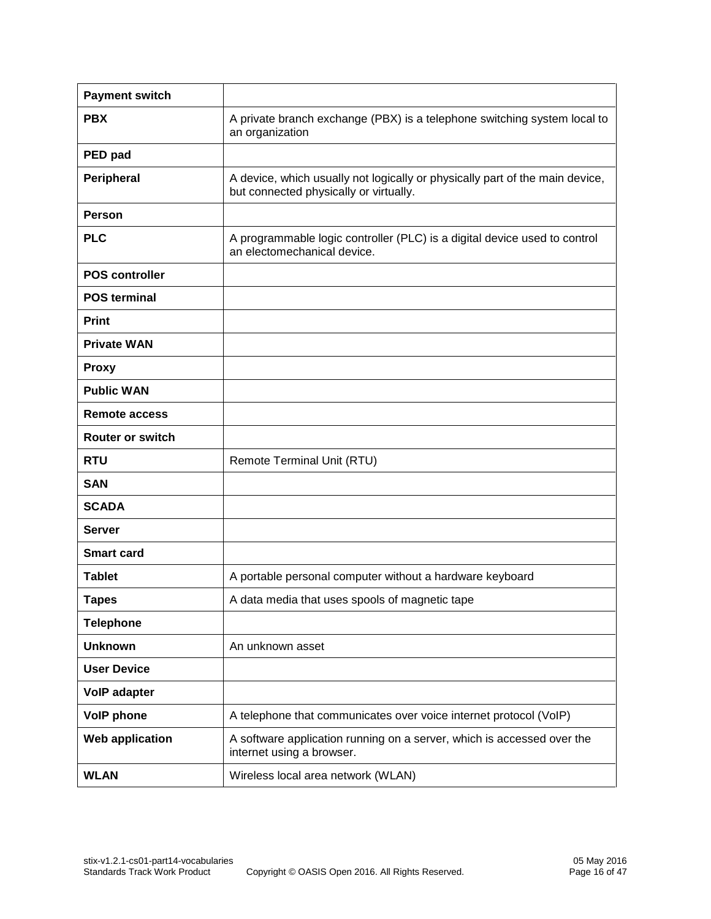| | |
|---|---|
| **Payment switch** | |
| **PBX** | A private branch exchange (PBX) is a telephone switching system local to an organization |
| **PED pad** | |
| **Peripheral** | A device, which usually not logically or physically part of the main device, but connected physically or virtually. |
| **Person** | |
| **PLC** | A programmable logic controller (PLC) is a digital device used to control an electomechanical device. |
| **POS controller** | |
| **POS terminal** | |
| **Print** | |
| **Private WAN** | |
| **Proxy** | |
| **Public WAN** | |
| **Remote access** | |
| **Router or switch** | |
| **RTU** | Remote Terminal Unit (RTU) |
| **SAN** | |
| **SCADA** | |
| **Server** | |
| **Smart card** | |
| **Tablet** | A portable personal computer without a hardware keyboard |
| **Tapes** | A data media that uses spools of magnetic tape |
| **Telephone** | |
| **Unknown** | An unknown asset |
| **User Device** | |
| **VoIP adapter** | |
| **VoIP phone** | A telephone that communicates over voice internet protocol (VoIP) |
| **Web application** | A software application running on a server, which is accessed over the internet using a browser. |
| **WLAN** | Wireless local area network (WLAN) |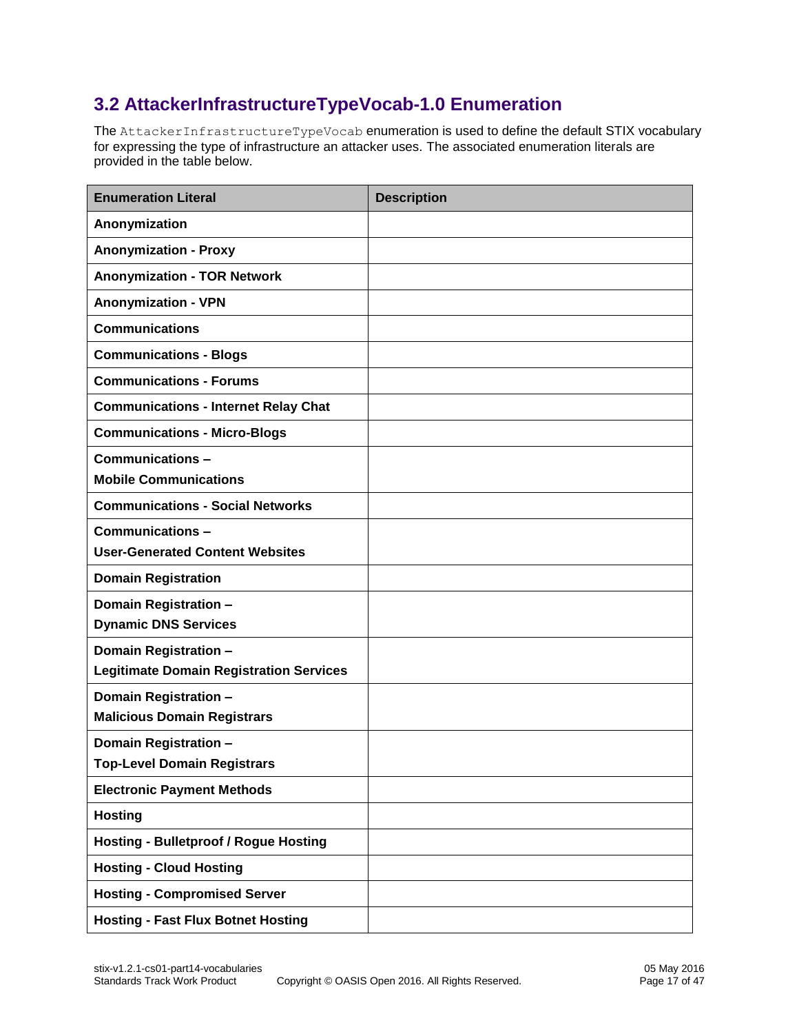## 3.2 AttackerInfrastructureTypeVocab-1.0 Enumeration

The `AttackerInfrastructureTypeVocab` enumeration is used to define the default STIX vocabulary for expressing the type of infrastructure an attacker uses. The associated enumeration literals are provided in the table below.

| Enumeration Literal | Description |
|---|---|
| **Anonymization** | |
| **Anonymization - Proxy** | |
| **Anonymization - TOR Network** | |
| **Anonymization - VPN** | |
| **Communications** | |
| **Communications - Blogs** | |
| **Communications - Forums** | |
| **Communications - Internet Relay Chat** | |
| **Communications - Micro-Blogs** | |
| **Communications – Mobile Communications** | |
| **Communications - Social Networks** | |
| **Communications – User-Generated Content Websites** | |
| **Domain Registration** | |
| **Domain Registration – Dynamic DNS Services** | |
| **Domain Registration – Legitimate Domain Registration Services** | |
| **Domain Registration – Malicious Domain Registrars** | |
| **Domain Registration – Top-Level Domain Registrars** | |
| **Electronic Payment Methods** | |
| **Hosting** | |
| **Hosting - Bulletproof / Rogue Hosting** | |
| **Hosting - Cloud Hosting** | |
| **Hosting - Compromised Server** | |
| **Hosting - Fast Flux Botnet Hosting** | |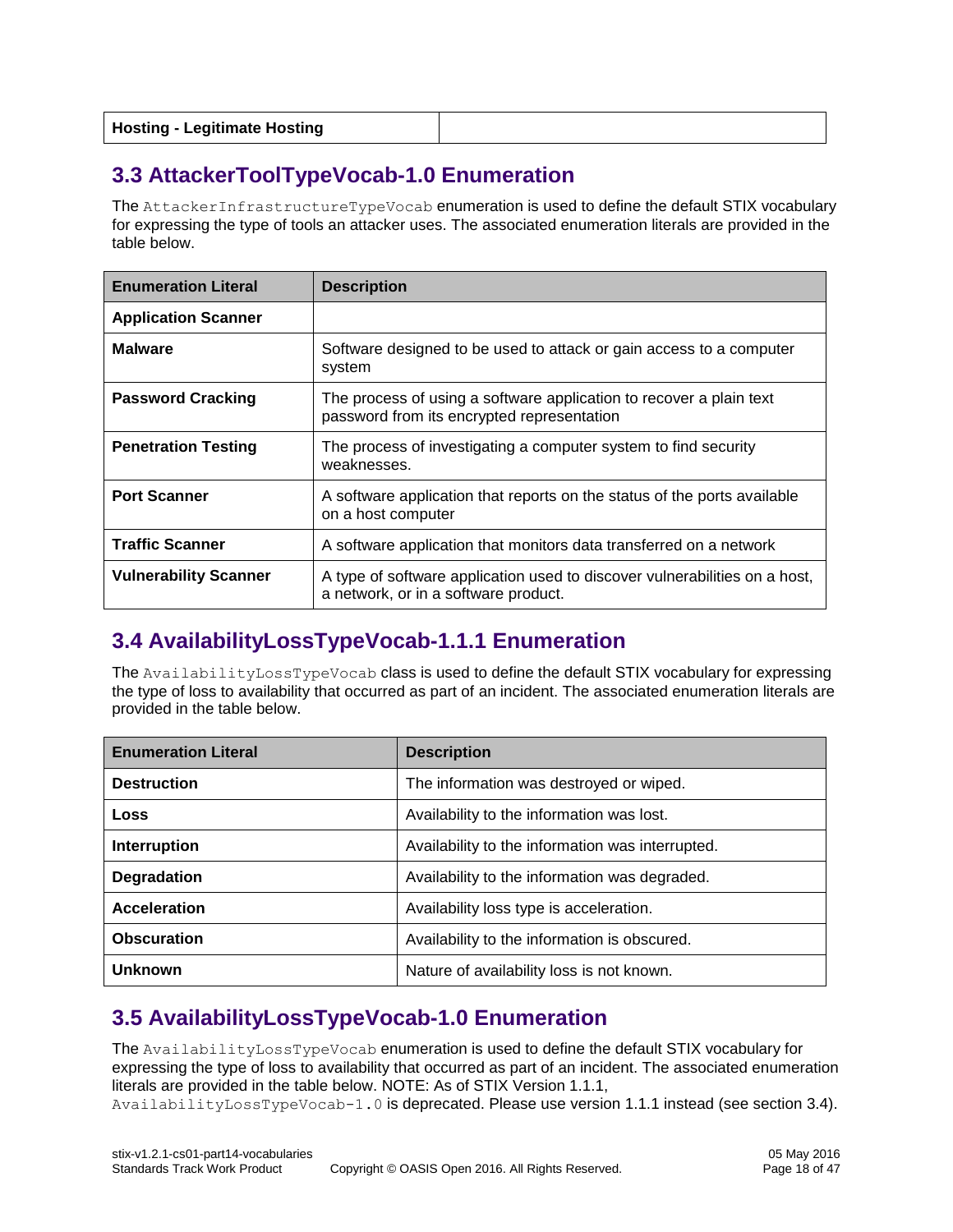| Hosting - Legitimate Hosting | |
|---|---|

## 3.3 AttackerToolTypeVocab-1.0 Enumeration

The `AttackerInfrastructureTypeVocab` enumeration is used to define the default STIX vocabulary for expressing the type of tools an attacker uses. The associated enumeration literals are provided in the table below.

| Enumeration Literal | Description |
|---|---|
| **Application Scanner** | |
| **Malware** | Software designed to be used to attack or gain access to a computer system |
| **Password Cracking** | The process of using a software application to recover a plain text password from its encrypted representation |
| **Penetration Testing** | The process of investigating a computer system to find security weaknesses. |
| **Port Scanner** | A software application that reports on the status of the ports available on a host computer |
| **Traffic Scanner** | A software application that monitors data transferred on a network |
| **Vulnerability Scanner** | A type of software application used to discover vulnerabilities on a host, a network, or in a software product. |

## 3.4 AvailabilityLossTypeVocab-1.1.1 Enumeration

The `AvailabilityLossTypeVocab` class is used to define the default STIX vocabulary for expressing the type of loss to availability that occurred as part of an incident. The associated enumeration literals are provided in the table below.

| Enumeration Literal | Description |
|---|---|
| **Destruction** | The information was destroyed or wiped. |
| **Loss** | Availability to the information was lost. |
| **Interruption** | Availability to the information was interrupted. |
| **Degradation** | Availability to the information was degraded. |
| **Acceleration** | Availability loss type is acceleration. |
| **Obscuration** | Availability to the information is obscured. |
| **Unknown** | Nature of availability loss is not known. |

## 3.5 AvailabilityLossTypeVocab-1.0 Enumeration

The `AvailabilityLossTypeVocab` enumeration is used to define the default STIX vocabulary for expressing the type of loss to availability that occurred as part of an incident. The associated enumeration literals are provided in the table below. NOTE: As of STIX Version 1.1.1, `AvailabilityLossTypeVocab-1.0` is deprecated. Please use version 1.1.1 instead (see section 3.4).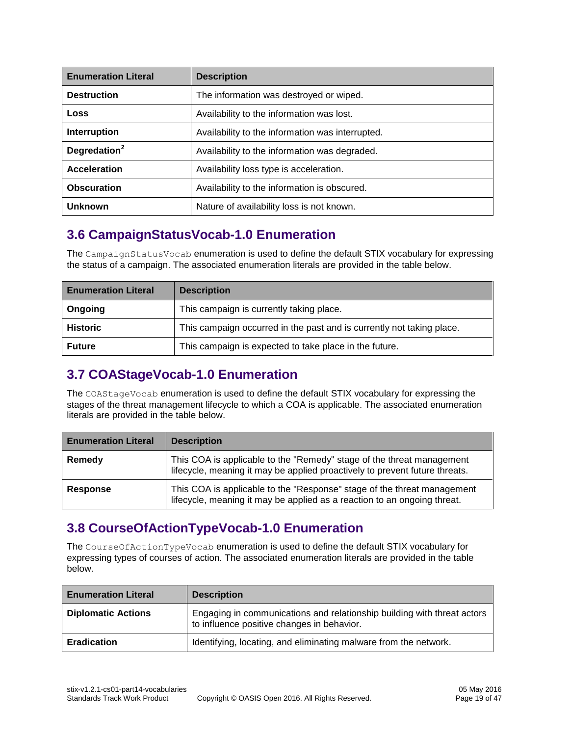| Enumeration Literal | Description |
| --- | --- |
| **Destruction** | The information was destroyed or wiped. |
| **Loss** | Availability to the information was lost. |
| **Interruption** | Availability to the information was interrupted. |
| **Degredation**[2] | Availability to the information was degraded. |
| **Acceleration** | Availability loss type is acceleration. |
| **Obscuration** | Availability to the information is obscured. |
| **Unknown** | Nature of availability loss is not known. |

## 3.6 CampaignStatusVocab-1.0 Enumeration

The `CampaignStatusVocab` enumeration is used to define the default STIX vocabulary for expressing the status of a campaign. The associated enumeration literals are provided in the table below.

| Enumeration Literal | Description |
| --- | --- |
| **Ongoing** | This campaign is currently taking place. |
| **Historic** | This campaign occurred in the past and is currently not taking place. |
| **Future** | This campaign is expected to take place in the future. |

## 3.7 COAStageVocab-1.0 Enumeration

The `COAStageVocab` enumeration is used to define the default STIX vocabulary for expressing the stages of the threat management lifecycle to which a COA is applicable. The associated enumeration literals are provided in the table below.

| Enumeration Literal | Description |
| --- | --- |
| **Remedy** | This COA is applicable to the "Remedy" stage of the threat management lifecycle, meaning it may be applied proactively to prevent future threats. |
| **Response** | This COA is applicable to the "Response" stage of the threat management lifecycle, meaning it may be applied as a reaction to an ongoing threat. |

## 3.8 CourseOfActionTypeVocab-1.0 Enumeration

The `CourseOfActionTypeVocab` enumeration is used to define the default STIX vocabulary for expressing types of courses of action. The associated enumeration literals are provided in the table below.

| Enumeration Literal | Description |
| --- | --- |
| **Diplomatic Actions** | Engaging in communications and relationship building with threat actors to influence positive changes in behavior. |
| **Eradication** | Identifying, locating, and eliminating malware from the network. |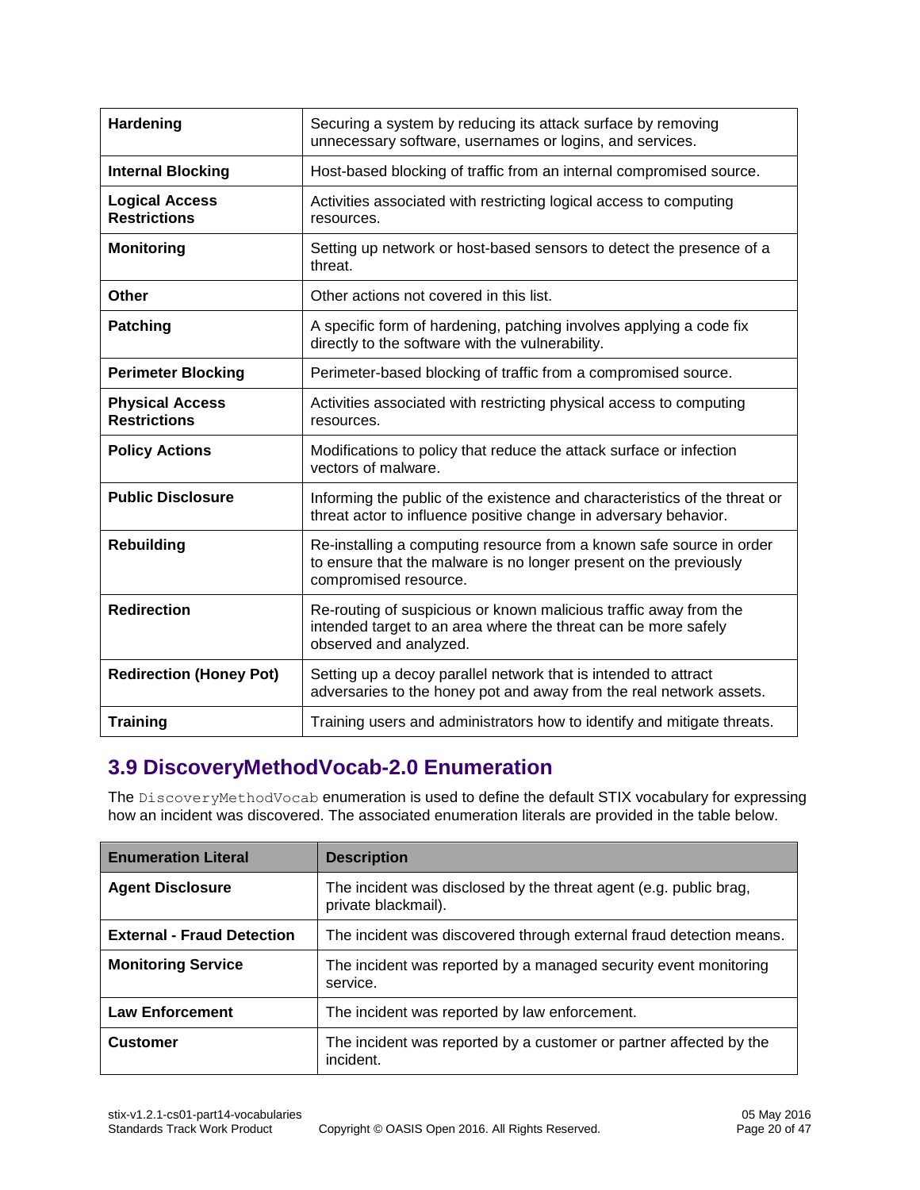| | |
|---|---|
| **Hardening** | Securing a system by reducing its attack surface by removing unnecessary software, usernames or logins, and services. |
| **Internal Blocking** | Host-based blocking of traffic from an internal compromised source. |
| **Logical Access Restrictions** | Activities associated with restricting logical access to computing resources. |
| **Monitoring** | Setting up network or host-based sensors to detect the presence of a threat. |
| **Other** | Other actions not covered in this list. |
| **Patching** | A specific form of hardening, patching involves applying a code fix directly to the software with the vulnerability. |
| **Perimeter Blocking** | Perimeter-based blocking of traffic from a compromised source. |
| **Physical Access Restrictions** | Activities associated with restricting physical access to computing resources. |
| **Policy Actions** | Modifications to policy that reduce the attack surface or infection vectors of malware. |
| **Public Disclosure** | Informing the public of the existence and characteristics of the threat or threat actor to influence positive change in adversary behavior. |
| **Rebuilding** | Re-installing a computing resource from a known safe source in order to ensure that the malware is no longer present on the previously compromised resource. |
| **Redirection** | Re-routing of suspicious or known malicious traffic away from the intended target to an area where the threat can be more safely observed and analyzed. |
| **Redirection (Honey Pot)** | Setting up a decoy parallel network that is intended to attract adversaries to the honey pot and away from the real network assets. |
| **Training** | Training users and administrators how to identify and mitigate threats. |

## 3.9 DiscoveryMethodVocab-2.0 Enumeration

The `DiscoveryMethodVocab` enumeration is used to define the default STIX vocabulary for expressing how an incident was discovered. The associated enumeration literals are provided in the table below.

| Enumeration Literal | Description |
|---|---|
| **Agent Disclosure** | The incident was disclosed by the threat agent (e.g. public brag, private blackmail). |
| **External - Fraud Detection** | The incident was discovered through external fraud detection means. |
| **Monitoring Service** | The incident was reported by a managed security event monitoring service. |
| **Law Enforcement** | The incident was reported by law enforcement. |
| **Customer** | The incident was reported by a customer or partner affected by the incident. |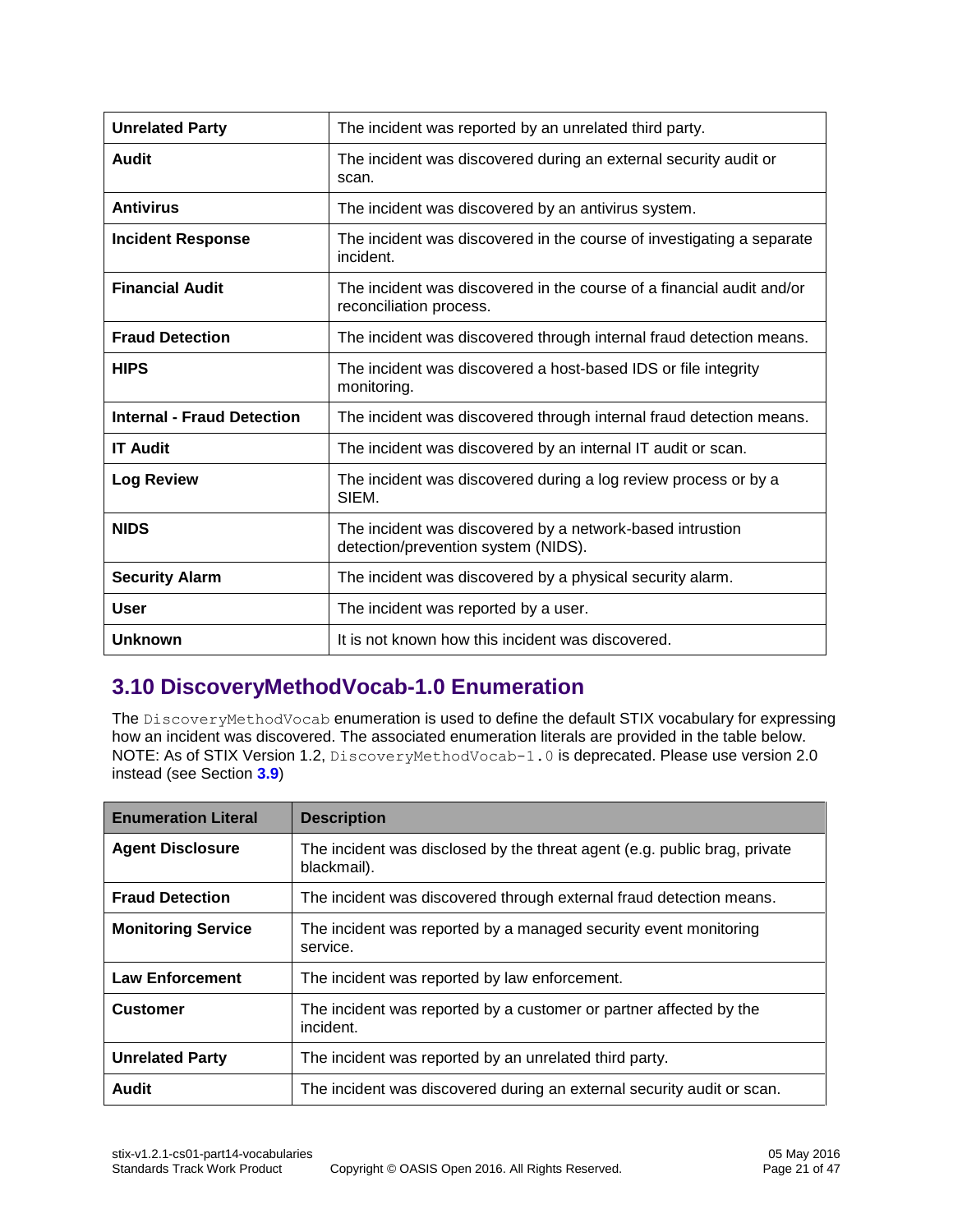| | |
|---|---|
| **Unrelated Party** | The incident was reported by an unrelated third party. |
| **Audit** | The incident was discovered during an external security audit or scan. |
| **Antivirus** | The incident was discovered by an antivirus system. |
| **Incident Response** | The incident was discovered in the course of investigating a separate incident. |
| **Financial Audit** | The incident was discovered in the course of a financial audit and/or reconciliation process. |
| **Fraud Detection** | The incident was discovered through internal fraud detection means. |
| **HIPS** | The incident was discovered a host-based IDS or file integrity monitoring. |
| **Internal - Fraud Detection** | The incident was discovered through internal fraud detection means. |
| **IT Audit** | The incident was discovered by an internal IT audit or scan. |
| **Log Review** | The incident was discovered during a log review process or by a SIEM. |
| **NIDS** | The incident was discovered by a network-based intrusion detection/prevention system (NIDS). |
| **Security Alarm** | The incident was discovered by a physical security alarm. |
| **User** | The incident was reported by a user. |
| **Unknown** | It is not known how this incident was discovered. |

## 3.10 DiscoveryMethodVocab-1.0 Enumeration

The `DiscoveryMethodVocab` enumeration is used to define the default STIX vocabulary for expressing how an incident was discovered. The associated enumeration literals are provided in the table below. NOTE: As of STIX Version 1.2, `DiscoveryMethodVocab-1.0` is deprecated. Please use version 2.0 instead (see Section **3.9**)

| Enumeration Literal | Description |
|---|---|
| **Agent Disclosure** | The incident was disclosed by the threat agent (e.g. public brag, private blackmail). |
| **Fraud Detection** | The incident was discovered through external fraud detection means. |
| **Monitoring Service** | The incident was reported by a managed security event monitoring service. |
| **Law Enforcement** | The incident was reported by law enforcement. |
| **Customer** | The incident was reported by a customer or partner affected by the incident. |
| **Unrelated Party** | The incident was reported by an unrelated third party. |
| **Audit** | The incident was discovered during an external security audit or scan. |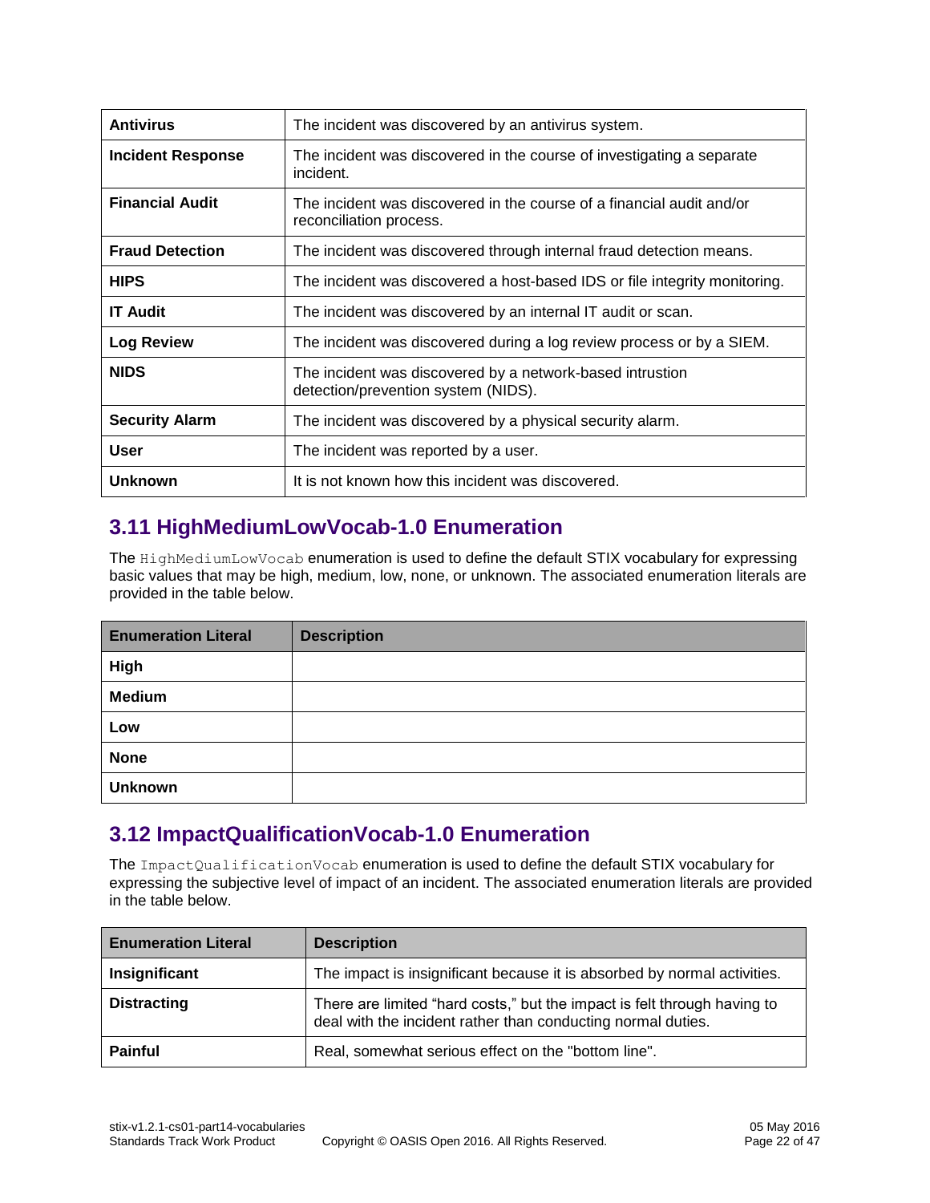| | |
|---|---|
| **Antivirus** | The incident was discovered by an antivirus system. |
| **Incident Response** | The incident was discovered in the course of investigating a separate incident. |
| **Financial Audit** | The incident was discovered in the course of a financial audit and/or reconciliation process. |
| **Fraud Detection** | The incident was discovered through internal fraud detection means. |
| **HIPS** | The incident was discovered a host-based IDS or file integrity monitoring. |
| **IT Audit** | The incident was discovered by an internal IT audit or scan. |
| **Log Review** | The incident was discovered during a log review process or by a SIEM. |
| **NIDS** | The incident was discovered by a network-based intrustion detection/prevention system (NIDS). |
| **Security Alarm** | The incident was discovered by a physical security alarm. |
| **User** | The incident was reported by a user. |
| **Unknown** | It is not known how this incident was discovered. |

## 3.11 HighMediumLowVocab-1.0 Enumeration

The `HighMediumLowVocab` enumeration is used to define the default STIX vocabulary for expressing basic values that may be high, medium, low, none, or unknown. The associated enumeration literals are provided in the table below.

| Enumeration Literal | Description |
|---|---|
| **High** | |
| **Medium** | |
| **Low** | |
| **None** | |
| **Unknown** | |

## 3.12 ImpactQualificationVocab-1.0 Enumeration

The `ImpactQualificationVocab` enumeration is used to define the default STIX vocabulary for expressing the subjective level of impact of an incident. The associated enumeration literals are provided in the table below.

| Enumeration Literal | Description |
|---|---|
| **Insignificant** | The impact is insignificant because it is absorbed by normal activities. |
| **Distracting** | There are limited “hard costs,” but the impact is felt through having to deal with the incident rather than conducting normal duties. |
| **Painful** | Real, somewhat serious effect on the "bottom line". |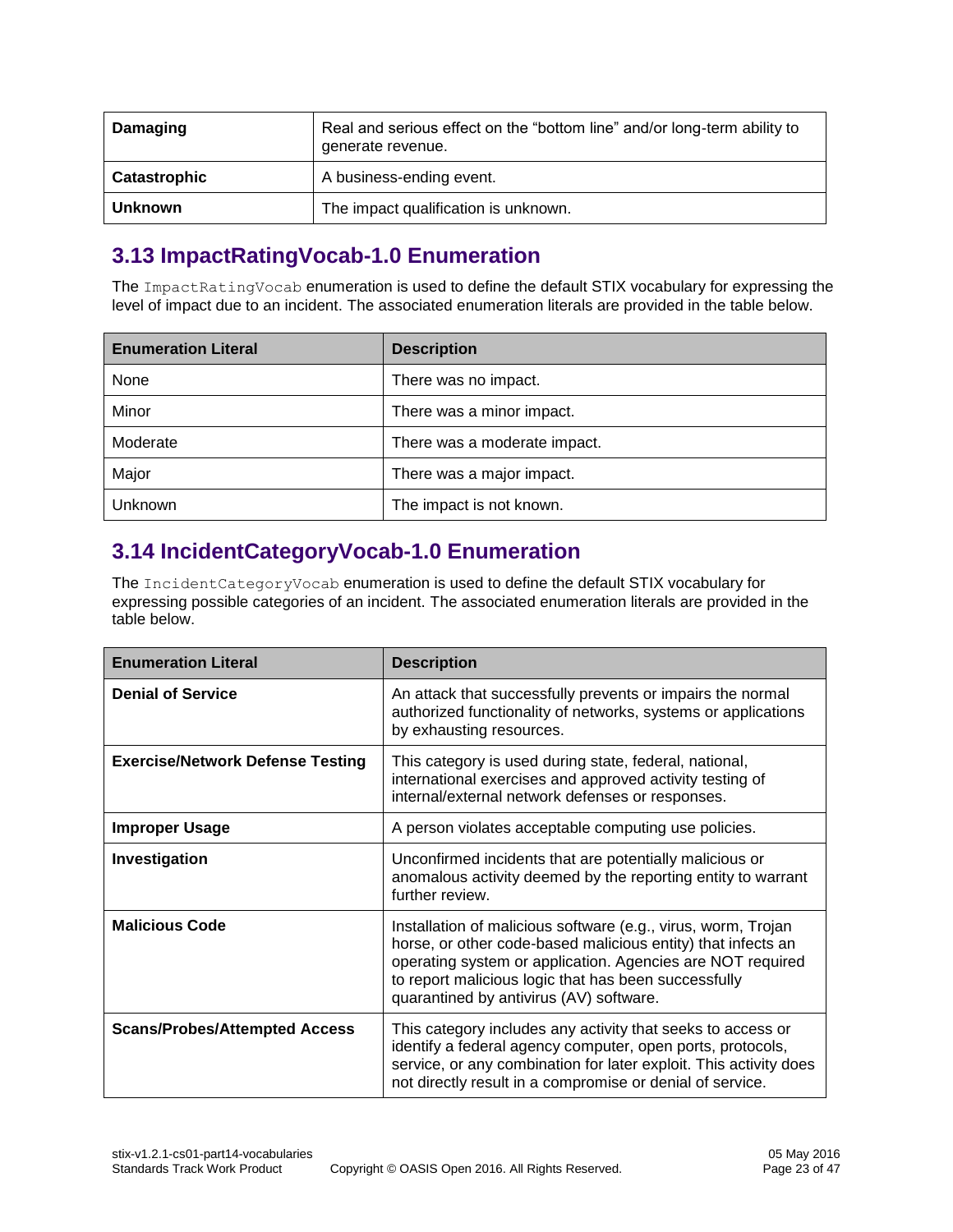| | |
|---|---|
| **Damaging** | Real and serious effect on the "bottom line" and/or long-term ability to generate revenue. |
| **Catastrophic** | A business-ending event. |
| **Unknown** | The impact qualification is unknown. |

## 3.13 ImpactRatingVocab-1.0 Enumeration

The `ImpactRatingVocab` enumeration is used to define the default STIX vocabulary for expressing the level of impact due to an incident. The associated enumeration literals are provided in the table below.

| Enumeration Literal | Description |
|---|---|
| None | There was no impact. |
| Minor | There was a minor impact. |
| Moderate | There was a moderate impact. |
| Major | There was a major impact. |
| Unknown | The impact is not known. |

## 3.14 IncidentCategoryVocab-1.0 Enumeration

The `IncidentCategoryVocab` enumeration is used to define the default STIX vocabulary for expressing possible categories of an incident. The associated enumeration literals are provided in the table below.

| Enumeration Literal | Description |
|---|---|
| **Denial of Service** | An attack that successfully prevents or impairs the normal authorized functionality of networks, systems or applications by exhausting resources. |
| **Exercise/Network Defense Testing** | This category is used during state, federal, national, international exercises and approved activity testing of internal/external network defenses or responses. |
| **Improper Usage** | A person violates acceptable computing use policies. |
| **Investigation** | Unconfirmed incidents that are potentially malicious or anomalous activity deemed by the reporting entity to warrant further review. |
| **Malicious Code** | Installation of malicious software (e.g., virus, worm, Trojan horse, or other code-based malicious entity) that infects an operating system or application. Agencies are NOT required to report malicious logic that has been successfully quarantined by antivirus (AV) software. |
| **Scans/Probes/Attempted Access** | This category includes any activity that seeks to access or identify a federal agency computer, open ports, protocols, service, or any combination for later exploit. This activity does not directly result in a compromise or denial of service. |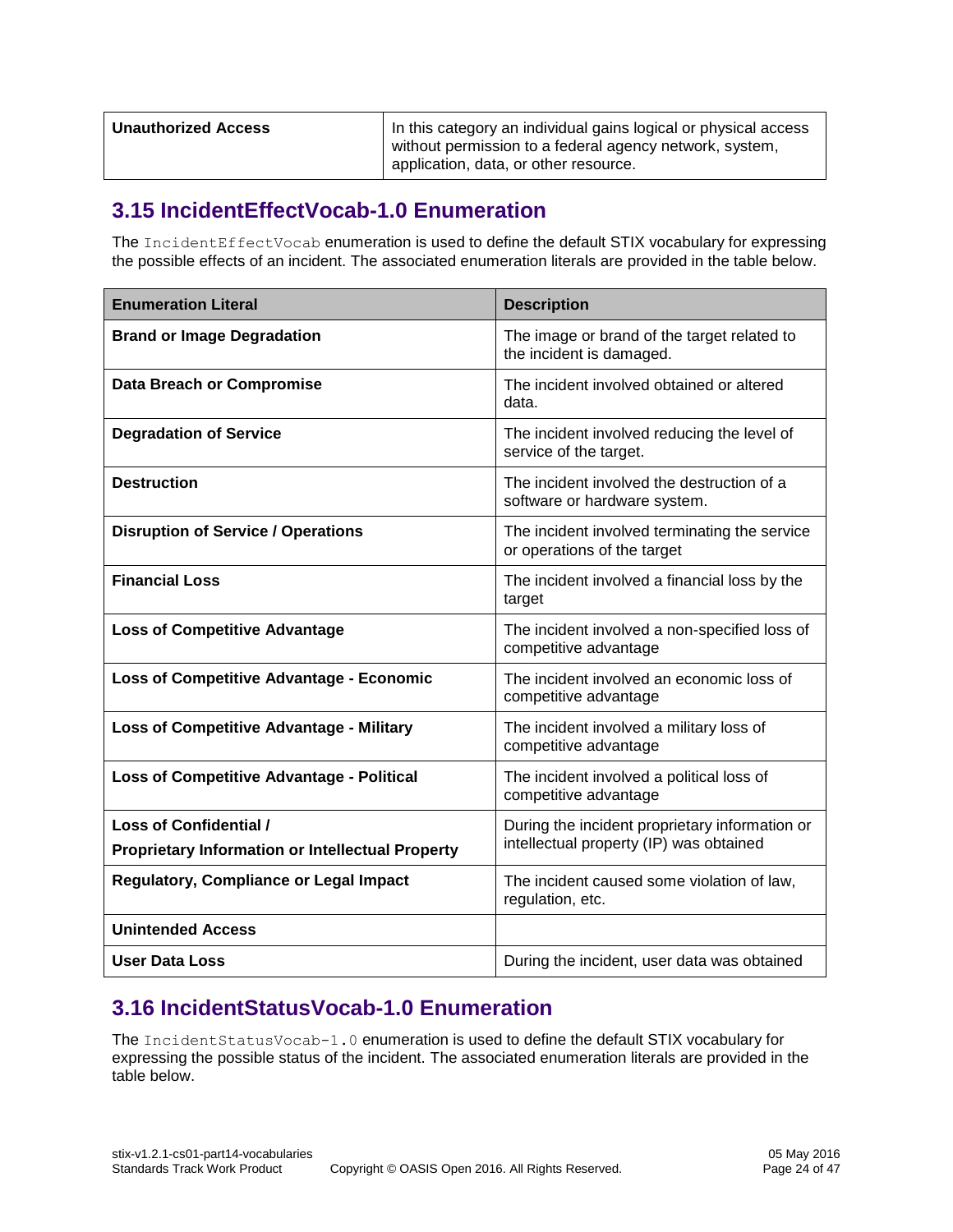| | |
|---|---|
| **Unauthorized Access** | In this category an individual gains logical or physical access without permission to a federal agency network, system, application, data, or other resource. |

## 3.15 IncidentEffectVocab-1.0 Enumeration

The `IncidentEffectVocab` enumeration is used to define the default STIX vocabulary for expressing the possible effects of an incident. The associated enumeration literals are provided in the table below.

| Enumeration Literal | Description |
|---|---|
| **Brand or Image Degradation** | The image or brand of the target related to the incident is damaged. |
| **Data Breach or Compromise** | The incident involved obtained or altered data. |
| **Degradation of Service** | The incident involved reducing the level of service of the target. |
| **Destruction** | The incident involved the destruction of a software or hardware system. |
| **Disruption of Service / Operations** | The incident involved terminating the service or operations of the target |
| **Financial Loss** | The incident involved a financial loss by the target |
| **Loss of Competitive Advantage** | The incident involved a non-specified loss of competitive advantage |
| **Loss of Competitive Advantage - Economic** | The incident involved an economic loss of competitive advantage |
| **Loss of Competitive Advantage - Military** | The incident involved a military loss of competitive advantage |
| **Loss of Competitive Advantage - Political** | The incident involved a political loss of competitive advantage |
| **Loss of Confidential / Proprietary Information or Intellectual Property** | During the incident proprietary information or intellectual property (IP) was obtained |
| **Regulatory, Compliance or Legal Impact** | The incident caused some violation of law, regulation, etc. |
| **Unintended Access** | |
| **User Data Loss** | During the incident, user data was obtained |

## 3.16 IncidentStatusVocab-1.0 Enumeration

The `IncidentStatusVocab-1.0` enumeration is used to define the default STIX vocabulary for expressing the possible status of the incident. The associated enumeration literals are provided in the table below.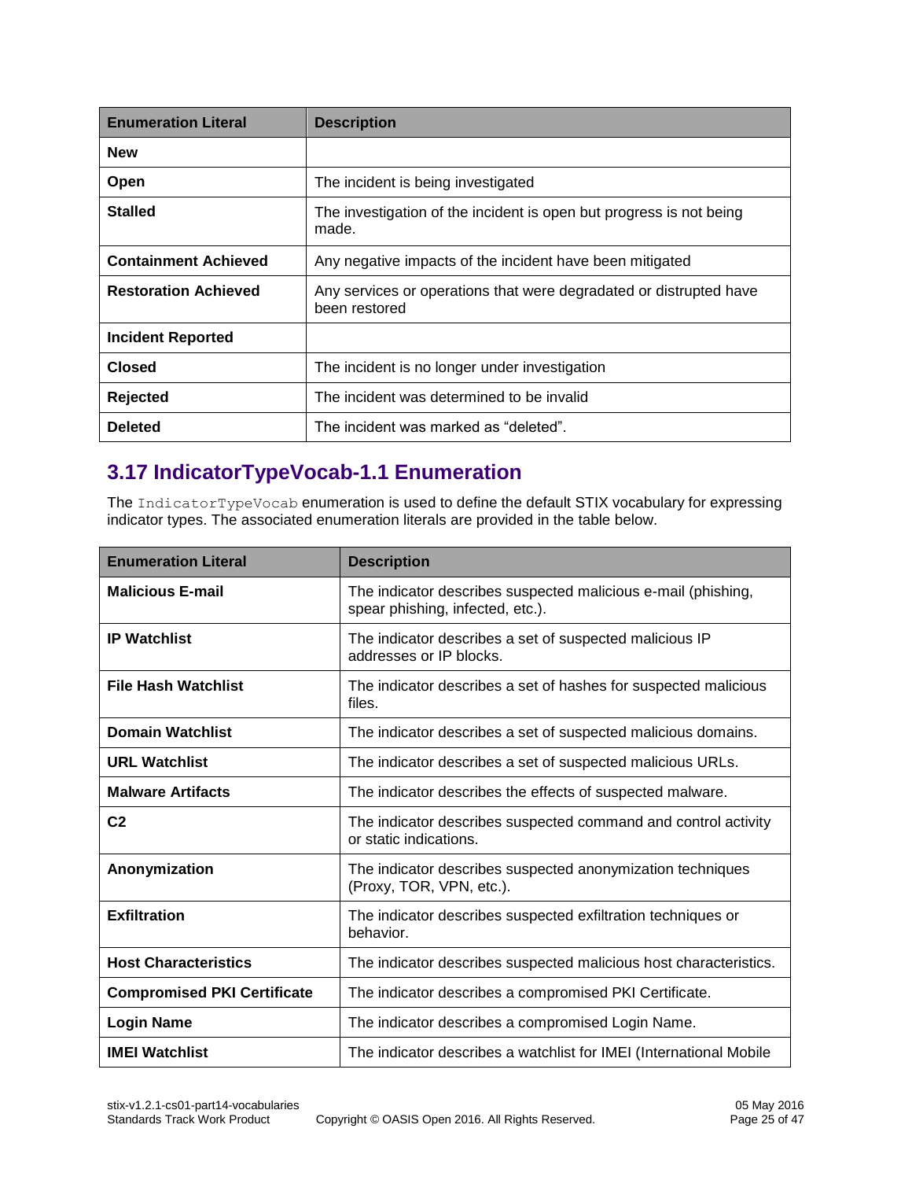| Enumeration Literal | Description |
|---|---|
| **New** | |
| **Open** | The incident is being investigated |
| **Stalled** | The investigation of the incident is open but progress is not being made. |
| **Containment Achieved** | Any negative impacts of the incident have been mitigated |
| **Restoration Achieved** | Any services or operations that were degradated or distrupted have been restored |
| **Incident Reported** | |
| **Closed** | The incident is no longer under investigation |
| **Rejected** | The incident was determined to be invalid |
| **Deleted** | The incident was marked as “deleted”. |

## 3.17 IndicatorTypeVocab-1.1 Enumeration

The `IndicatorTypeVocab` enumeration is used to define the default STIX vocabulary for expressing indicator types. The associated enumeration literals are provided in the table below.

| Enumeration Literal | Description |
|---|---|
| **Malicious E-mail** | The indicator describes suspected malicious e-mail (phishing, spear phishing, infected, etc.). |
| **IP Watchlist** | The indicator describes a set of suspected malicious IP addresses or IP blocks. |
| **File Hash Watchlist** | The indicator describes a set of hashes for suspected malicious files. |
| **Domain Watchlist** | The indicator describes a set of suspected malicious domains. |
| **URL Watchlist** | The indicator describes a set of suspected malicious URLs. |
| **Malware Artifacts** | The indicator describes the effects of suspected malware. |
| **C2** | The indicator describes suspected command and control activity or static indications. |
| **Anonymization** | The indicator describes suspected anonymization techniques (Proxy, TOR, VPN, etc.). |
| **Exfiltration** | The indicator describes suspected exfiltration techniques or behavior. |
| **Host Characteristics** | The indicator describes suspected malicious host characteristics. |
| **Compromised PKI Certificate** | The indicator describes a compromised PKI Certificate. |
| **Login Name** | The indicator describes a compromised Login Name. |
| **IMEI Watchlist** | The indicator describes a watchlist for IMEI (International Mobile |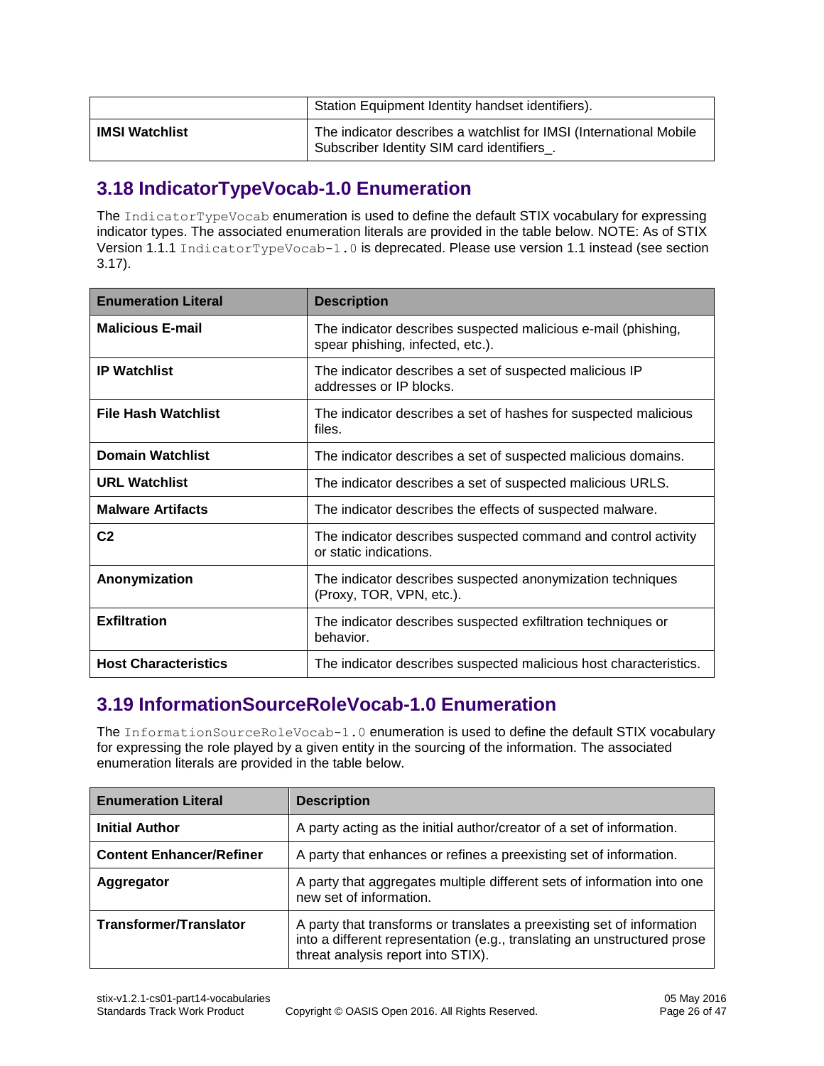| | |
|---|---|
| | Station Equipment Identity handset identifiers). |
| **IMSI Watchlist** | The indicator describes a watchlist for IMSI (International Mobile Subscriber Identity SIM card identifiers_. |

## 3.18 IndicatorTypeVocab-1.0 Enumeration

The `IndicatorTypeVocab` enumeration is used to define the default STIX vocabulary for expressing indicator types. The associated enumeration literals are provided in the table below. NOTE: As of STIX Version 1.1.1 `IndicatorTypeVocab-1.0` is deprecated. Please use version 1.1 instead (see section 3.17).

| Enumeration Literal | Description |
|---|---|
| **Malicious E-mail** | The indicator describes suspected malicious e-mail (phishing, spear phishing, infected, etc.). |
| **IP Watchlist** | The indicator describes a set of suspected malicious IP addresses or IP blocks. |
| **File Hash Watchlist** | The indicator describes a set of hashes for suspected malicious files. |
| **Domain Watchlist** | The indicator describes a set of suspected malicious domains. |
| **URL Watchlist** | The indicator describes a set of suspected malicious URLS. |
| **Malware Artifacts** | The indicator describes the effects of suspected malware. |
| **C2** | The indicator describes suspected command and control activity or static indications. |
| **Anonymization** | The indicator describes suspected anonymization techniques (Proxy, TOR, VPN, etc.). |
| **Exfiltration** | The indicator describes suspected exfiltration techniques or behavior. |
| **Host Characteristics** | The indicator describes suspected malicious host characteristics. |

## 3.19 InformationSourceRoleVocab-1.0 Enumeration

The `InformationSourceRoleVocab-1.0` enumeration is used to define the default STIX vocabulary for expressing the role played by a given entity in the sourcing of the information. The associated enumeration literals are provided in the table below.

| Enumeration Literal | Description |
|---|---|
| **Initial Author** | A party acting as the initial author/creator of a set of information. |
| **Content Enhancer/Refiner** | A party that enhances or refines a preexisting set of information. |
| **Aggregator** | A party that aggregates multiple different sets of information into one new set of information. |
| **Transformer/Translator** | A party that transforms or translates a preexisting set of information into a different representation (e.g., translating an unstructured prose threat analysis report into STIX). |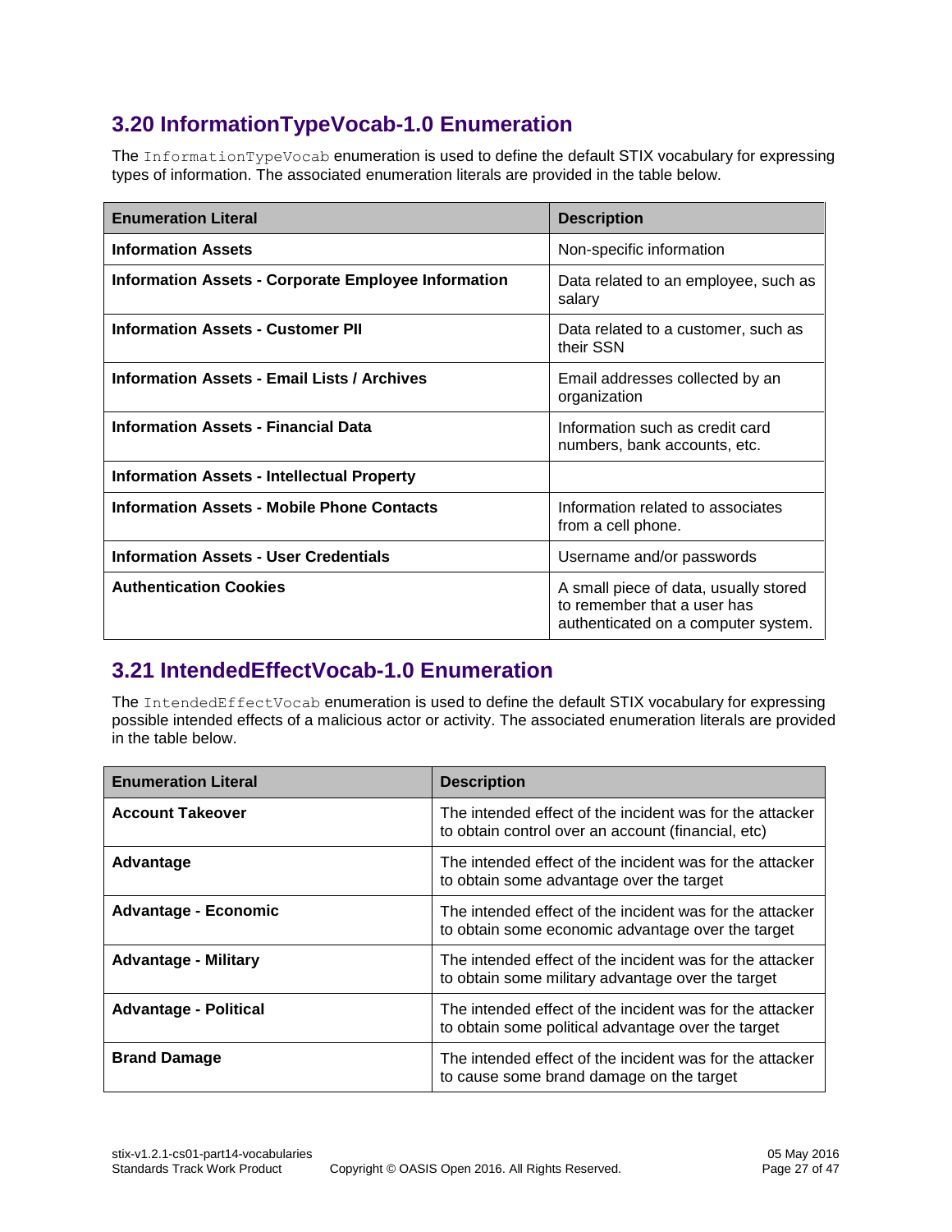## 3.20 InformationTypeVocab-1.0 Enumeration

The `InformationTypeVocab` enumeration is used to define the default STIX vocabulary for expressing types of information. The associated enumeration literals are provided in the table below.

| Enumeration Literal | Description |
|---|---|
| **Information Assets** | Non-specific information |
| **Information Assets - Corporate Employee Information** | Data related to an employee, such as salary |
| **Information Assets - Customer PII** | Data related to a customer, such as their SSN |
| **Information Assets - Email Lists / Archives** | Email addresses collected by an organization |
| **Information Assets - Financial Data** | Information such as credit card numbers, bank accounts, etc. |
| **Information Assets - Intellectual Property** | |
| **Information Assets - Mobile Phone Contacts** | Information related to associates from a cell phone. |
| **Information Assets - User Credentials** | Username and/or passwords |
| **Authentication Cookies** | A small piece of data, usually stored to remember that a user has authenticated on a computer system. |

## 3.21 IntendedEffectVocab-1.0 Enumeration

The `IntendedEffectVocab` enumeration is used to define the default STIX vocabulary for expressing possible intended effects of a malicious actor or activity. The associated enumeration literals are provided in the table below.

| Enumeration Literal | Description |
|---|---|
| **Account Takeover** | The intended effect of the incident was for the attacker to obtain control over an account (financial, etc) |
| **Advantage** | The intended effect of the incident was for the attacker to obtain some advantage over the target |
| **Advantage - Economic** | The intended effect of the incident was for the attacker to obtain some economic advantage over the target |
| **Advantage - Military** | The intended effect of the incident was for the attacker to obtain some military advantage over the target |
| **Advantage - Political** | The intended effect of the incident was for the attacker to obtain some political advantage over the target |
| **Brand Damage** | The intended effect of the incident was for the attacker to cause some brand damage on the target |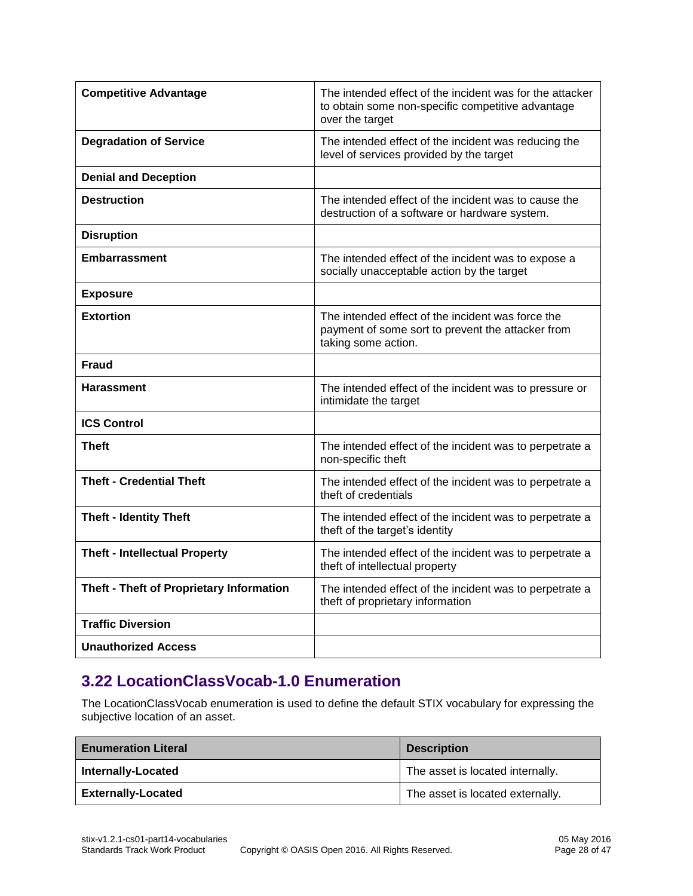| | |
|---|---|
| **Competitive Advantage** | The intended effect of the incident was for the attacker to obtain some non-specific competitive advantage over the target |
| **Degradation of Service** | The intended effect of the incident was reducing the level of services provided by the target |
| **Denial and Deception** | |
| **Destruction** | The intended effect of the incident was to cause the destruction of a software or hardware system. |
| **Disruption** | |
| **Embarrassment** | The intended effect of the incident was to expose a socially unacceptable action by the target |
| **Exposure** | |
| **Extortion** | The intended effect of the incident was force the payment of some sort to prevent the attacker from taking some action. |
| **Fraud** | |
| **Harassment** | The intended effect of the incident was to pressure or intimidate the target |
| **ICS Control** | |
| **Theft** | The intended effect of the incident was to perpetrate a non-specific theft |
| **Theft - Credential Theft** | The intended effect of the incident was to perpetrate a theft of credentials |
| **Theft - Identity Theft** | The intended effect of the incident was to perpetrate a theft of the target's identity |
| **Theft - Intellectual Property** | The intended effect of the incident was to perpetrate a theft of intellectual property |
| **Theft - Theft of Proprietary Information** | The intended effect of the incident was to perpetrate a theft of proprietary information |
| **Traffic Diversion** | |
| **Unauthorized Access** | |

## 3.22 LocationClassVocab-1.0 Enumeration

The LocationClassVocab enumeration is used to define the default STIX vocabulary for expressing the subjective location of an asset.

| Enumeration Literal | Description |
|---|---|
| **Internally-Located** | The asset is located internally. |
| **Externally-Located** | The asset is located externally. |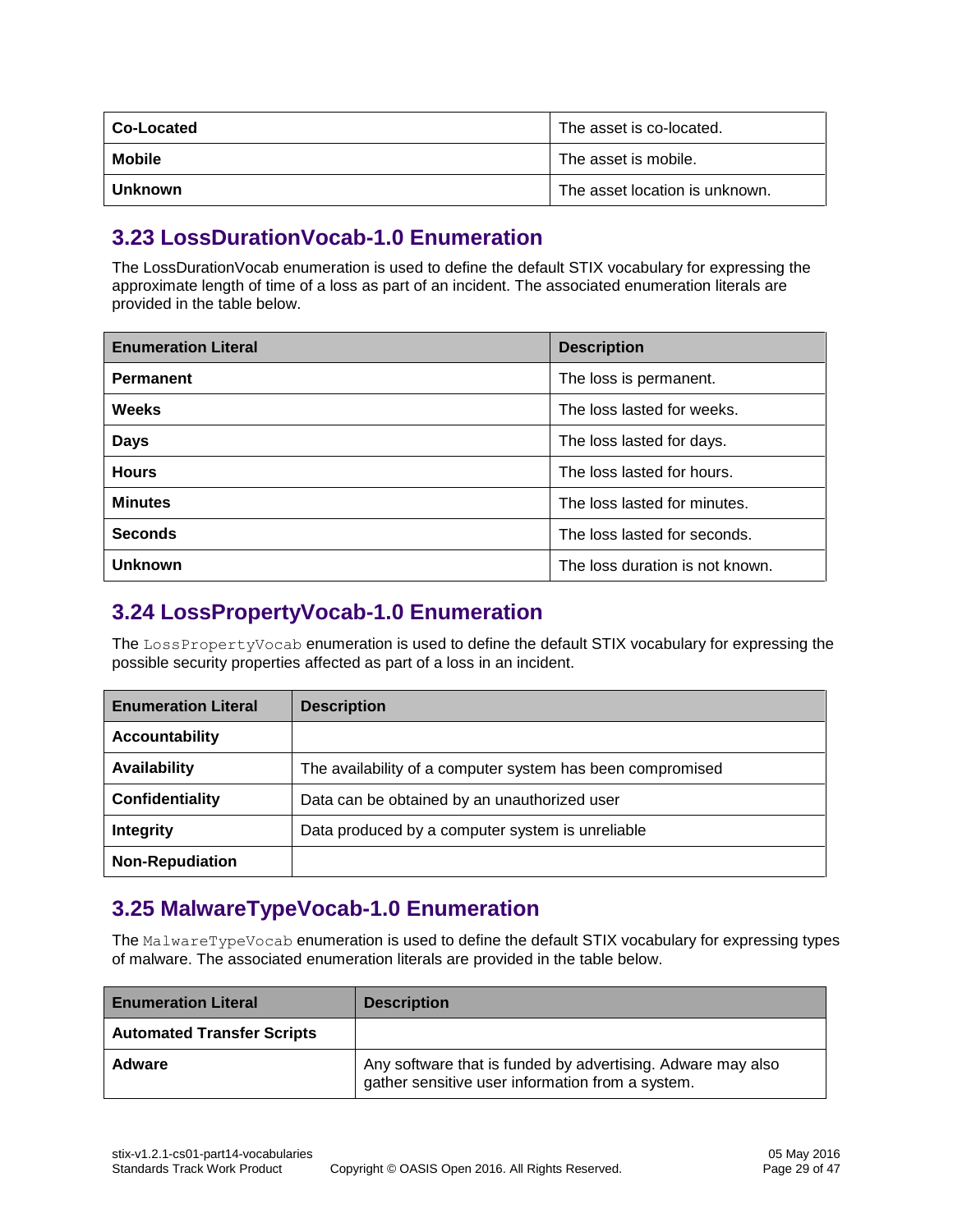| | |
|---|---|
| **Co-Located** | The asset is co-located. |
| **Mobile** | The asset is mobile. |
| **Unknown** | The asset location is unknown. |

## 3.23 LossDurationVocab-1.0 Enumeration

The LossDurationVocab enumeration is used to define the default STIX vocabulary for expressing the approximate length of time of a loss as part of an incident. The associated enumeration literals are provided in the table below.

| Enumeration Literal | Description |
|---|---|
| **Permanent** | The loss is permanent. |
| **Weeks** | The loss lasted for weeks. |
| **Days** | The loss lasted for days. |
| **Hours** | The loss lasted for hours. |
| **Minutes** | The loss lasted for minutes. |
| **Seconds** | The loss lasted for seconds. |
| **Unknown** | The loss duration is not known. |

## 3.24 LossPropertyVocab-1.0 Enumeration

The `LossPropertyVocab` enumeration is used to define the default STIX vocabulary for expressing the possible security properties affected as part of a loss in an incident.

| Enumeration Literal | Description |
|---|---|
| **Accountability** | |
| **Availability** | The availability of a computer system has been compromised |
| **Confidentiality** | Data can be obtained by an unauthorized user |
| **Integrity** | Data produced by a computer system is unreliable |
| **Non-Repudiation** | |

## 3.25 MalwareTypeVocab-1.0 Enumeration

The `MalwareTypeVocab` enumeration is used to define the default STIX vocabulary for expressing types of malware. The associated enumeration literals are provided in the table below.

| Enumeration Literal | Description |
|---|---|
| **Automated Transfer Scripts** | |
| **Adware** | Any software that is funded by advertising. Adware may also gather sensitive user information from a system. |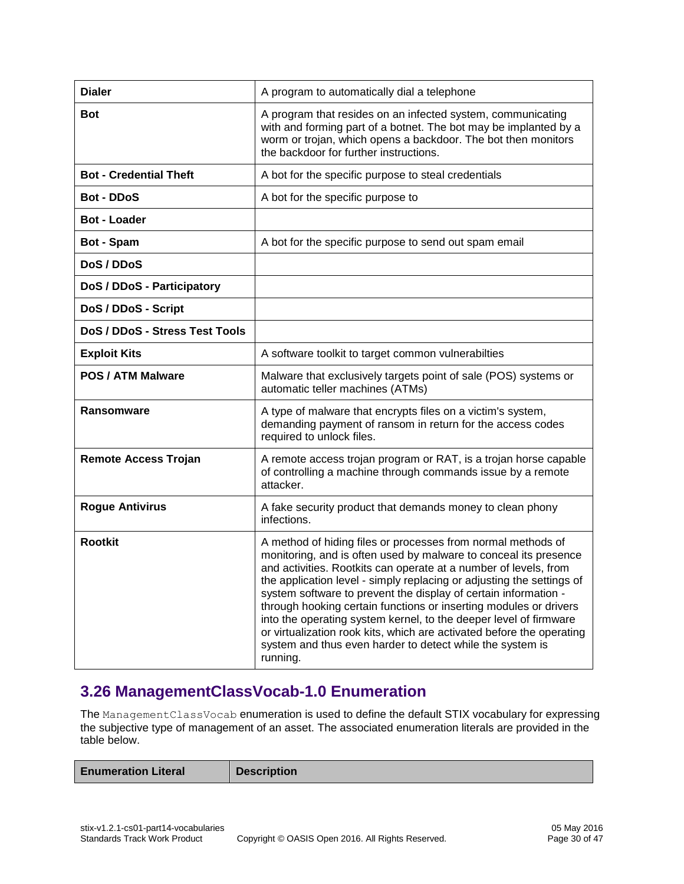| | |
|---|---|
| **Dialer** | A program to automatically dial a telephone |
| **Bot** | A program that resides on an infected system, communicating with and forming part of a botnet. The bot may be implanted by a worm or trojan, which opens a backdoor. The bot then monitors the backdoor for further instructions. |
| **Bot - Credential Theft** | A bot for the specific purpose to steal credentials |
| **Bot - DDoS** | A bot for the specific purpose to |
| **Bot - Loader** | |
| **Bot - Spam** | A bot for the specific purpose to send out spam email |
| **DoS / DDoS** | |
| **DoS / DDoS - Participatory** | |
| **DoS / DDoS - Script** | |
| **DoS / DDoS - Stress Test Tools** | |
| **Exploit Kits** | A software toolkit to target common vulnerabilties |
| **POS / ATM Malware** | Malware that exclusively targets point of sale (POS) systems or automatic teller machines (ATMs) |
| **Ransomware** | A type of malware that encrypts files on a victim's system, demanding payment of ransom in return for the access codes required to unlock files. |
| **Remote Access Trojan** | A remote access trojan program or RAT, is a trojan horse capable of controlling a machine through commands issue by a remote attacker. |
| **Rogue Antivirus** | A fake security product that demands money to clean phony infections. |
| **Rootkit** | A method of hiding files or processes from normal methods of monitoring, and is often used by malware to conceal its presence and activities. Rootkits can operate at a number of levels, from the application level - simply replacing or adjusting the settings of system software to prevent the display of certain information - through hooking certain functions or inserting modules or drivers into the operating system kernel, to the deeper level of firmware or virtualization rook kits, which are activated before the operating system and thus even harder to detect while the system is running. |

## 3.26 ManagementClassVocab-1.0 Enumeration

The `ManagementClassVocab` enumeration is used to define the default STIX vocabulary for expressing the subjective type of management of an asset. The associated enumeration literals are provided in the table below.

| Enumeration Literal | Description |
|---|---|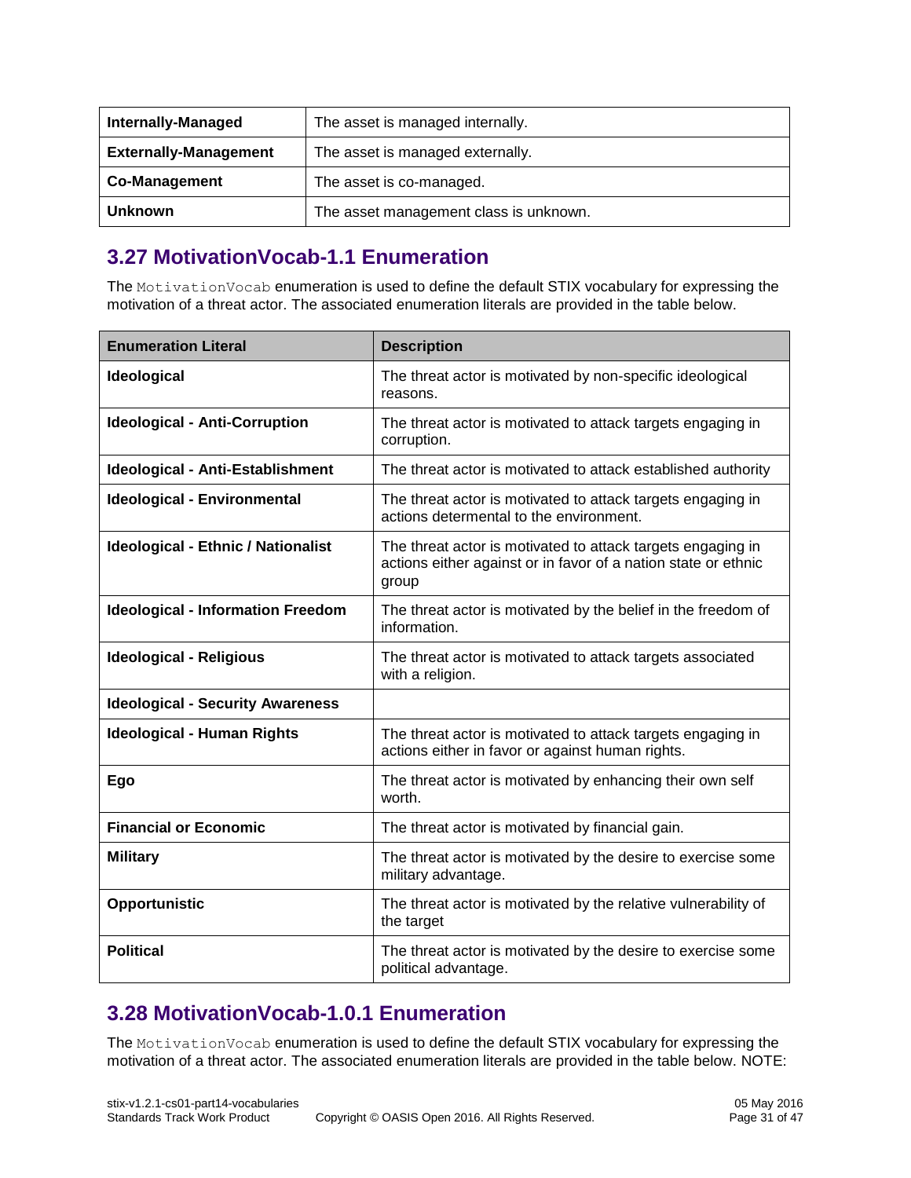| | |
|---|---|
| **Internally-Managed** | The asset is managed internally. |
| **Externally-Management** | The asset is managed externally. |
| **Co-Management** | The asset is co-managed. |
| **Unknown** | The asset management class is unknown. |

## 3.27 MotivationVocab-1.1 Enumeration

The `MotivationVocab` enumeration is used to define the default STIX vocabulary for expressing the motivation of a threat actor. The associated enumeration literals are provided in the table below.

| Enumeration Literal | Description |
|---|---|
| **Ideological** | The threat actor is motivated by non-specific ideological reasons. |
| **Ideological - Anti-Corruption** | The threat actor is motivated to attack targets engaging in corruption. |
| **Ideological - Anti-Establishment** | The threat actor is motivated to attack established authority |
| **Ideological - Environmental** | The threat actor is motivated to attack targets engaging in actions determental to the environment. |
| **Ideological - Ethnic / Nationalist** | The threat actor is motivated to attack targets engaging in actions either against or in favor of a nation state or ethnic group |
| **Ideological - Information Freedom** | The threat actor is motivated by the belief in the freedom of information. |
| **Ideological - Religious** | The threat actor is motivated to attack targets associated with a religion. |
| **Ideological - Security Awareness** | |
| **Ideological - Human Rights** | The threat actor is motivated to attack targets engaging in actions either in favor or against human rights. |
| **Ego** | The threat actor is motivated by enhancing their own self worth. |
| **Financial or Economic** | The threat actor is motivated by financial gain. |
| **Military** | The threat actor is motivated by the desire to exercise some military advantage. |
| **Opportunistic** | The threat actor is motivated by the relative vulnerability of the target |
| **Political** | The threat actor is motivated by the desire to exercise some political advantage. |

## 3.28 MotivationVocab-1.0.1 Enumeration

The `MotivationVocab` enumeration is used to define the default STIX vocabulary for expressing the motivation of a threat actor. The associated enumeration literals are provided in the table below. NOTE: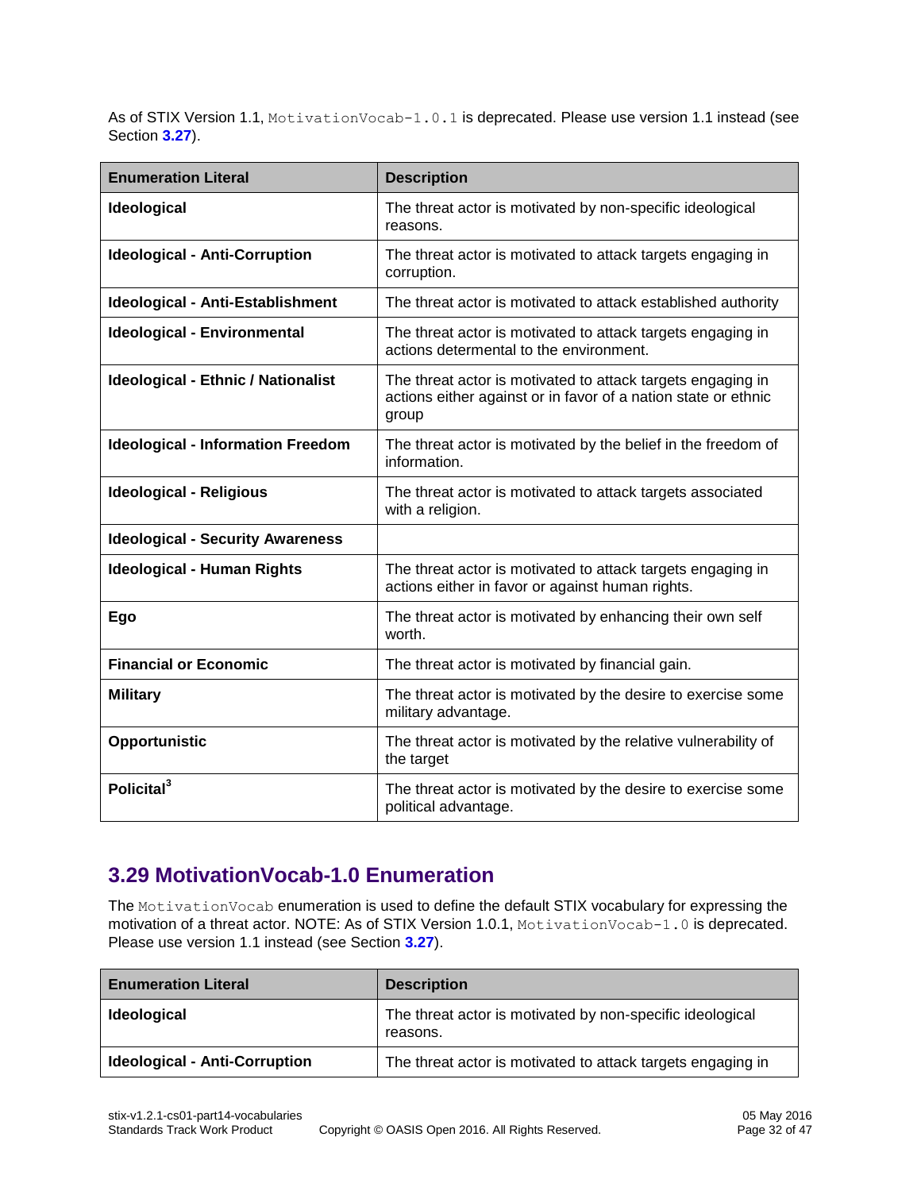As of STIX Version 1.1, `MotivationVocab-1.0.1` is deprecated. Please use version 1.1 instead (see Section **3.27**).

| Enumeration Literal | Description |
|---|---|
| **Ideological** | The threat actor is motivated by non-specific ideological reasons. |
| **Ideological - Anti-Corruption** | The threat actor is motivated to attack targets engaging in corruption. |
| **Ideological - Anti-Establishment** | The threat actor is motivated to attack established authority |
| **Ideological - Environmental** | The threat actor is motivated to attack targets engaging in actions determental to the environment. |
| **Ideological - Ethnic / Nationalist** | The threat actor is motivated to attack targets engaging in actions either against or in favor of a nation state or ethnic group |
| **Ideological - Information Freedom** | The threat actor is motivated by the belief in the freedom of information. |
| **Ideological - Religious** | The threat actor is motivated to attack targets associated with a religion. |
| **Ideological - Security Awareness** | |
| **Ideological - Human Rights** | The threat actor is motivated to attack targets engaging in actions either in favor or against human rights. |
| **Ego** | The threat actor is motivated by enhancing their own self worth. |
| **Financial or Economic** | The threat actor is motivated by financial gain. |
| **Military** | The threat actor is motivated by the desire to exercise some military advantage. |
| **Opportunistic** | The threat actor is motivated by the relative vulnerability of the target |
| **Policital**[3] | The threat actor is motivated by the desire to exercise some political advantage. |

## 3.29 MotivationVocab-1.0 Enumeration

The `MotivationVocab` enumeration is used to define the default STIX vocabulary for expressing the motivation of a threat actor. NOTE: As of STIX Version 1.0.1, `MotivationVocab-1.0` is deprecated. Please use version 1.1 instead (see Section **3.27**).

| Enumeration Literal | Description |
|---|---|
| **Ideological** | The threat actor is motivated by non-specific ideological reasons. |
| **Ideological - Anti-Corruption** | The threat actor is motivated to attack targets engaging in |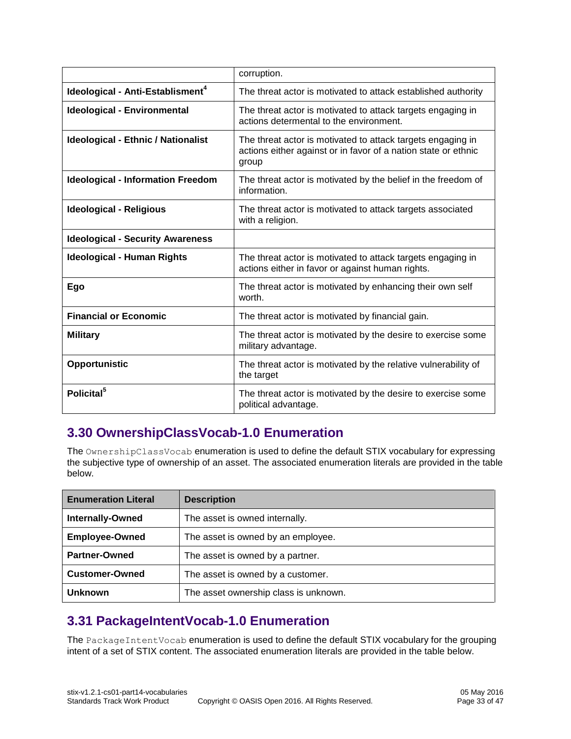| | |
|---|---|
| | corruption. |
| **Ideological - Anti-Establisment**[4] | The threat actor is motivated to attack established authority |
| **Ideological - Environmental** | The threat actor is motivated to attack targets engaging in actions determental to the environment. |
| **Ideological - Ethnic / Nationalist** | The threat actor is motivated to attack targets engaging in actions either against or in favor of a nation state or ethnic group |
| **Ideological - Information Freedom** | The threat actor is motivated by the belief in the freedom of information. |
| **Ideological - Religious** | The threat actor is motivated to attack targets associated with a religion. |
| **Ideological - Security Awareness** | |
| **Ideological - Human Rights** | The threat actor is motivated to attack targets engaging in actions either in favor or against human rights. |
| **Ego** | The threat actor is motivated by enhancing their own self worth. |
| **Financial or Economic** | The threat actor is motivated by financial gain. |
| **Military** | The threat actor is motivated by the desire to exercise some military advantage. |
| **Opportunistic** | The threat actor is motivated by the relative vulnerability of the target |
| **Policital**[5] | The threat actor is motivated by the desire to exercise some political advantage. |

## 3.30 OwnershipClassVocab-1.0 Enumeration

The `OwnershipClassVocab` enumeration is used to define the default STIX vocabulary for expressing the subjective type of ownership of an asset. The associated enumeration literals are provided in the table below.

| Enumeration Literal | Description |
|---|---|
| **Internally-Owned** | The asset is owned internally. |
| **Employee-Owned** | The asset is owned by an employee. |
| **Partner-Owned** | The asset is owned by a partner. |
| **Customer-Owned** | The asset is owned by a customer. |
| **Unknown** | The asset ownership class is unknown. |

## 3.31 PackageIntentVocab-1.0 Enumeration

The `PackageIntentVocab` enumeration is used to define the default STIX vocabulary for the grouping intent of a set of STIX content. The associated enumeration literals are provided in the table below.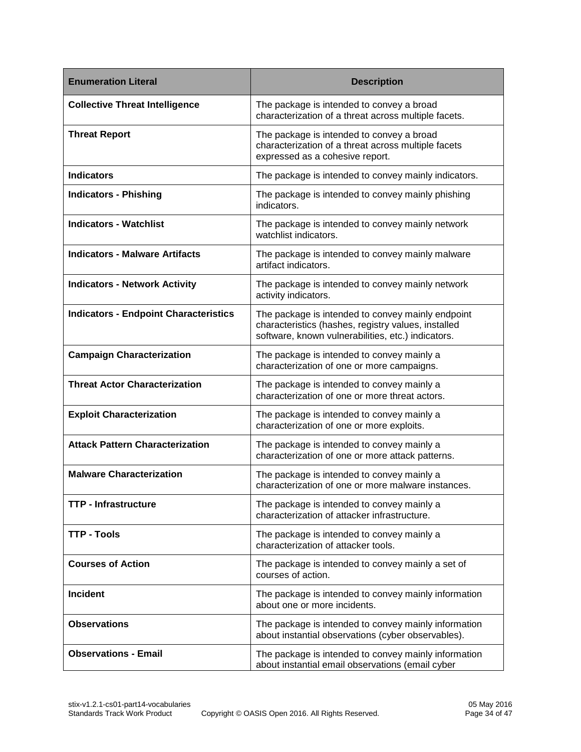| Enumeration Literal | Description |
| --- | --- |
| **Collective Threat Intelligence** | The package is intended to convey a broad characterization of a threat across multiple facets. |
| **Threat Report** | The package is intended to convey a broad characterization of a threat across multiple facets expressed as a cohesive report. |
| **Indicators** | The package is intended to convey mainly indicators. |
| **Indicators - Phishing** | The package is intended to convey mainly phishing indicators. |
| **Indicators - Watchlist** | The package is intended to convey mainly network watchlist indicators. |
| **Indicators - Malware Artifacts** | The package is intended to convey mainly malware artifact indicators. |
| **Indicators - Network Activity** | The package is intended to convey mainly network activity indicators. |
| **Indicators - Endpoint Characteristics** | The package is intended to convey mainly endpoint characteristics (hashes, registry values, installed software, known vulnerabilities, etc.) indicators. |
| **Campaign Characterization** | The package is intended to convey mainly a characterization of one or more campaigns. |
| **Threat Actor Characterization** | The package is intended to convey mainly a characterization of one or more threat actors. |
| **Exploit Characterization** | The package is intended to convey mainly a characterization of one or more exploits. |
| **Attack Pattern Characterization** | The package is intended to convey mainly a characterization of one or more attack patterns. |
| **Malware Characterization** | The package is intended to convey mainly a characterization of one or more malware instances. |
| **TTP - Infrastructure** | The package is intended to convey mainly a characterization of attacker infrastructure. |
| **TTP - Tools** | The package is intended to convey mainly a characterization of attacker tools. |
| **Courses of Action** | The package is intended to convey mainly a set of courses of action. |
| **Incident** | The package is intended to convey mainly information about one or more incidents. |
| **Observations** | The package is intended to convey mainly information about instantial observations (cyber observables). |
| **Observations - Email** | The package is intended to convey mainly information about instantial email observations (email cyber |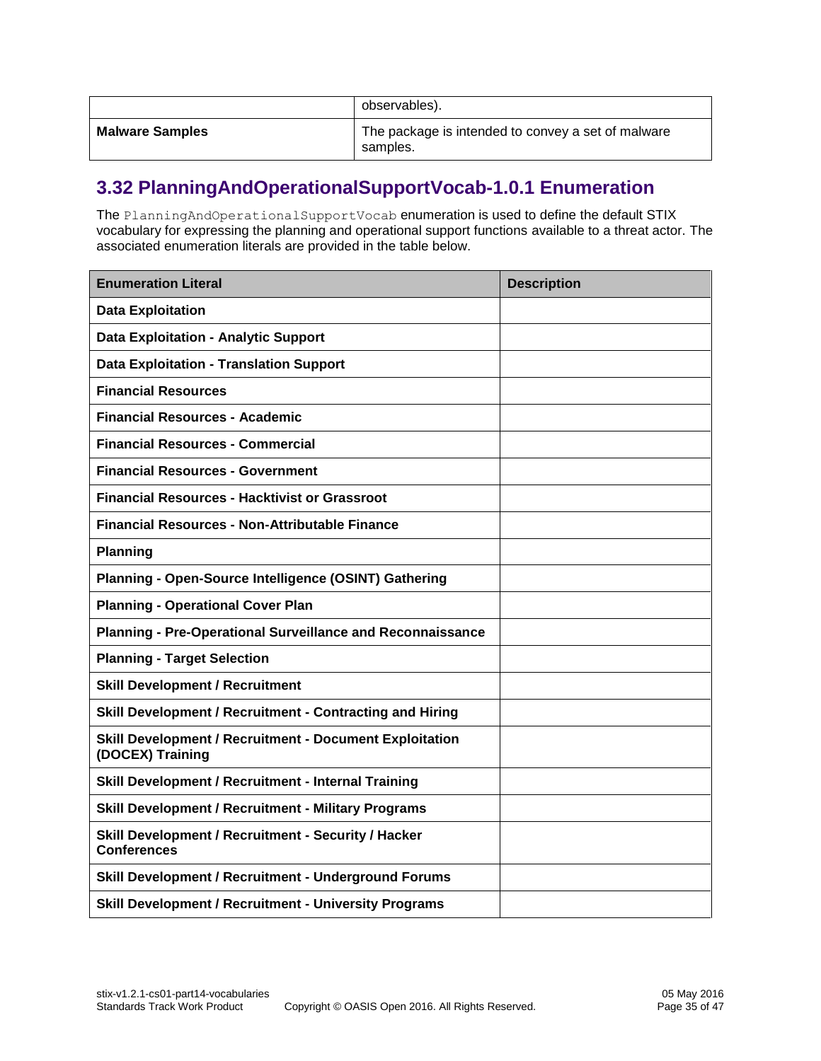| | |
|---|---|
| | observables). |
| **Malware Samples** | The package is intended to convey a set of malware samples. |

## 3.32 PlanningAndOperationalSupportVocab-1.0.1 Enumeration

The `PlanningAndOperationalSupportVocab` enumeration is used to define the default STIX vocabulary for expressing the planning and operational support functions available to a threat actor. The associated enumeration literals are provided in the table below.

| Enumeration Literal | Description |
|---|---|
| **Data Exploitation** | |
| **Data Exploitation - Analytic Support** | |
| **Data Exploitation - Translation Support** | |
| **Financial Resources** | |
| **Financial Resources - Academic** | |
| **Financial Resources - Commercial** | |
| **Financial Resources - Government** | |
| **Financial Resources - Hacktivist or Grassroot** | |
| **Financial Resources - Non-Attributable Finance** | |
| **Planning** | |
| **Planning - Open-Source Intelligence (OSINT) Gathering** | |
| **Planning - Operational Cover Plan** | |
| **Planning - Pre-Operational Surveillance and Reconnaissance** | |
| **Planning - Target Selection** | |
| **Skill Development / Recruitment** | |
| **Skill Development / Recruitment - Contracting and Hiring** | |
| **Skill Development / Recruitment - Document Exploitation (DOCEX) Training** | |
| **Skill Development / Recruitment - Internal Training** | |
| **Skill Development / Recruitment - Military Programs** | |
| **Skill Development / Recruitment - Security / Hacker Conferences** | |
| **Skill Development / Recruitment - Underground Forums** | |
| **Skill Development / Recruitment - University Programs** | |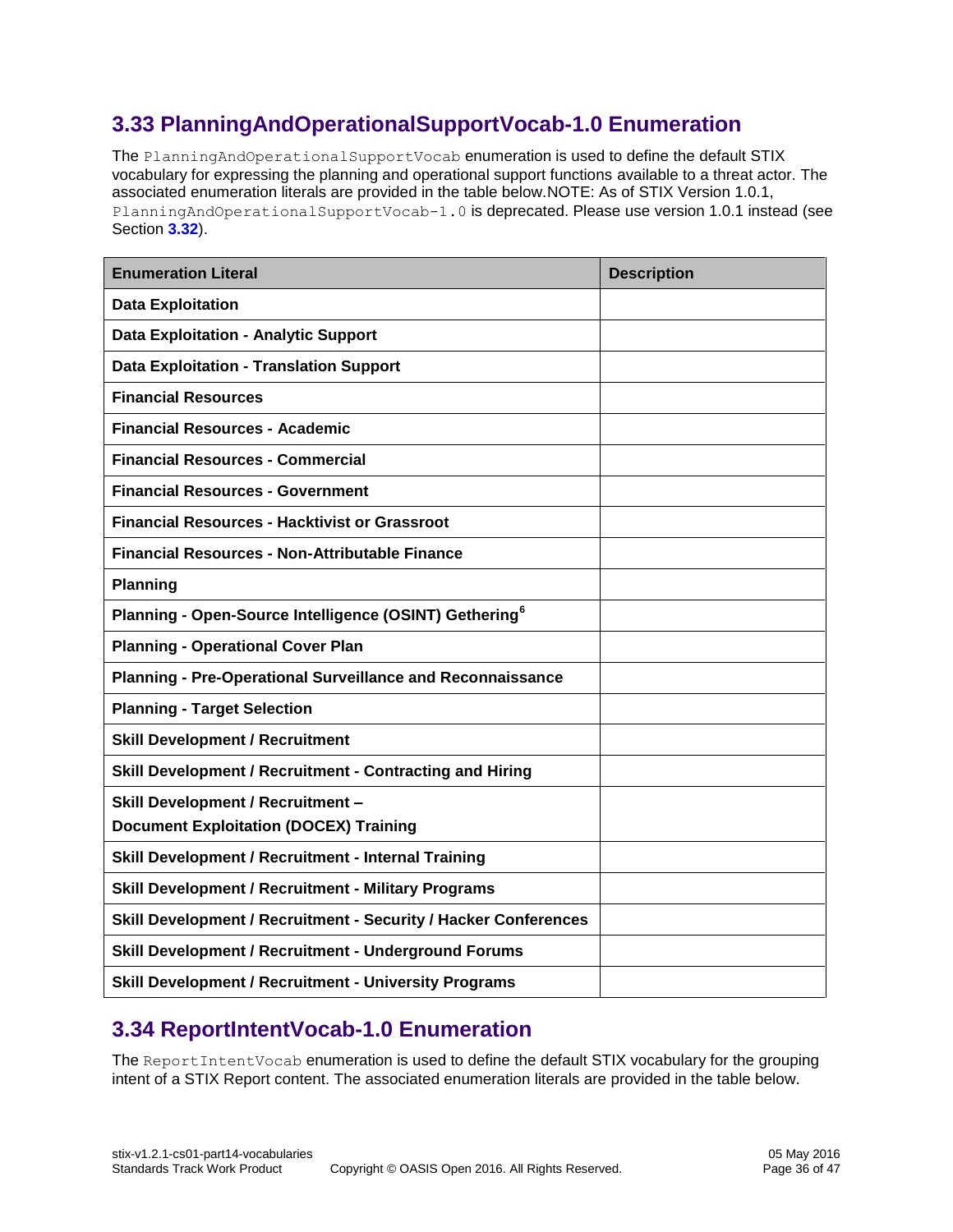## 3.33 PlanningAndOperationalSupportVocab-1.0 Enumeration

The `PlanningAndOperationalSupportVocab` enumeration is used to define the default STIX vocabulary for expressing the planning and operational support functions available to a threat actor. The associated enumeration literals are provided in the table below.NOTE: As of STIX Version 1.0.1, `PlanningAndOperationalSupportVocab-1.0` is deprecated. Please use version 1.0.1 instead (see Section **3.32**).

| Enumeration Literal | Description |
|---|---|
| **Data Exploitation** | |
| **Data Exploitation - Analytic Support** | |
| **Data Exploitation - Translation Support** | |
| **Financial Resources** | |
| **Financial Resources - Academic** | |
| **Financial Resources - Commercial** | |
| **Financial Resources - Government** | |
| **Financial Resources - Hacktivist or Grassroot** | |
| **Financial Resources - Non-Attributable Finance** | |
| **Planning** | |
| **Planning - Open-Source Intelligence (OSINT) Gethering**[6] | |
| **Planning - Operational Cover Plan** | |
| **Planning - Pre-Operational Surveillance and Reconnaissance** | |
| **Planning - Target Selection** | |
| **Skill Development / Recruitment** | |
| **Skill Development / Recruitment - Contracting and Hiring** | |
| **Skill Development / Recruitment – Document Exploitation (DOCEX) Training** | |
| **Skill Development / Recruitment - Internal Training** | |
| **Skill Development / Recruitment - Military Programs** | |
| **Skill Development / Recruitment - Security / Hacker Conferences** | |
| **Skill Development / Recruitment - Underground Forums** | |
| **Skill Development / Recruitment - University Programs** | |

## 3.34 ReportIntentVocab-1.0 Enumeration

The `ReportIntentVocab` enumeration is used to define the default STIX vocabulary for the grouping intent of a STIX Report content. The associated enumeration literals are provided in the table below.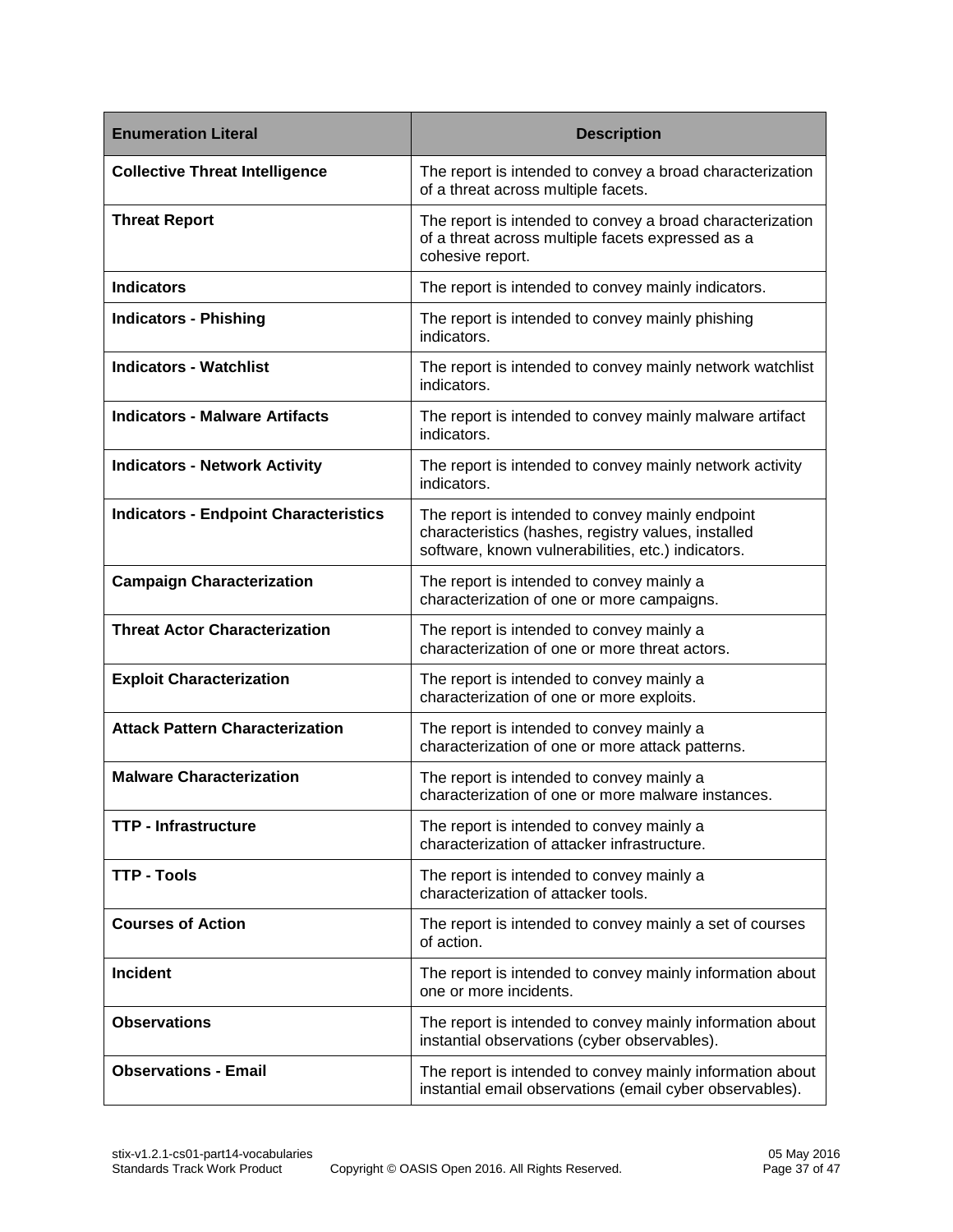| Enumeration Literal | Description |
| --- | --- |
| **Collective Threat Intelligence** | The report is intended to convey a broad characterization of a threat across multiple facets. |
| **Threat Report** | The report is intended to convey a broad characterization of a threat across multiple facets expressed as a cohesive report. |
| **Indicators** | The report is intended to convey mainly indicators. |
| **Indicators - Phishing** | The report is intended to convey mainly phishing indicators. |
| **Indicators - Watchlist** | The report is intended to convey mainly network watchlist indicators. |
| **Indicators - Malware Artifacts** | The report is intended to convey mainly malware artifact indicators. |
| **Indicators - Network Activity** | The report is intended to convey mainly network activity indicators. |
| **Indicators - Endpoint Characteristics** | The report is intended to convey mainly endpoint characteristics (hashes, registry values, installed software, known vulnerabilities, etc.) indicators. |
| **Campaign Characterization** | The report is intended to convey mainly a characterization of one or more campaigns. |
| **Threat Actor Characterization** | The report is intended to convey mainly a characterization of one or more threat actors. |
| **Exploit Characterization** | The report is intended to convey mainly a characterization of one or more exploits. |
| **Attack Pattern Characterization** | The report is intended to convey mainly a characterization of one or more attack patterns. |
| **Malware Characterization** | The report is intended to convey mainly a characterization of one or more malware instances. |
| **TTP - Infrastructure** | The report is intended to convey mainly a characterization of attacker infrastructure. |
| **TTP - Tools** | The report is intended to convey mainly a characterization of attacker tools. |
| **Courses of Action** | The report is intended to convey mainly a set of courses of action. |
| **Incident** | The report is intended to convey mainly information about one or more incidents. |
| **Observations** | The report is intended to convey mainly information about instantial observations (cyber observables). |
| **Observations - Email** | The report is intended to convey mainly information about instantial email observations (email cyber observables). |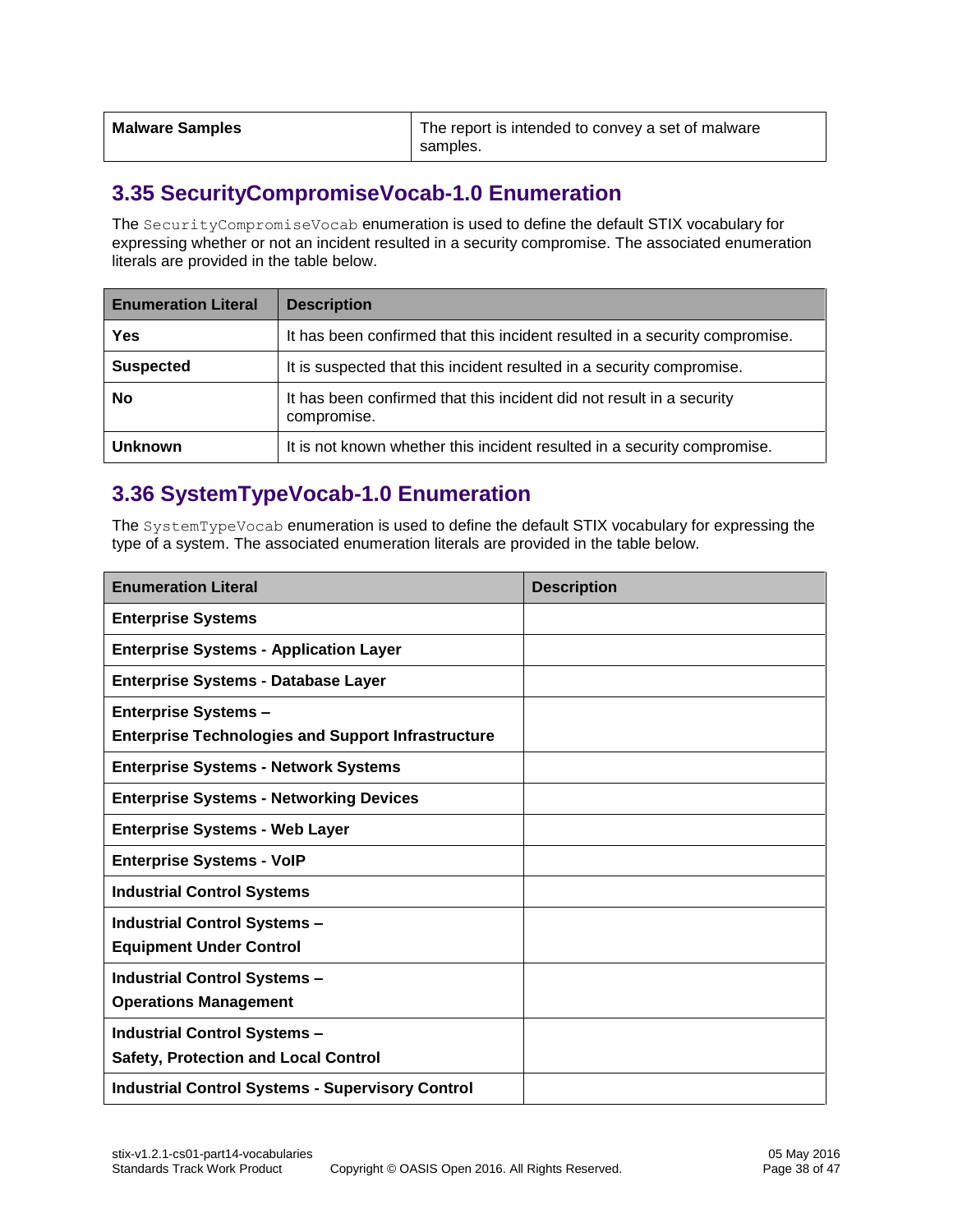| | |
|---|---|
| **Malware Samples** | The report is intended to convey a set of malware samples. |

## 3.35 SecurityCompromiseVocab-1.0 Enumeration

The `SecurityCompromiseVocab` enumeration is used to define the default STIX vocabulary for expressing whether or not an incident resulted in a security compromise. The associated enumeration literals are provided in the table below.

| Enumeration Literal | Description |
|---|---|
| **Yes** | It has been confirmed that this incident resulted in a security compromise. |
| **Suspected** | It is suspected that this incident resulted in a security compromise. |
| **No** | It has been confirmed that this incident did not result in a security compromise. |
| **Unknown** | It is not known whether this incident resulted in a security compromise. |

## 3.36 SystemTypeVocab-1.0 Enumeration

The `SystemTypeVocab` enumeration is used to define the default STIX vocabulary for expressing the type of a system. The associated enumeration literals are provided in the table below.

| Enumeration Literal | Description |
|---|---|
| **Enterprise Systems** | |
| **Enterprise Systems - Application Layer** | |
| **Enterprise Systems - Database Layer** | |
| **Enterprise Systems – Enterprise Technologies and Support Infrastructure** | |
| **Enterprise Systems - Network Systems** | |
| **Enterprise Systems - Networking Devices** | |
| **Enterprise Systems - Web Layer** | |
| **Enterprise Systems - VoIP** | |
| **Industrial Control Systems** | |
| **Industrial Control Systems – Equipment Under Control** | |
| **Industrial Control Systems – Operations Management** | |
| **Industrial Control Systems – Safety, Protection and Local Control** | |
| **Industrial Control Systems - Supervisory Control** | |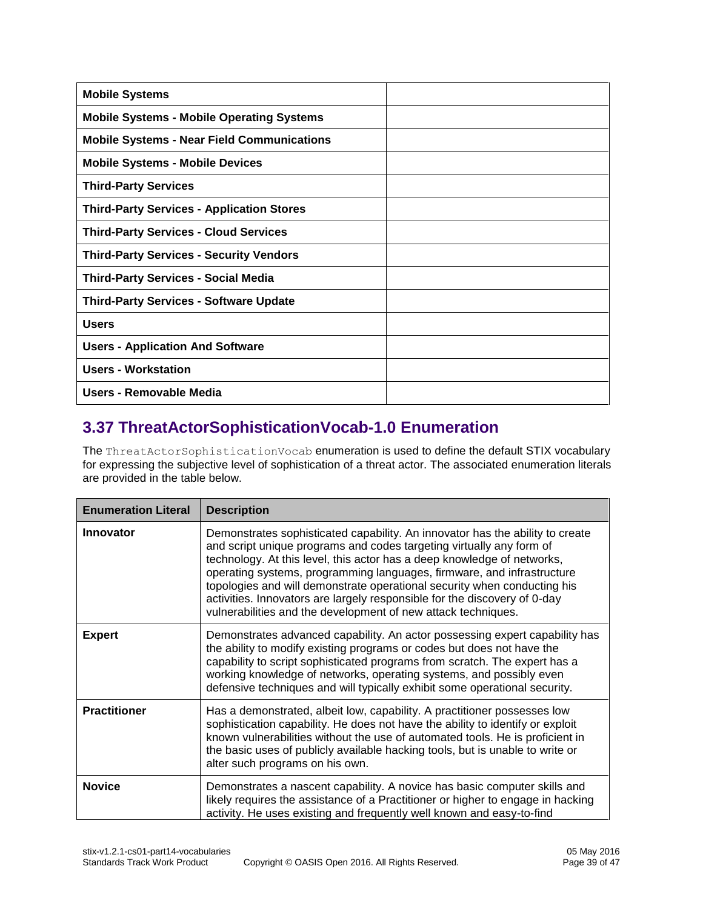| | |
|---|---|
| **Mobile Systems** | |
| **Mobile Systems - Mobile Operating Systems** | |
| **Mobile Systems - Near Field Communications** | |
| **Mobile Systems - Mobile Devices** | |
| **Third-Party Services** | |
| **Third-Party Services - Application Stores** | |
| **Third-Party Services - Cloud Services** | |
| **Third-Party Services - Security Vendors** | |
| **Third-Party Services - Social Media** | |
| **Third-Party Services - Software Update** | |
| **Users** | |
| **Users - Application And Software** | |
| **Users - Workstation** | |
| **Users - Removable Media** | |

## 3.37 ThreatActorSophisticationVocab-1.0 Enumeration

The `ThreatActorSophisticationVocab` enumeration is used to define the default STIX vocabulary for expressing the subjective level of sophistication of a threat actor. The associated enumeration literals are provided in the table below.

| Enumeration Literal | Description |
|---|---|
| **Innovator** | Demonstrates sophisticated capability. An innovator has the ability to create and script unique programs and codes targeting virtually any form of technology. At this level, this actor has a deep knowledge of networks, operating systems, programming languages, firmware, and infrastructure topologies and will demonstrate operational security when conducting his activities. Innovators are largely responsible for the discovery of 0-day vulnerabilities and the development of new attack techniques. |
| **Expert** | Demonstrates advanced capability. An actor possessing expert capability has the ability to modify existing programs or codes but does not have the capability to script sophisticated programs from scratch. The expert has a working knowledge of networks, operating systems, and possibly even defensive techniques and will typically exhibit some operational security. |
| **Practitioner** | Has a demonstrated, albeit low, capability. A practitioner possesses low sophistication capability. He does not have the ability to identify or exploit known vulnerabilities without the use of automated tools. He is proficient in the basic uses of publicly available hacking tools, but is unable to write or alter such programs on his own. |
| **Novice** | Demonstrates a nascent capability. A novice has basic computer skills and likely requires the assistance of a Practitioner or higher to engage in hacking activity. He uses existing and frequently well known and easy-to-find |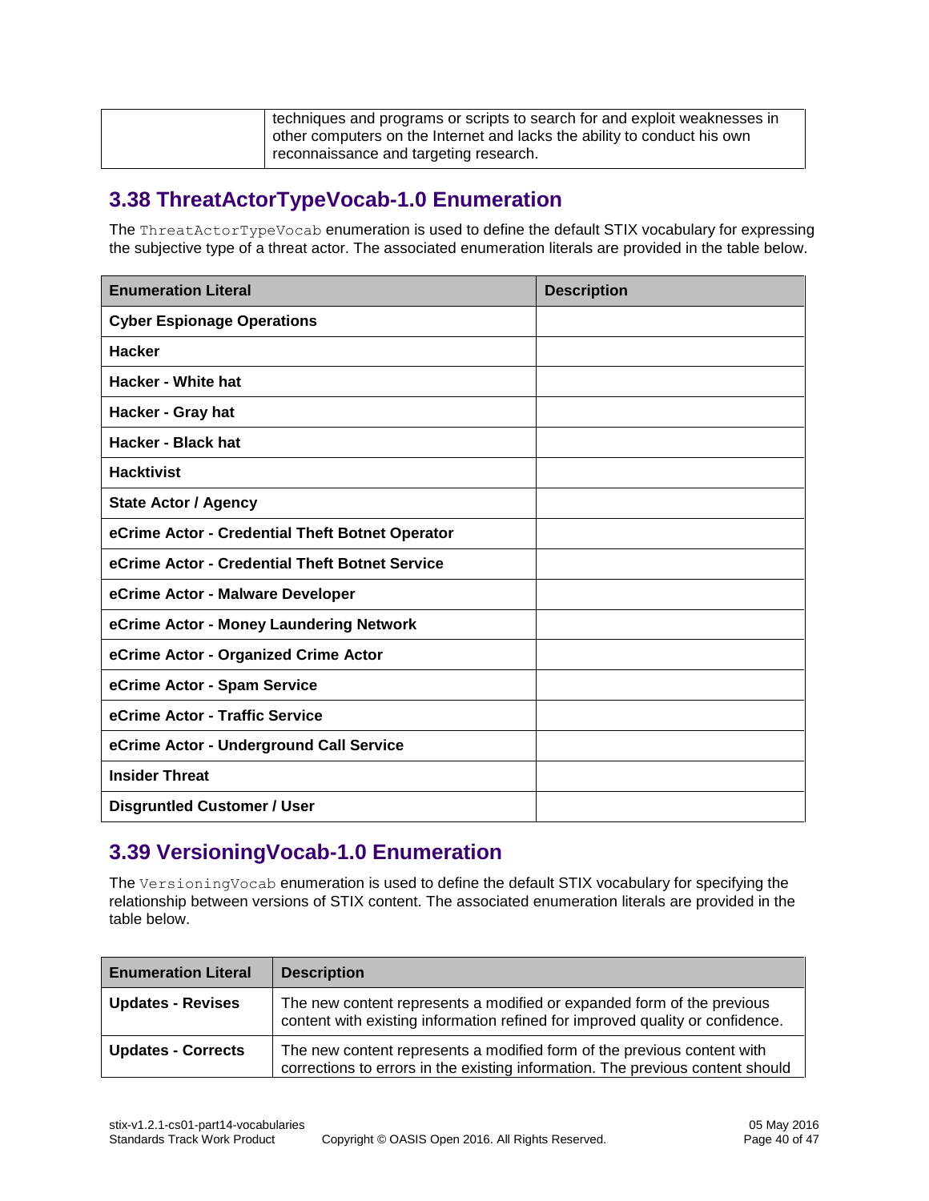| | |
|---|---|
| | techniques and programs or scripts to search for and exploit weaknesses in other computers on the Internet and lacks the ability to conduct his own reconnaissance and targeting research. |

## 3.38 ThreatActorTypeVocab-1.0 Enumeration

The `ThreatActorTypeVocab` enumeration is used to define the default STIX vocabulary for expressing the subjective type of a threat actor. The associated enumeration literals are provided in the table below.

| Enumeration Literal | Description |
|---|---|
| **Cyber Espionage Operations** | |
| **Hacker** | |
| **Hacker - White hat** | |
| **Hacker - Gray hat** | |
| **Hacker - Black hat** | |
| **Hacktivist** | |
| **State Actor / Agency** | |
| **eCrime Actor - Credential Theft Botnet Operator** | |
| **eCrime Actor - Credential Theft Botnet Service** | |
| **eCrime Actor - Malware Developer** | |
| **eCrime Actor - Money Laundering Network** | |
| **eCrime Actor - Organized Crime Actor** | |
| **eCrime Actor - Spam Service** | |
| **eCrime Actor - Traffic Service** | |
| **eCrime Actor - Underground Call Service** | |
| **Insider Threat** | |
| **Disgruntled Customer / User** | |

## 3.39 VersioningVocab-1.0 Enumeration

The `VersioningVocab` enumeration is used to define the default STIX vocabulary for specifying the relationship between versions of STIX content. The associated enumeration literals are provided in the table below.

| Enumeration Literal | Description |
|---|---|
| **Updates - Revises** | The new content represents a modified or expanded form of the previous content with existing information refined for improved quality or confidence. |
| **Updates - Corrects** | The new content represents a modified form of the previous content with corrections to errors in the existing information. The previous content should |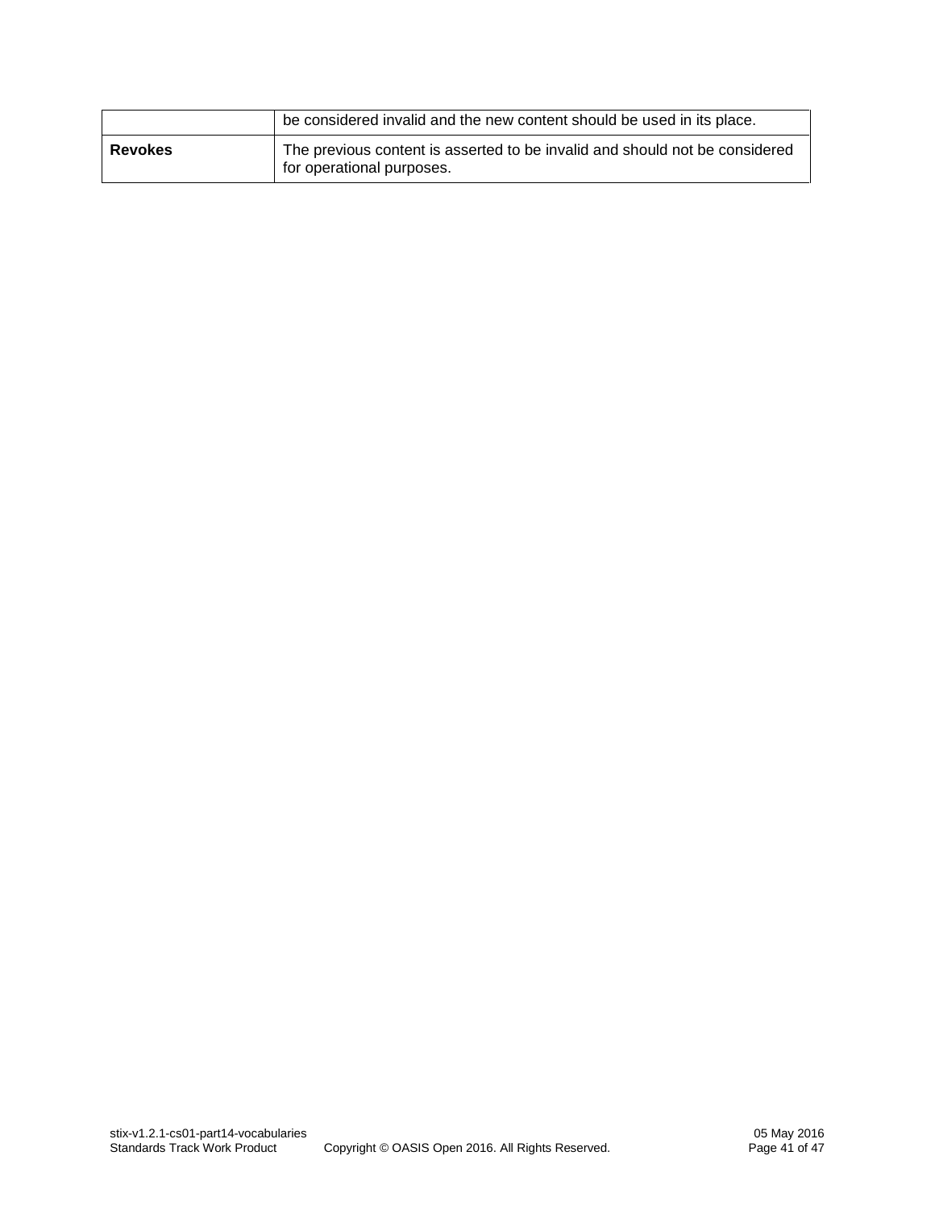| | |
|---|---|
| | be considered invalid and the new content should be used in its place. |
| **Revokes** | The previous content is asserted to be invalid and should not be considered for operational purposes. |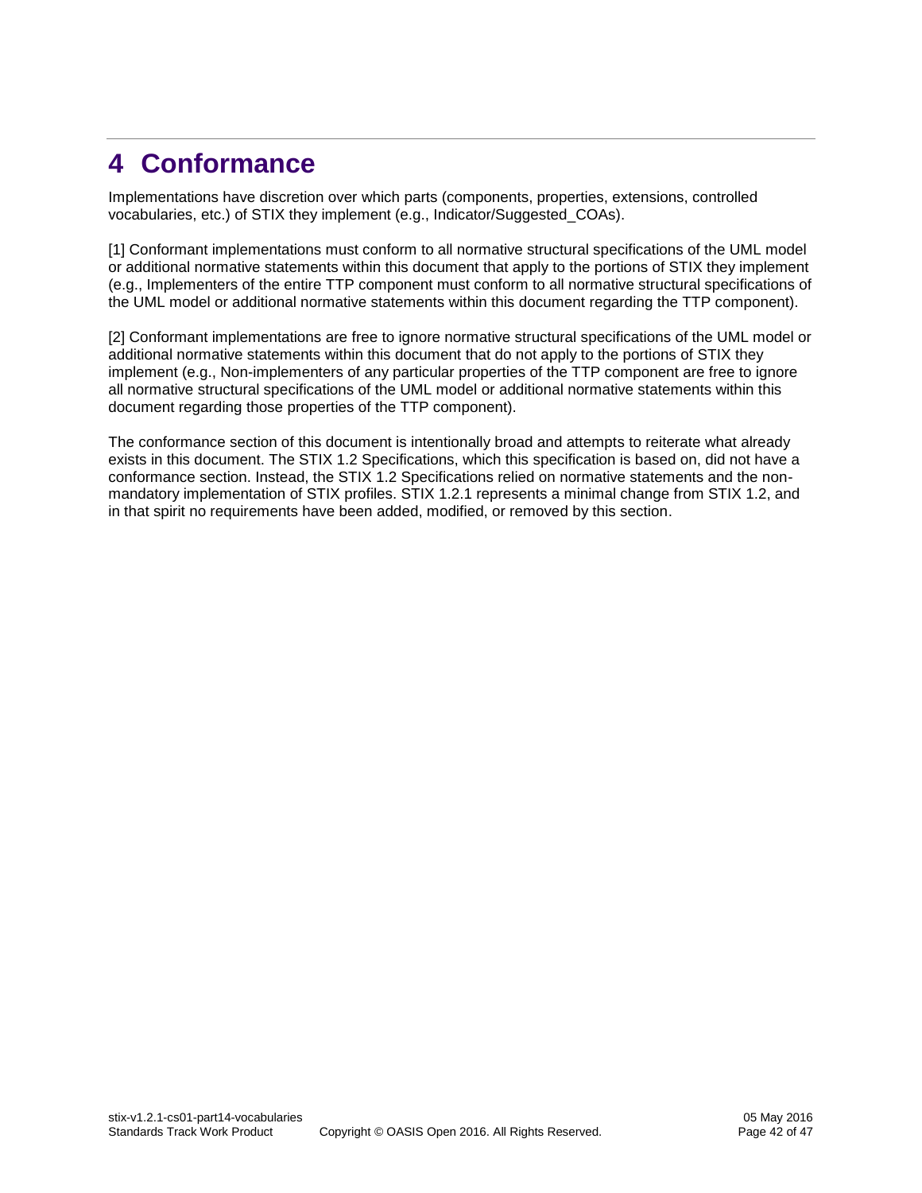# 4 Conformance

Implementations have discretion over which parts (components, properties, extensions, controlled vocabularies, etc.) of STIX they implement (e.g., Indicator/Suggested_COAs).

[1] Conformant implementations must conform to all normative structural specifications of the UML model or additional normative statements within this document that apply to the portions of STIX they implement (e.g., Implementers of the entire TTP component must conform to all normative structural specifications of the UML model or additional normative statements within this document regarding the TTP component).

[2] Conformant implementations are free to ignore normative structural specifications of the UML model or additional normative statements within this document that do not apply to the portions of STIX they implement (e.g., Non-implementers of any particular properties of the TTP component are free to ignore all normative structural specifications of the UML model or additional normative statements within this document regarding those properties of the TTP component).

The conformance section of this document is intentionally broad and attempts to reiterate what already exists in this document. The STIX 1.2 Specifications, which this specification is based on, did not have a conformance section. Instead, the STIX 1.2 Specifications relied on normative statements and the non-mandatory implementation of STIX profiles. STIX 1.2.1 represents a minimal change from STIX 1.2, and in that spirit no requirements have been added, modified, or removed by this section.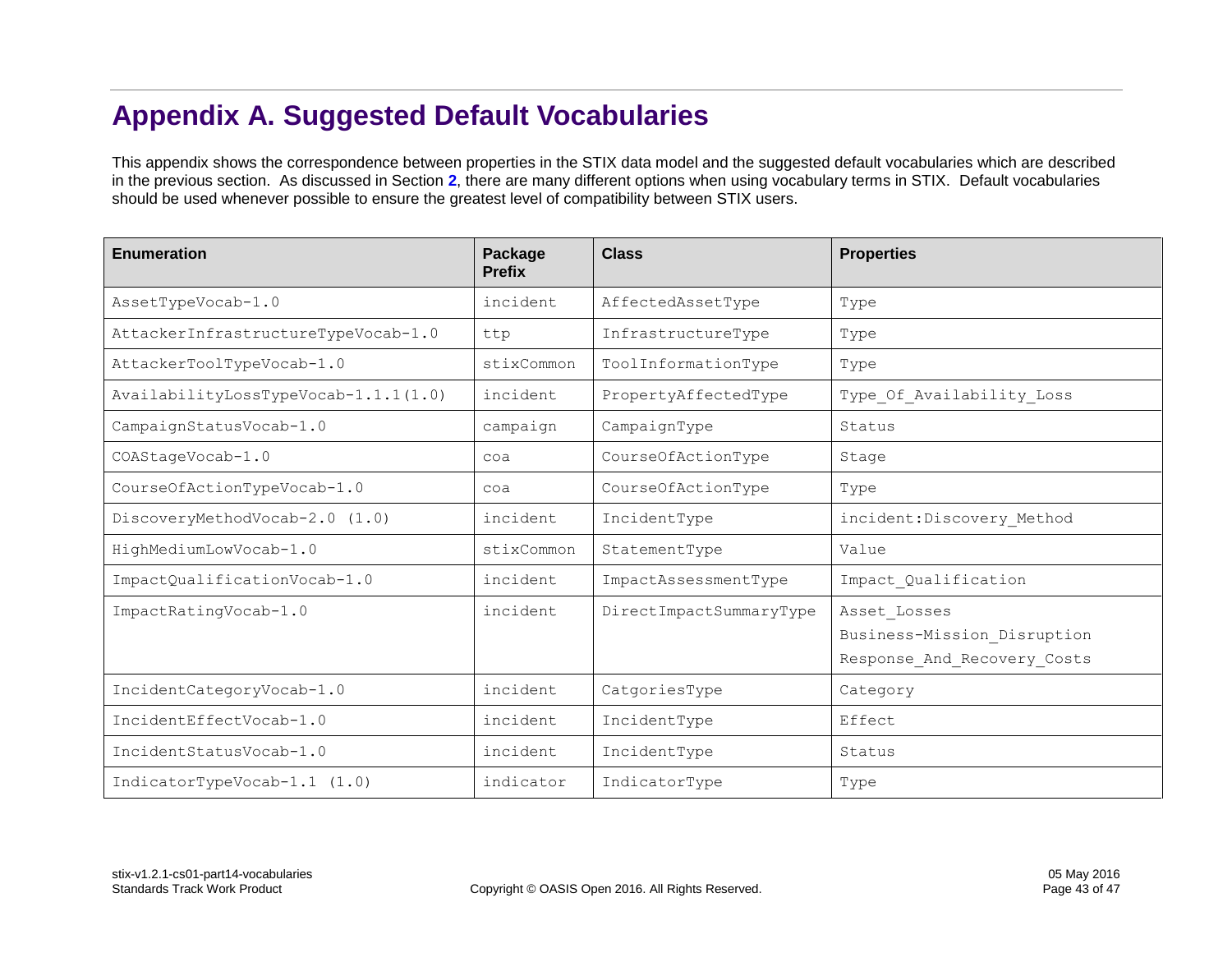# Appendix A. Suggested Default Vocabularies

This appendix shows the correspondence between properties in the STIX data model and the suggested default vocabularies which are described in the previous section. As discussed in Section **2**, there are many different options when using vocabulary terms in STIX. Default vocabularies should be used whenever possible to ensure the greatest level of compatibility between STIX users.

| Enumeration | Package Prefix | Class | Properties |
|---|---|---|---|
| AssetTypeVocab-1.0 | incident | AffectedAssetType | Type |
| AttackerInfrastructureTypeVocab-1.0 | ttp | InfrastructureType | Type |
| AttackerToolTypeVocab-1.0 | stixCommon | ToolInformationType | Type |
| AvailabilityLossTypeVocab-1.1.1(1.0) | incident | PropertyAffectedType | Type_Of_Availability_Loss |
| CampaignStatusVocab-1.0 | campaign | CampaignType | Status |
| COAStageVocab-1.0 | coa | CourseOfActionType | Stage |
| CourseOfActionTypeVocab-1.0 | coa | CourseOfActionType | Type |
| DiscoveryMethodVocab-2.0 (1.0) | incident | IncidentType | incident:Discovery_Method |
| HighMediumLowVocab-1.0 | stixCommon | StatementType | Value |
| ImpactQualificationVocab-1.0 | incident | ImpactAssessmentType | Impact_Qualification |
| ImpactRatingVocab-1.0 | incident | DirectImpactSummaryType | Asset_Losses<br>Business-Mission_Disruption<br>Response_And_Recovery_Costs |
| IncidentCategoryVocab-1.0 | incident | CatgoriesType | Category |
| IncidentEffectVocab-1.0 | incident | IncidentType | Effect |
| IncidentStatusVocab-1.0 | incident | IncidentType | Status |
| IndicatorTypeVocab-1.1 (1.0) | indicator | IndicatorType | Type |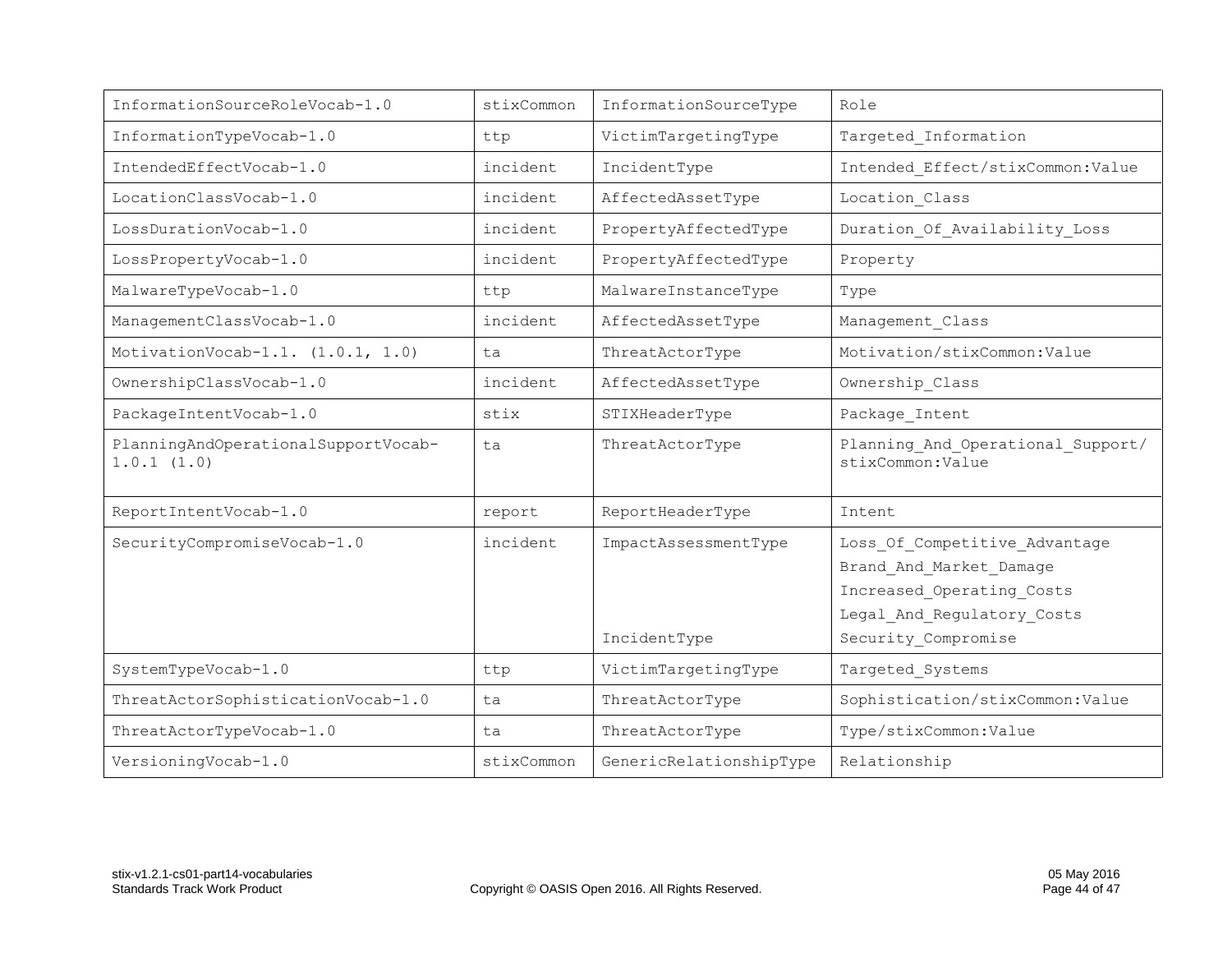| | | | |
|---|---|---|---|
| InformationSourceRoleVocab-1.0 | stixCommon | InformationSourceType | Role |
| InformationTypeVocab-1.0 | ttp | VictimTargetingType | Targeted_Information |
| IntendedEffectVocab-1.0 | incident | IncidentType | Intended_Effect/stixCommon:Value |
| LocationClassVocab-1.0 | incident | AffectedAssetType | Location_Class |
| LossDurationVocab-1.0 | incident | PropertyAffectedType | Duration_Of_Availability_Loss |
| LossPropertyVocab-1.0 | incident | PropertyAffectedType | Property |
| MalwareTypeVocab-1.0 | ttp | MalwareInstanceType | Type |
| ManagementClassVocab-1.0 | incident | AffectedAssetType | Management_Class |
| MotivationVocab-1.1. (1.0.1, 1.0) | ta | ThreatActorType | Motivation/stixCommon:Value |
| OwnershipClassVocab-1.0 | incident | AffectedAssetType | Ownership_Class |
| PackageIntentVocab-1.0 | stix | STIXHeaderType | Package_Intent |
| PlanningAndOperationalSupportVocab-1.0.1 (1.0) | ta | ThreatActorType | Planning_And_Operational_Support/stixCommon:Value |
| ReportIntentVocab-1.0 | report | ReportHeaderType | Intent |
| SecurityCompromiseVocab-1.0 | incident | ImpactAssessmentType<br><br><br><br>IncidentType | Loss_Of_Competitive_Advantage<br>Brand_And_Market_Damage<br>Increased_Operating_Costs<br>Legal_And_Regulatory_Costs<br>Security_Compromise |
| SystemTypeVocab-1.0 | ttp | VictimTargetingType | Targeted_Systems |
| ThreatActorSophisticationVocab-1.0 | ta | ThreatActorType | Sophistication/stixCommon:Value |
| ThreatActorTypeVocab-1.0 | ta | ThreatActorType | Type/stixCommon:Value |
| VersioningVocab-1.0 | stixCommon | GenericRelationshipType | Relationship |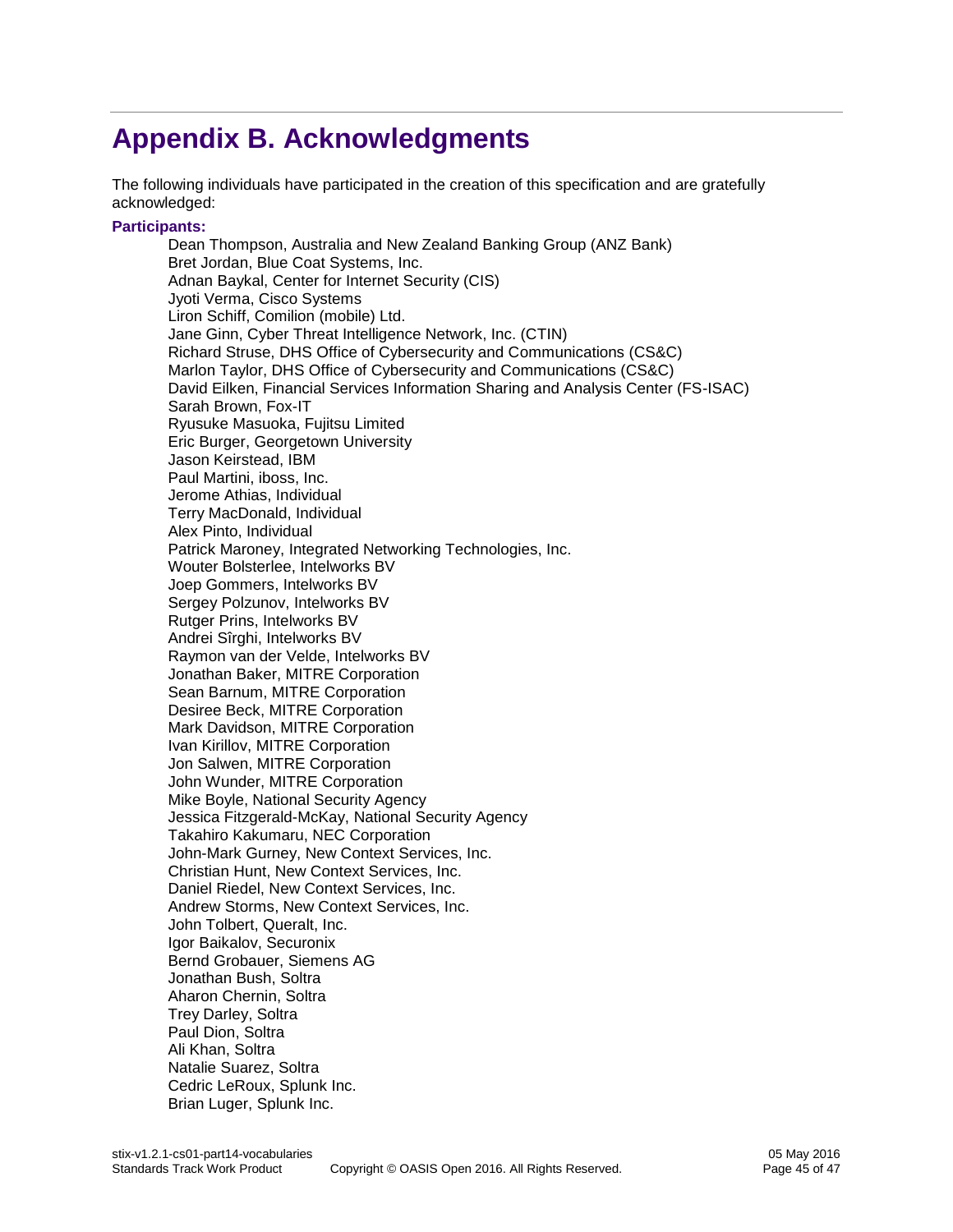# Appendix B. Acknowledgments

The following individuals have participated in the creation of this specification and are gratefully acknowledged:

**Participants:**

Dean Thompson, Australia and New Zealand Banking Group (ANZ Bank)
Bret Jordan, Blue Coat Systems, Inc.
Adnan Baykal, Center for Internet Security (CIS)
Jyoti Verma, Cisco Systems
Liron Schiff, Comilion (mobile) Ltd.
Jane Ginn, Cyber Threat Intelligence Network, Inc. (CTIN)
Richard Struse, DHS Office of Cybersecurity and Communications (CS&C)
Marlon Taylor, DHS Office of Cybersecurity and Communications (CS&C)
David Eilken, Financial Services Information Sharing and Analysis Center (FS-ISAC)
Sarah Brown, Fox-IT
Ryusuke Masuoka, Fujitsu Limited
Eric Burger, Georgetown University
Jason Keirstead, IBM
Paul Martini, iboss, Inc.
Jerome Athias, Individual
Terry MacDonald, Individual
Alex Pinto, Individual
Patrick Maroney, Integrated Networking Technologies, Inc.
Wouter Bolsterlee, Intelworks BV
Joep Gommers, Intelworks BV
Sergey Polzunov, Intelworks BV
Rutger Prins, Intelworks BV
Andrei Sîrghi, Intelworks BV
Raymon van der Velde, Intelworks BV
Jonathan Baker, MITRE Corporation
Sean Barnum, MITRE Corporation
Desiree Beck, MITRE Corporation
Mark Davidson, MITRE Corporation
Ivan Kirillov, MITRE Corporation
Jon Salwen, MITRE Corporation
John Wunder, MITRE Corporation
Mike Boyle, National Security Agency
Jessica Fitzgerald-McKay, National Security Agency
Takahiro Kakumaru, NEC Corporation
John-Mark Gurney, New Context Services, Inc.
Christian Hunt, New Context Services, Inc.
Daniel Riedel, New Context Services, Inc.
Andrew Storms, New Context Services, Inc.
John Tolbert, Queralt, Inc.
Igor Baikalov, Securonix
Bernd Grobauer, Siemens AG
Jonathan Bush, Soltra
Aharon Chernin, Soltra
Trey Darley, Soltra
Paul Dion, Soltra
Ali Khan, Soltra
Natalie Suarez, Soltra
Cedric LeRoux, Splunk Inc.
Brian Luger, Splunk Inc.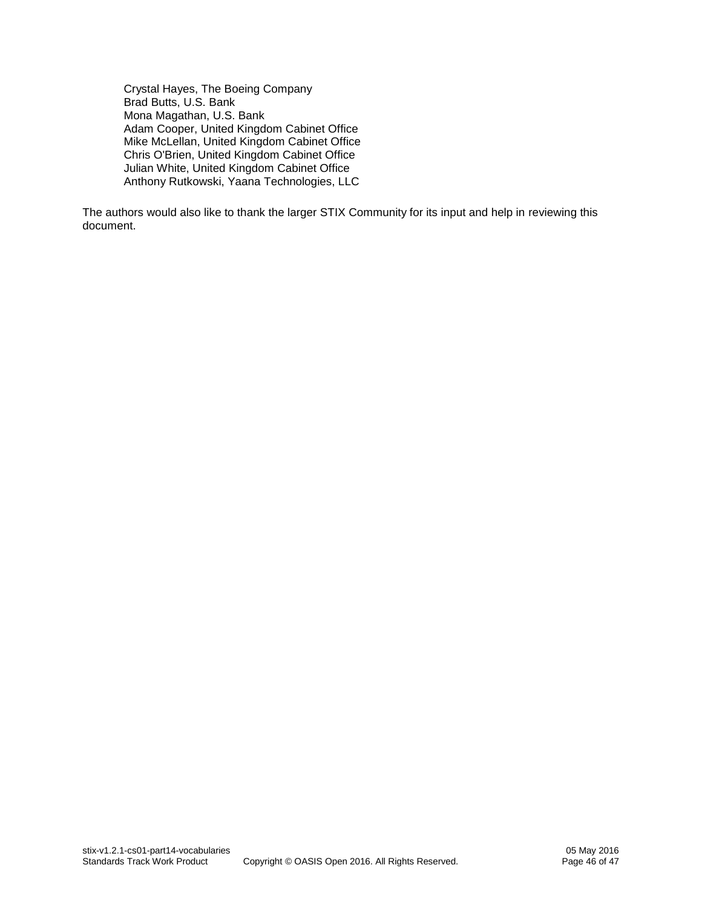Crystal Hayes, The Boeing Company
Brad Butts, U.S. Bank
Mona Magathan, U.S. Bank
Adam Cooper, United Kingdom Cabinet Office
Mike McLellan, United Kingdom Cabinet Office
Chris O'Brien, United Kingdom Cabinet Office
Julian White, United Kingdom Cabinet Office
Anthony Rutkowski, Yaana Technologies, LLC

The authors would also like to thank the larger STIX Community for its input and help in reviewing this document.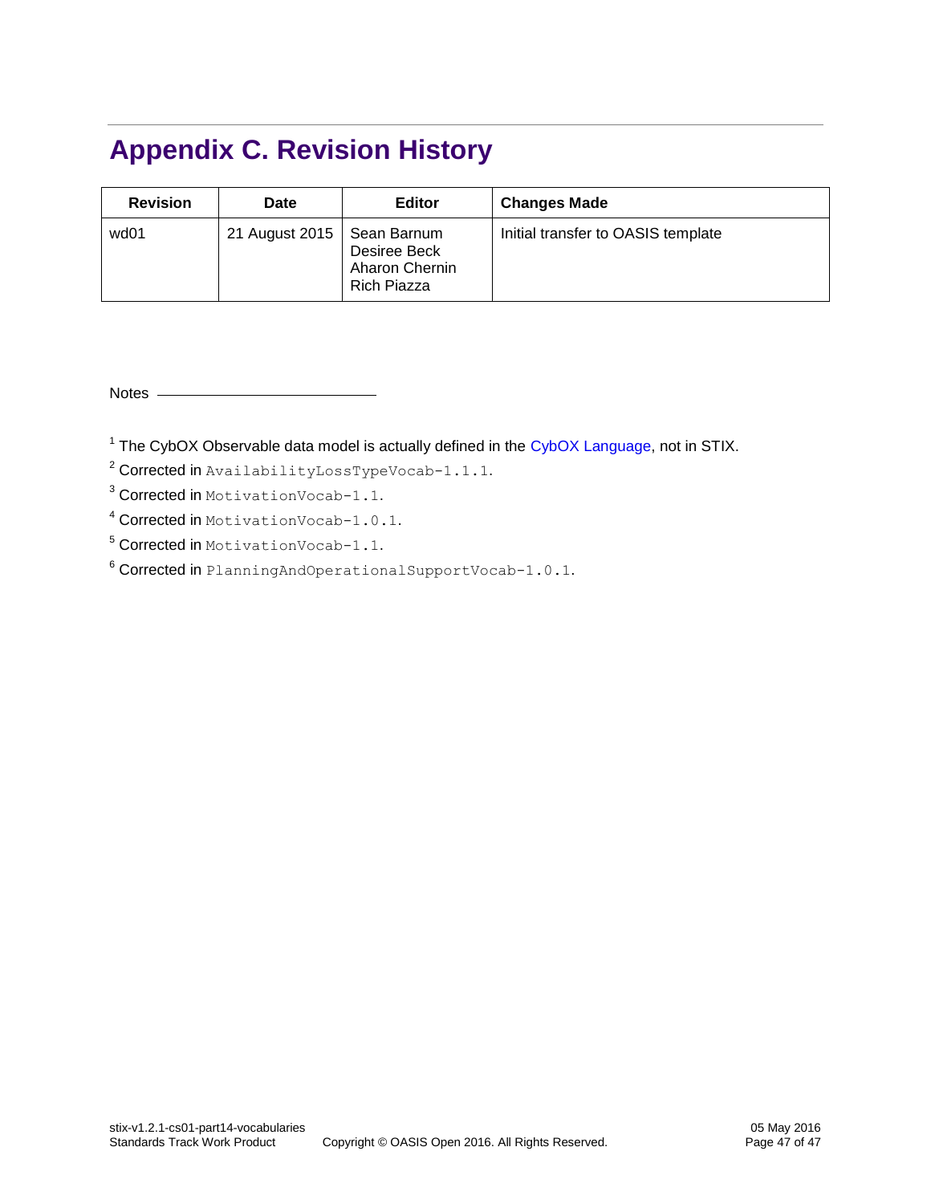# Appendix C. Revision History

| Revision | Date | Editor | Changes Made |
| --- | --- | --- | --- |
| wd01 | 21 August 2015 | Sean Barnum<br>Desiree Beck<br>Aharon Chernin<br>Rich Piazza | Initial transfer to OASIS template |

Notes

[1] The CybOX Observable data model is actually defined in the CybOX Language, not in STIX.

[2] Corrected in `AvailabilityLossTypeVocab-1.1.1`.

[3] Corrected in `MotivationVocab-1.1`.

[4] Corrected in `MotivationVocab-1.0.1`.

[5] Corrected in `MotivationVocab-1.1`.

[6] Corrected in `PlanningAndOperationalSupportVocab-1.0.1`.